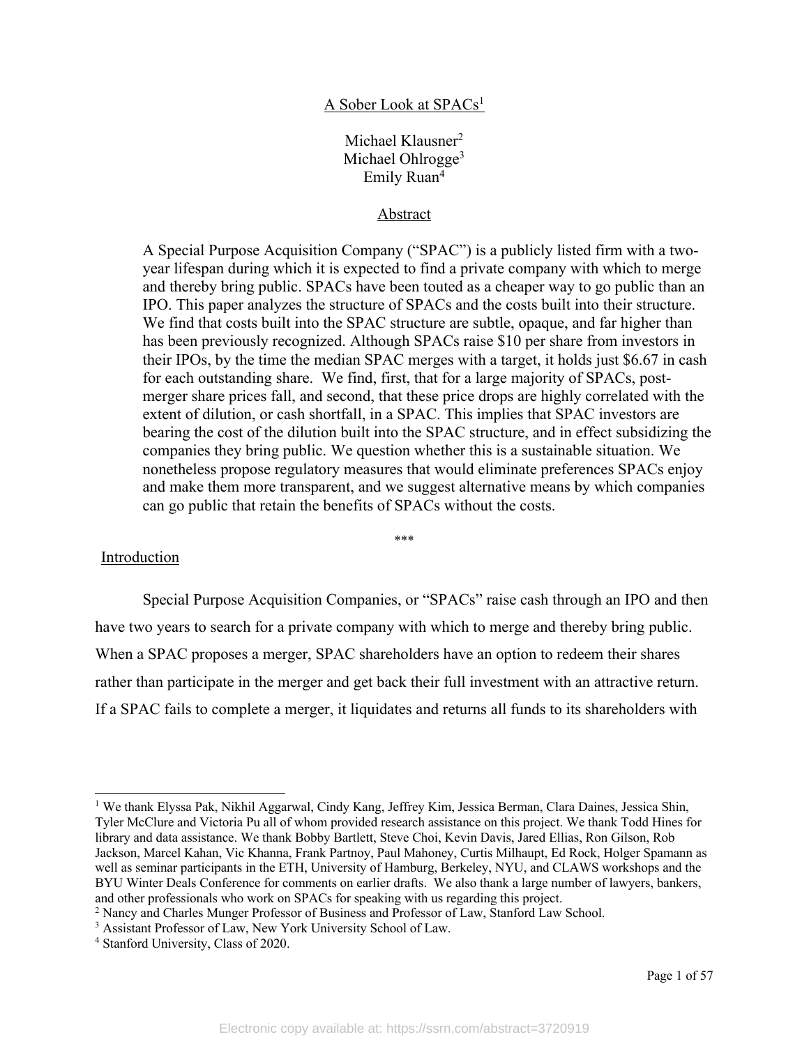# A Sober Look at SPACs[1]

Michael Klausner[2]
Michael Ohlrogge[3]
Emily Ruan[4]

## Abstract

A Special Purpose Acquisition Company ("SPAC") is a publicly listed firm with a two-year lifespan during which it is expected to find a private company with which to merge and thereby bring public. SPACs have been touted as a cheaper way to go public than an IPO. This paper analyzes the structure of SPACs and the costs built into their structure. We find that costs built into the SPAC structure are subtle, opaque, and far higher than has been previously recognized. Although SPACs raise $10 per share from investors in their IPOs, by the time the median SPAC merges with a target, it holds just $6.67 in cash for each outstanding share. We find, first, that for a large majority of SPACs, post-merger share prices fall, and second, that these price drops are highly correlated with the extent of dilution, or cash shortfall, in a SPAC. This implies that SPAC investors are bearing the cost of the dilution built into the SPAC structure, and in effect subsidizing the companies they bring public. We question whether this is a sustainable situation. We nonetheless propose regulatory measures that would eliminate preferences SPACs enjoy and make them more transparent, and we suggest alternative means by which companies can go public that retain the benefits of SPACs without the costs.

\*\*\*

## Introduction

Special Purpose Acquisition Companies, or "SPACs" raise cash through an IPO and then have two years to search for a private company with which to merge and thereby bring public. When a SPAC proposes a merger, SPAC shareholders have an option to redeem their shares rather than participate in the merger and get back their full investment with an attractive return. If a SPAC fails to complete a merger, it liquidates and returns all funds to its shareholders with

---

[1] We thank Elyssa Pak, Nikhil Aggarwal, Cindy Kang, Jeffrey Kim, Jessica Berman, Clara Daines, Jessica Shin, Tyler McClure and Victoria Pu all of whom provided research assistance on this project. We thank Todd Hines for library and data assistance. We thank Bobby Bartlett, Steve Choi, Kevin Davis, Jared Ellias, Ron Gilson, Rob Jackson, Marcel Kahan, Vic Khanna, Frank Partnoy, Paul Mahoney, Curtis Milhaupt, Ed Rock, Holger Spamann as well as seminar participants in the ETH, University of Hamburg, Berkeley, NYU, and CLAWS workshops and the BYU Winter Deals Conference for comments on earlier drafts. We also thank a large number of lawyers, bankers, and other professionals who work on SPACs for speaking with us regarding this project.

[2] Nancy and Charles Munger Professor of Business and Professor of Law, Stanford Law School.

[3] Assistant Professor of Law, New York University School of Law.

[4] Stanford University, Class of 2020.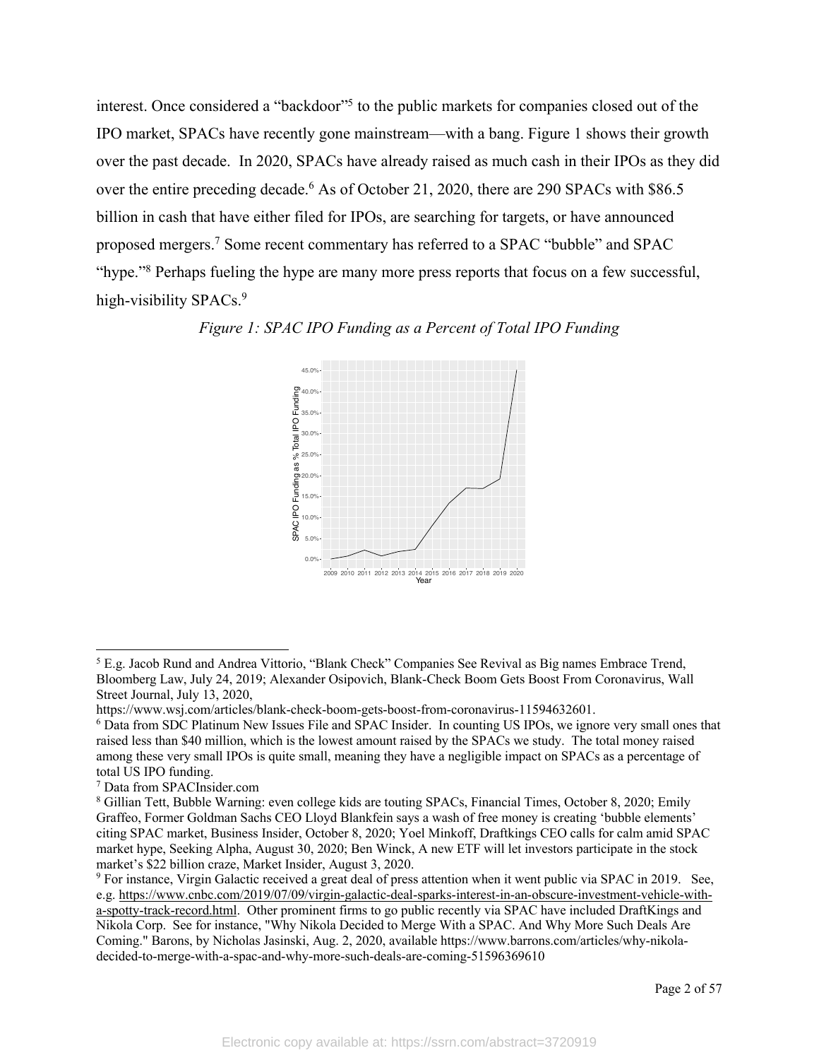interest. Once considered a "backdoor"[5] to the public markets for companies closed out of the IPO market, SPACs have recently gone mainstream—with a bang. Figure 1 shows their growth over the past decade. In 2020, SPACs have already raised as much cash in their IPOs as they did over the entire preceding decade.[6] As of October 21, 2020, there are 290 SPACs with $86.5 billion in cash that have either filed for IPOs, are searching for targets, or have announced proposed mergers.[7] Some recent commentary has referred to a SPAC "bubble" and SPAC "hype."[8] Perhaps fueling the hype are many more press reports that focus on a few successful, high-visibility SPACs.[9]

*Figure 1: SPAC IPO Funding as a Percent of Total IPO Funding*

---

[5] E.g. Jacob Rund and Andrea Vittorio, "Blank Check" Companies See Revival as Big names Embrace Trend, Bloomberg Law, July 24, 2019; Alexander Osipovich, Blank-Check Boom Gets Boost From Coronavirus, Wall Street Journal, July 13, 2020, https://www.wsj.com/articles/blank-check-boom-gets-boost-from-coronavirus-11594632601.

[6] Data from SDC Platinum New Issues File and SPAC Insider. In counting US IPOs, we ignore very small ones that raised less than $40 million, which is the lowest amount raised by the SPACs we study. The total money raised among these very small IPOs is quite small, meaning they have a negligible impact on SPACs as a percentage of total US IPO funding.

[7] Data from SPACInsider.com

[8] Gillian Tett, Bubble Warning: even college kids are touting SPACs, Financial Times, October 8, 2020; Emily Graffeo, Former Goldman Sachs CEO Lloyd Blankfein says a wash of free money is creating 'bubble elements' citing SPAC market, Business Insider, October 8, 2020; Yoel Minkoff, Draftkings CEO calls for calm amid SPAC market hype, Seeking Alpha, August 30, 2020; Ben Winck, A new ETF will let investors participate in the stock market's $22 billion craze, Market Insider, August 3, 2020.

[9] For instance, Virgin Galactic received a great deal of press attention when it went public via SPAC in 2019. See, e.g. https://www.cnbc.com/2019/07/09/virgin-galactic-deal-sparks-interest-in-an-obscure-investment-vehicle-with-a-spotty-track-record.html. Other prominent firms to go public recently via SPAC have included DraftKings and Nikola Corp. See for instance, "Why Nikola Decided to Merge With a SPAC. And Why More Such Deals Are Coming." Barons, by Nicholas Jasinski, Aug. 2, 2020, available https://www.barrons.com/articles/why-nikola-decided-to-merge-with-a-spac-and-why-more-such-deals-are-coming-51596369610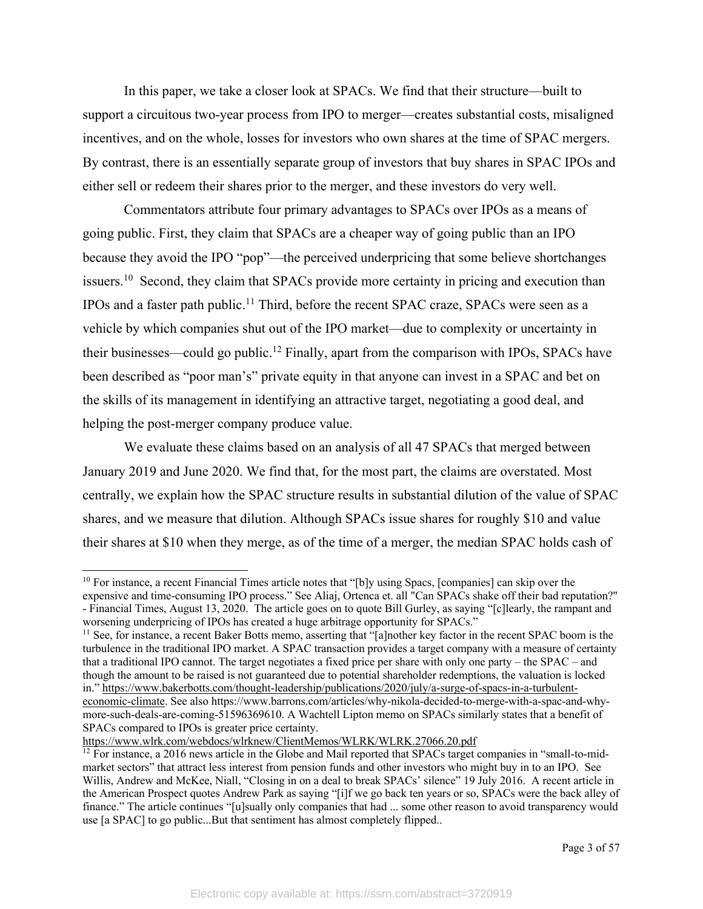In this paper, we take a closer look at SPACs. We find that their structure—built to support a circuitous two-year process from IPO to merger—creates substantial costs, misaligned incentives, and on the whole, losses for investors who own shares at the time of SPAC mergers. By contrast, there is an essentially separate group of investors that buy shares in SPAC IPOs and either sell or redeem their shares prior to the merger, and these investors do very well.

Commentators attribute four primary advantages to SPACs over IPOs as a means of going public. First, they claim that SPACs are a cheaper way of going public than an IPO because they avoid the IPO "pop"—the perceived underpricing that some believe shortchanges issuers.[10] Second, they claim that SPACs provide more certainty in pricing and execution than IPOs and a faster path public.[11] Third, before the recent SPAC craze, SPACs were seen as a vehicle by which companies shut out of the IPO market—due to complexity or uncertainty in their businesses—could go public.[12] Finally, apart from the comparison with IPOs, SPACs have been described as "poor man's" private equity in that anyone can invest in a SPAC and bet on the skills of its management in identifying an attractive target, negotiating a good deal, and helping the post-merger company produce value.

We evaluate these claims based on an analysis of all 47 SPACs that merged between January 2019 and June 2020. We find that, for the most part, the claims are overstated. Most centrally, we explain how the SPAC structure results in substantial dilution of the value of SPAC shares, and we measure that dilution. Although SPACs issue shares for roughly $10 and value their shares at $10 when they merge, as of the time of a merger, the median SPAC holds cash of

---

[10] For instance, a recent Financial Times article notes that "[b]y using Spacs, [companies] can skip over the expensive and time-consuming IPO process." See Aliaj, Ortenca et. all "Can SPACs shake off their bad reputation?" - Financial Times, August 13, 2020. The article goes on to quote Bill Gurley, as saying "[c]learly, the rampant and worsening underpricing of IPOs has created a huge arbitrage opportunity for SPACs."

[11] See, for instance, a recent Baker Botts memo, asserting that "[a]nother key factor in the recent SPAC boom is the turbulence in the traditional IPO market. A SPAC transaction provides a target company with a measure of certainty that a traditional IPO cannot. The target negotiates a fixed price per share with only one party – the SPAC – and though the amount to be raised is not guaranteed due to potential shareholder redemptions, the valuation is locked in." https://www.bakerbotts.com/thought-leadership/publications/2020/july/a-surge-of-spacs-in-a-turbulent-economic-climate. See also https://www.barrons.com/articles/why-nikola-decided-to-merge-with-a-spac-and-why-more-such-deals-are-coming-51596369610. A Wachtell Lipton memo on SPACs similarly states that a benefit of SPACs compared to IPOs is greater price certainty. https://www.wlrk.com/webdocs/wlrknew/ClientMemos/WLRK/WLRK.27066.20.pdf

[12] For instance, a 2016 news article in the Globe and Mail reported that SPACs target companies in "small-to-mid-market sectors" that attract less interest from pension funds and other investors who might buy in to an IPO. See Willis, Andrew and McKee, Niall, "Closing in on a deal to break SPACs' silence" 19 July 2016. A recent article in the American Prospect quotes Andrew Park as saying "[i]f we go back ten years or so, SPACs were the back alley of finance." The article continues "[u]sually only companies that had ... some other reason to avoid transparency would use [a SPAC] to go public...But that sentiment has almost completely flipped..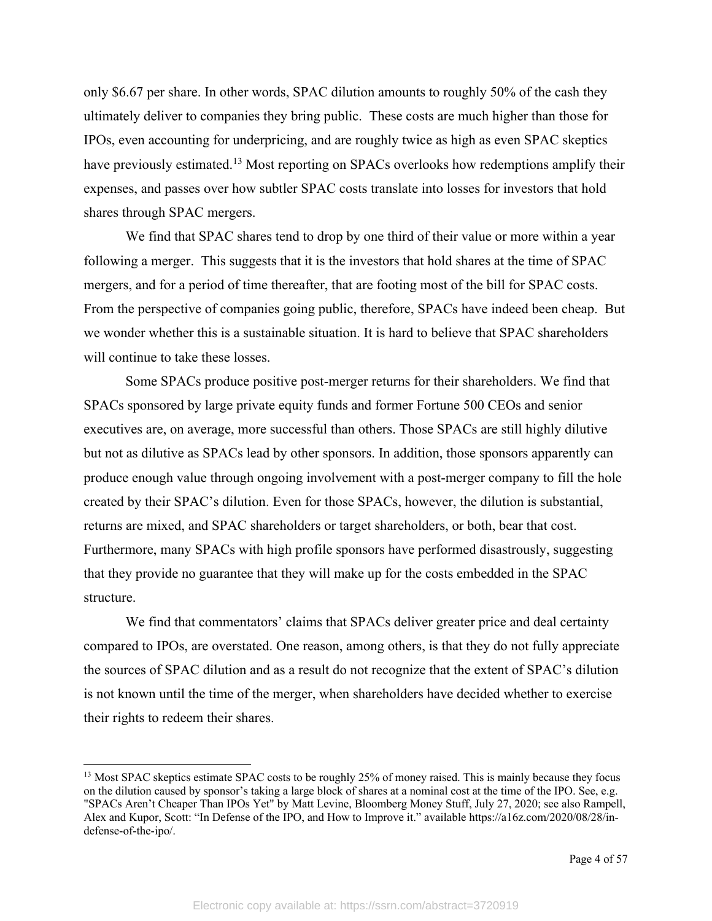only $6.67 per share. In other words, SPAC dilution amounts to roughly 50% of the cash they ultimately deliver to companies they bring public. These costs are much higher than those for IPOs, even accounting for underpricing, and are roughly twice as high as even SPAC skeptics have previously estimated.[13] Most reporting on SPACs overlooks how redemptions amplify their expenses, and passes over how subtler SPAC costs translate into losses for investors that hold shares through SPAC mergers.

We find that SPAC shares tend to drop by one third of their value or more within a year following a merger. This suggests that it is the investors that hold shares at the time of SPAC mergers, and for a period of time thereafter, that are footing most of the bill for SPAC costs. From the perspective of companies going public, therefore, SPACs have indeed been cheap. But we wonder whether this is a sustainable situation. It is hard to believe that SPAC shareholders will continue to take these losses.

Some SPACs produce positive post-merger returns for their shareholders. We find that SPACs sponsored by large private equity funds and former Fortune 500 CEOs and senior executives are, on average, more successful than others. Those SPACs are still highly dilutive but not as dilutive as SPACs lead by other sponsors. In addition, those sponsors apparently can produce enough value through ongoing involvement with a post-merger company to fill the hole created by their SPAC's dilution. Even for those SPACs, however, the dilution is substantial, returns are mixed, and SPAC shareholders or target shareholders, or both, bear that cost. Furthermore, many SPACs with high profile sponsors have performed disastrously, suggesting that they provide no guarantee that they will make up for the costs embedded in the SPAC structure.

We find that commentators' claims that SPACs deliver greater price and deal certainty compared to IPOs, are overstated. One reason, among others, is that they do not fully appreciate the sources of SPAC dilution and as a result do not recognize that the extent of SPAC's dilution is not known until the time of the merger, when shareholders have decided whether to exercise their rights to redeem their shares.

---

[13] Most SPAC skeptics estimate SPAC costs to be roughly 25% of money raised. This is mainly because they focus on the dilution caused by sponsor's taking a large block of shares at a nominal cost at the time of the IPO. See, e.g. "SPACs Aren't Cheaper Than IPOs Yet" by Matt Levine, Bloomberg Money Stuff, July 27, 2020; see also Rampell, Alex and Kupor, Scott: "In Defense of the IPO, and How to Improve it." available https://a16z.com/2020/08/28/in-defense-of-the-ipo/.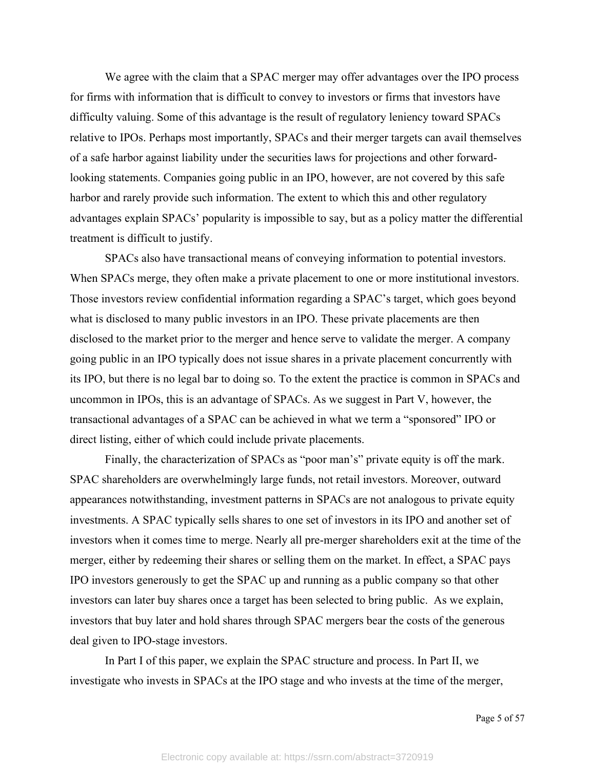We agree with the claim that a SPAC merger may offer advantages over the IPO process for firms with information that is difficult to convey to investors or firms that investors have difficulty valuing. Some of this advantage is the result of regulatory leniency toward SPACs relative to IPOs. Perhaps most importantly, SPACs and their merger targets can avail themselves of a safe harbor against liability under the securities laws for projections and other forward-looking statements. Companies going public in an IPO, however, are not covered by this safe harbor and rarely provide such information. The extent to which this and other regulatory advantages explain SPACs' popularity is impossible to say, but as a policy matter the differential treatment is difficult to justify.

SPACs also have transactional means of conveying information to potential investors. When SPACs merge, they often make a private placement to one or more institutional investors. Those investors review confidential information regarding a SPAC's target, which goes beyond what is disclosed to many public investors in an IPO. These private placements are then disclosed to the market prior to the merger and hence serve to validate the merger. A company going public in an IPO typically does not issue shares in a private placement concurrently with its IPO, but there is no legal bar to doing so. To the extent the practice is common in SPACs and uncommon in IPOs, this is an advantage of SPACs. As we suggest in Part V, however, the transactional advantages of a SPAC can be achieved in what we term a "sponsored" IPO or direct listing, either of which could include private placements.

Finally, the characterization of SPACs as "poor man's" private equity is off the mark. SPAC shareholders are overwhelmingly large funds, not retail investors. Moreover, outward appearances notwithstanding, investment patterns in SPACs are not analogous to private equity investments. A SPAC typically sells shares to one set of investors in its IPO and another set of investors when it comes time to merge. Nearly all pre-merger shareholders exit at the time of the merger, either by redeeming their shares or selling them on the market. In effect, a SPAC pays IPO investors generously to get the SPAC up and running as a public company so that other investors can later buy shares once a target has been selected to bring public. As we explain, investors that buy later and hold shares through SPAC mergers bear the costs of the generous deal given to IPO-stage investors.

In Part I of this paper, we explain the SPAC structure and process. In Part II, we investigate who invests in SPACs at the IPO stage and who invests at the time of the merger,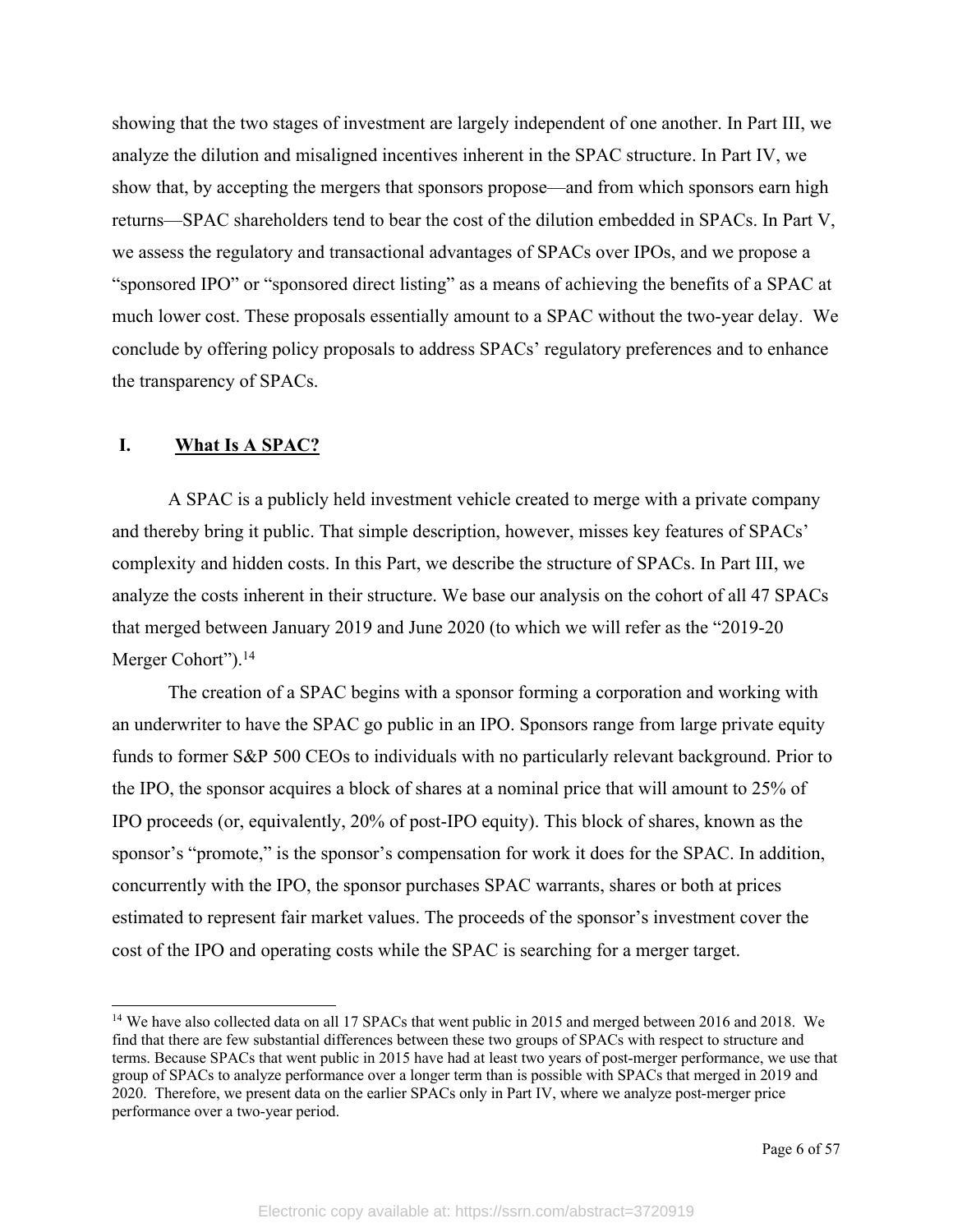showing that the two stages of investment are largely independent of one another. In Part III, we analyze the dilution and misaligned incentives inherent in the SPAC structure. In Part IV, we show that, by accepting the mergers that sponsors propose—and from which sponsors earn high returns—SPAC shareholders tend to bear the cost of the dilution embedded in SPACs. In Part V, we assess the regulatory and transactional advantages of SPACs over IPOs, and we propose a "sponsored IPO" or "sponsored direct listing" as a means of achieving the benefits of a SPAC at much lower cost. These proposals essentially amount to a SPAC without the two-year delay. We conclude by offering policy proposals to address SPACs' regulatory preferences and to enhance the transparency of SPACs.

## I. What Is A SPAC?

A SPAC is a publicly held investment vehicle created to merge with a private company and thereby bring it public. That simple description, however, misses key features of SPACs' complexity and hidden costs. In this Part, we describe the structure of SPACs. In Part III, we analyze the costs inherent in their structure. We base our analysis on the cohort of all 47 SPACs that merged between January 2019 and June 2020 (to which we will refer as the "2019-20 Merger Cohort").[14]

The creation of a SPAC begins with a sponsor forming a corporation and working with an underwriter to have the SPAC go public in an IPO. Sponsors range from large private equity funds to former S&P 500 CEOs to individuals with no particularly relevant background. Prior to the IPO, the sponsor acquires a block of shares at a nominal price that will amount to 25% of IPO proceeds (or, equivalently, 20% of post-IPO equity). This block of shares, known as the sponsor's "promote," is the sponsor's compensation for work it does for the SPAC. In addition, concurrently with the IPO, the sponsor purchases SPAC warrants, shares or both at prices estimated to represent fair market values. The proceeds of the sponsor's investment cover the cost of the IPO and operating costs while the SPAC is searching for a merger target.

---

[14] We have also collected data on all 17 SPACs that went public in 2015 and merged between 2016 and 2018. We find that there are few substantial differences between these two groups of SPACs with respect to structure and terms. Because SPACs that went public in 2015 have had at least two years of post-merger performance, we use that group of SPACs to analyze performance over a longer term than is possible with SPACs that merged in 2019 and 2020. Therefore, we present data on the earlier SPACs only in Part IV, where we analyze post-merger price performance over a two-year period.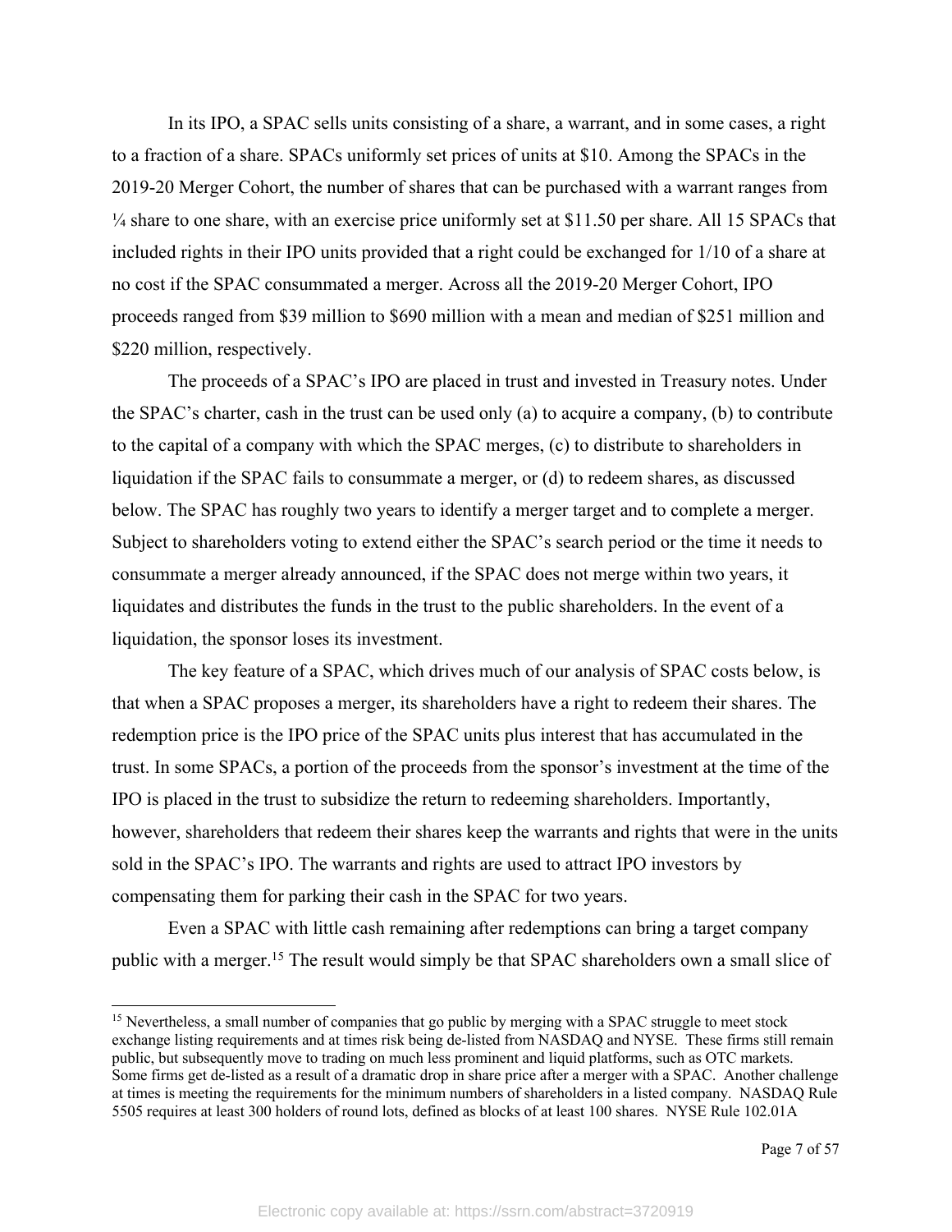In its IPO, a SPAC sells units consisting of a share, a warrant, and in some cases, a right to a fraction of a share. SPACs uniformly set prices of units at $10. Among the SPACs in the 2019-20 Merger Cohort, the number of shares that can be purchased with a warrant ranges from ¼ share to one share, with an exercise price uniformly set at $11.50 per share. All 15 SPACs that included rights in their IPO units provided that a right could be exchanged for 1/10 of a share at no cost if the SPAC consummated a merger. Across all the 2019-20 Merger Cohort, IPO proceeds ranged from $39 million to $690 million with a mean and median of $251 million and $220 million, respectively.

The proceeds of a SPAC's IPO are placed in trust and invested in Treasury notes. Under the SPAC's charter, cash in the trust can be used only (a) to acquire a company, (b) to contribute to the capital of a company with which the SPAC merges, (c) to distribute to shareholders in liquidation if the SPAC fails to consummate a merger, or (d) to redeem shares, as discussed below. The SPAC has roughly two years to identify a merger target and to complete a merger. Subject to shareholders voting to extend either the SPAC's search period or the time it needs to consummate a merger already announced, if the SPAC does not merge within two years, it liquidates and distributes the funds in the trust to the public shareholders. In the event of a liquidation, the sponsor loses its investment.

The key feature of a SPAC, which drives much of our analysis of SPAC costs below, is that when a SPAC proposes a merger, its shareholders have a right to redeem their shares. The redemption price is the IPO price of the SPAC units plus interest that has accumulated in the trust. In some SPACs, a portion of the proceeds from the sponsor's investment at the time of the IPO is placed in the trust to subsidize the return to redeeming shareholders. Importantly, however, shareholders that redeem their shares keep the warrants and rights that were in the units sold in the SPAC's IPO. The warrants and rights are used to attract IPO investors by compensating them for parking their cash in the SPAC for two years.

Even a SPAC with little cash remaining after redemptions can bring a target company public with a merger.[15] The result would simply be that SPAC shareholders own a small slice of

---

[15] Nevertheless, a small number of companies that go public by merging with a SPAC struggle to meet stock exchange listing requirements and at times risk being de-listed from NASDAQ and NYSE. These firms still remain public, but subsequently move to trading on much less prominent and liquid platforms, such as OTC markets. Some firms get de-listed as a result of a dramatic drop in share price after a merger with a SPAC. Another challenge at times is meeting the requirements for the minimum numbers of shareholders in a listed company. NASDAQ Rule 5505 requires at least 300 holders of round lots, defined as blocks of at least 100 shares. NYSE Rule 102.01A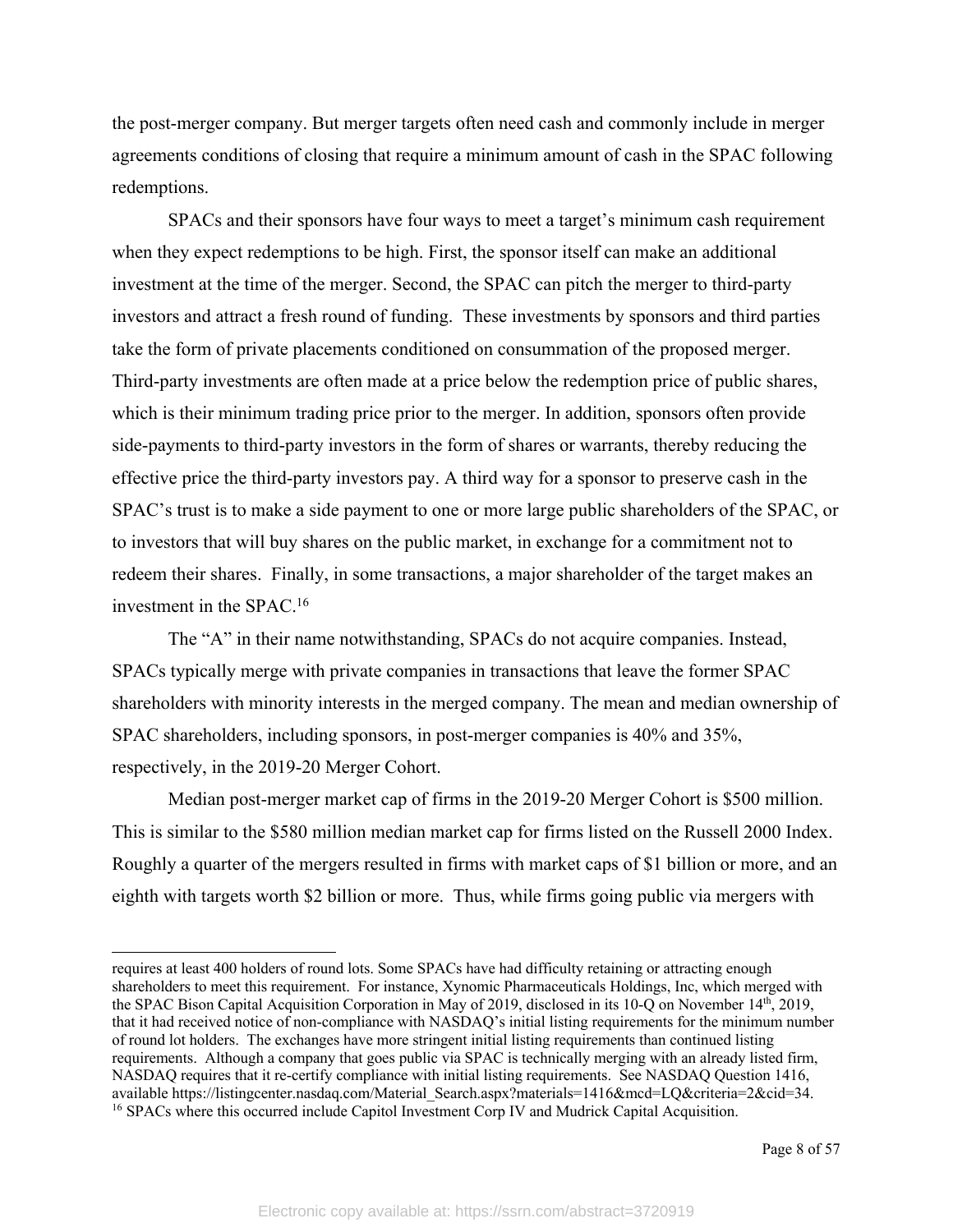the post-merger company. But merger targets often need cash and commonly include in merger agreements conditions of closing that require a minimum amount of cash in the SPAC following redemptions.

SPACs and their sponsors have four ways to meet a target's minimum cash requirement when they expect redemptions to be high. First, the sponsor itself can make an additional investment at the time of the merger. Second, the SPAC can pitch the merger to third-party investors and attract a fresh round of funding. These investments by sponsors and third parties take the form of private placements conditioned on consummation of the proposed merger. Third-party investments are often made at a price below the redemption price of public shares, which is their minimum trading price prior to the merger. In addition, sponsors often provide side-payments to third-party investors in the form of shares or warrants, thereby reducing the effective price the third-party investors pay. A third way for a sponsor to preserve cash in the SPAC's trust is to make a side payment to one or more large public shareholders of the SPAC, or to investors that will buy shares on the public market, in exchange for a commitment not to redeem their shares. Finally, in some transactions, a major shareholder of the target makes an investment in the SPAC.[16]

The "A" in their name notwithstanding, SPACs do not acquire companies. Instead, SPACs typically merge with private companies in transactions that leave the former SPAC shareholders with minority interests in the merged company. The mean and median ownership of SPAC shareholders, including sponsors, in post-merger companies is 40% and 35%, respectively, in the 2019-20 Merger Cohort.

Median post-merger market cap of firms in the 2019-20 Merger Cohort is $500 million. This is similar to the $580 million median market cap for firms listed on the Russell 2000 Index. Roughly a quarter of the mergers resulted in firms with market caps of $1 billion or more, and an eighth with targets worth $2 billion or more. Thus, while firms going public via mergers with

---

requires at least 400 holders of round lots. Some SPACs have had difficulty retaining or attracting enough shareholders to meet this requirement. For instance, Xynomic Pharmaceuticals Holdings, Inc, which merged with the SPAC Bison Capital Acquisition Corporation in May of 2019, disclosed in its 10-Q on November 14th, 2019, that it had received notice of non-compliance with NASDAQ's initial listing requirements for the minimum number of round lot holders. The exchanges have more stringent initial listing requirements than continued listing requirements. Although a company that goes public via SPAC is technically merging with an already listed firm, NASDAQ requires that it re-certify compliance with initial listing requirements. See NASDAQ Question 1416, available https://listingcenter.nasdaq.com/Material_Search.aspx?materials=1416&mcd=LQ&criteria=2&cid=34.

[16] SPACs where this occurred include Capitol Investment Corp IV and Mudrick Capital Acquisition.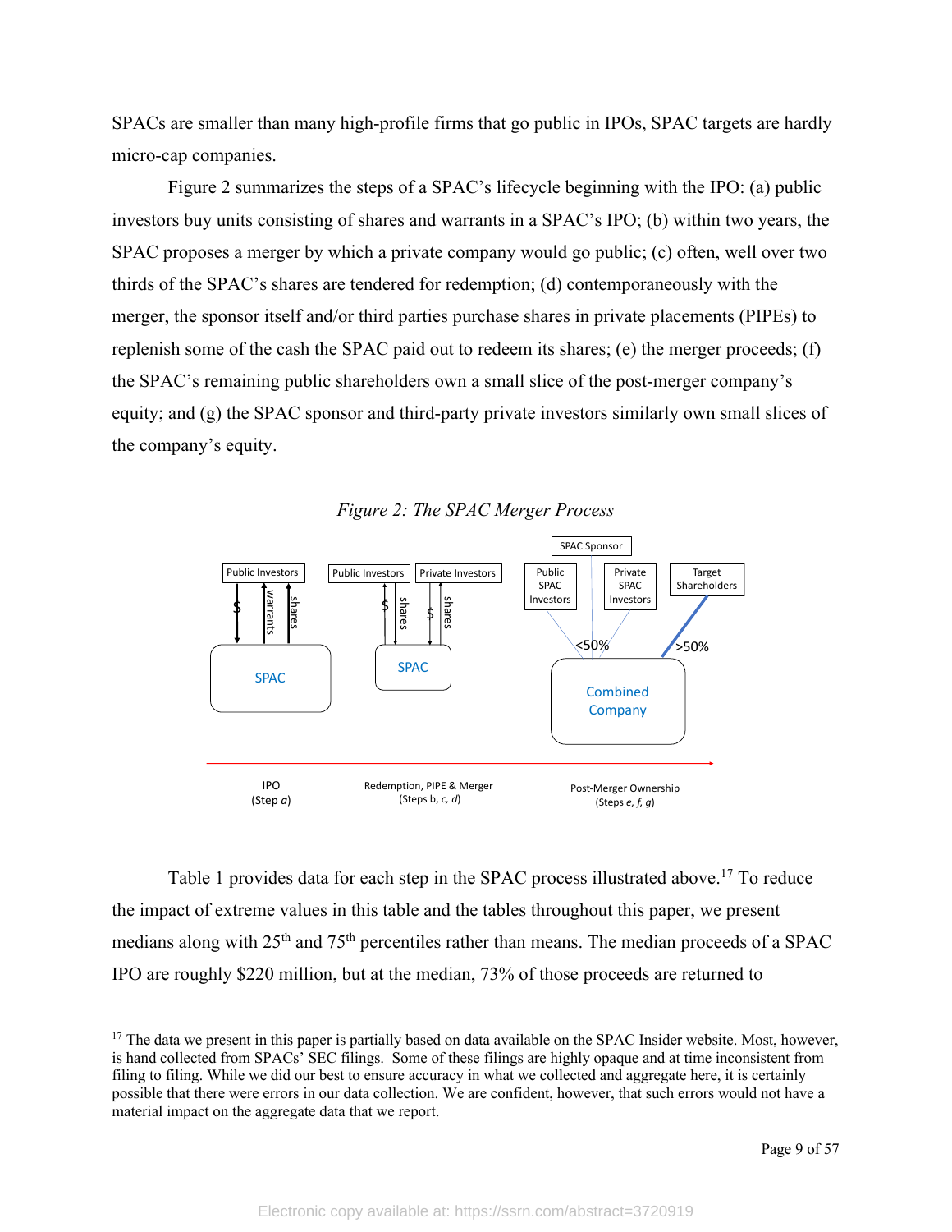SPACs are smaller than many high-profile firms that go public in IPOs, SPAC targets are hardly micro-cap companies.

Figure 2 summarizes the steps of a SPAC's lifecycle beginning with the IPO: (a) public investors buy units consisting of shares and warrants in a SPAC's IPO; (b) within two years, the SPAC proposes a merger by which a private company would go public; (c) often, well over two thirds of the SPAC's shares are tendered for redemption; (d) contemporaneously with the merger, the sponsor itself and/or third parties purchase shares in private placements (PIPEs) to replenish some of the cash the SPAC paid out to redeem its shares; (e) the merger proceeds; (f) the SPAC's remaining public shareholders own a small slice of the post-merger company's equity; and (g) the SPAC sponsor and third-party private investors similarly own small slices of the company's equity.

*Figure 2: The SPAC Merger Process*

Public Investors — $ / warrants / shares — SPAC

Public Investors — $ / shares; Private Investors — $ / shares — SPAC

SPAC Sponsor; Public SPAC Investors; Private SPAC Investors — <50% — Combined Company; Target Shareholders — >50% — Combined Company

IPO (Step *a*) | Redemption, PIPE & Merger (Steps b, *c*, *d*) | Post-Merger Ownership (Steps *e*, *f*, *g*)

Table 1 provides data for each step in the SPAC process illustrated above.[17] To reduce the impact of extreme values in this table and the tables throughout this paper, we present medians along with 25th and 75th percentiles rather than means. The median proceeds of a SPAC IPO are roughly $220 million, but at the median, 73% of those proceeds are returned to

[17] The data we present in this paper is partially based on data available on the SPAC Insider website. Most, however, is hand collected from SPACs' SEC filings. Some of these filings are highly opaque and at time inconsistent from filing to filing. While we did our best to ensure accuracy in what we collected and aggregate here, it is certainly possible that there were errors in our data collection. We are confident, however, that such errors would not have a material impact on the aggregate data that we report.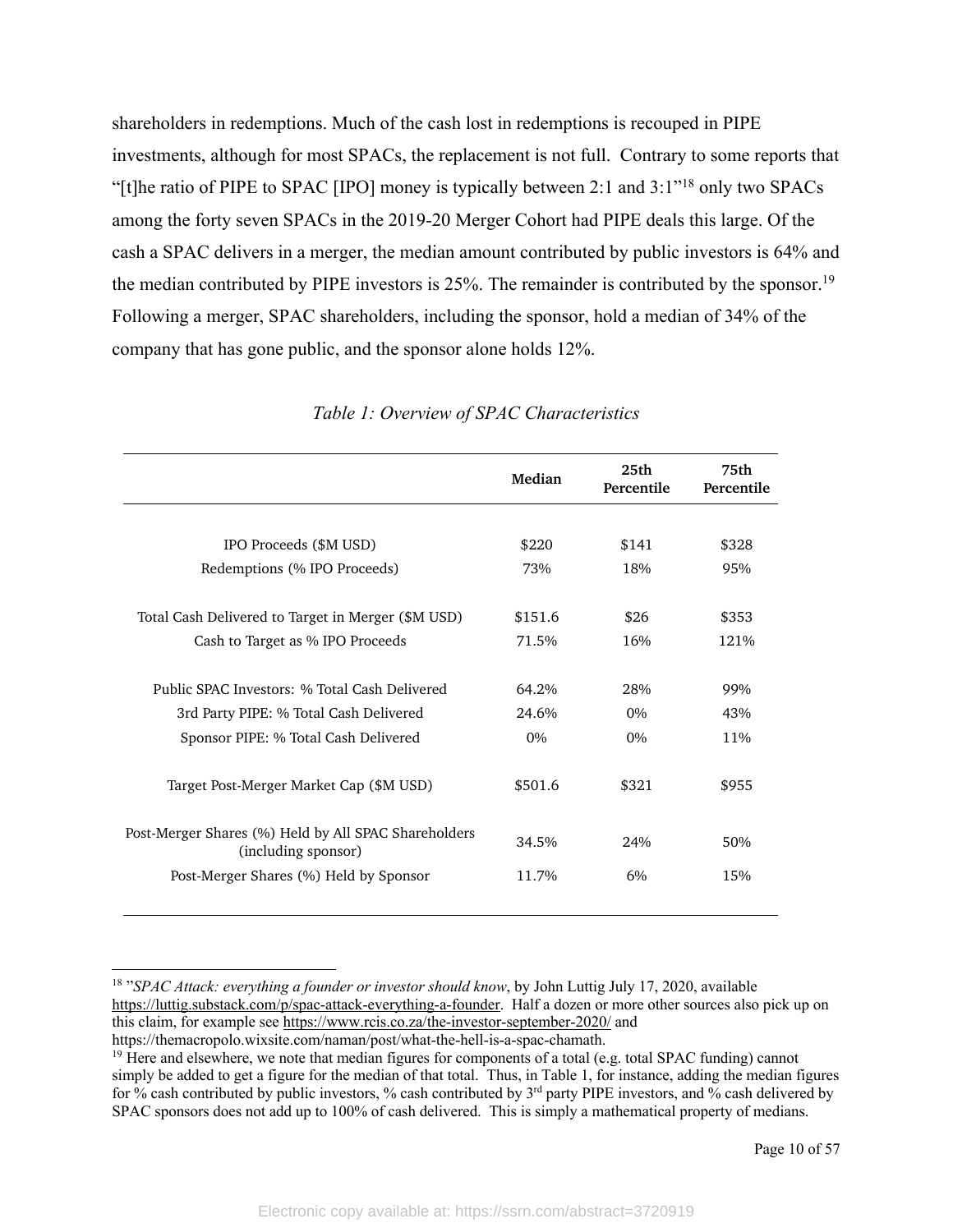shareholders in redemptions. Much of the cash lost in redemptions is recouped in PIPE investments, although for most SPACs, the replacement is not full. Contrary to some reports that "[t]he ratio of PIPE to SPAC [IPO] money is typically between 2:1 and 3:1"[18] only two SPACs among the forty seven SPACs in the 2019-20 Merger Cohort had PIPE deals this large. Of the cash a SPAC delivers in a merger, the median amount contributed by public investors is 64% and the median contributed by PIPE investors is 25%. The remainder is contributed by the sponsor.[19] Following a merger, SPAC shareholders, including the sponsor, hold a median of 34% of the company that has gone public, and the sponsor alone holds 12%.

*Table 1: Overview of SPAC Characteristics*

| | Median | 25th Percentile | 75th Percentile |
|---|---|---|---|
| IPO Proceeds ($M USD) | $220 | $141 | $328 |
| Redemptions (% IPO Proceeds) | 73% | 18% | 95% |
| Total Cash Delivered to Target in Merger ($M USD) | $151.6 | $26 | $353 |
| Cash to Target as % IPO Proceeds | 71.5% | 16% | 121% |
| Public SPAC Investors: % Total Cash Delivered | 64.2% | 28% | 99% |
| 3rd Party PIPE: % Total Cash Delivered | 24.6% | 0% | 43% |
| Sponsor PIPE: % Total Cash Delivered | 0% | 0% | 11% |
| Target Post-Merger Market Cap ($M USD) | $501.6 | $321 | $955 |
| Post-Merger Shares (%) Held by All SPAC Shareholders (including sponsor) | 34.5% | 24% | 50% |
| Post-Merger Shares (%) Held by Sponsor | 11.7% | 6% | 15% |

[18] "*SPAC Attack: everything a founder or investor should know*, by John Luttig July 17, 2020, available https://luttig.substack.com/p/spac-attack-everything-a-founder. Half a dozen or more other sources also pick up on this claim, for example see https://www.rcis.co.za/the-investor-september-2020/ and https://themacropolo.wixsite.com/naman/post/what-the-hell-is-a-spac-chamath.

[19] Here and elsewhere, we note that median figures for components of a total (e.g. total SPAC funding) cannot simply be added to get a figure for the median of that total. Thus, in Table 1, for instance, adding the median figures for % cash contributed by public investors, % cash contributed by 3rd party PIPE investors, and % cash delivered by SPAC sponsors does not add up to 100% of cash delivered. This is simply a mathematical property of medians.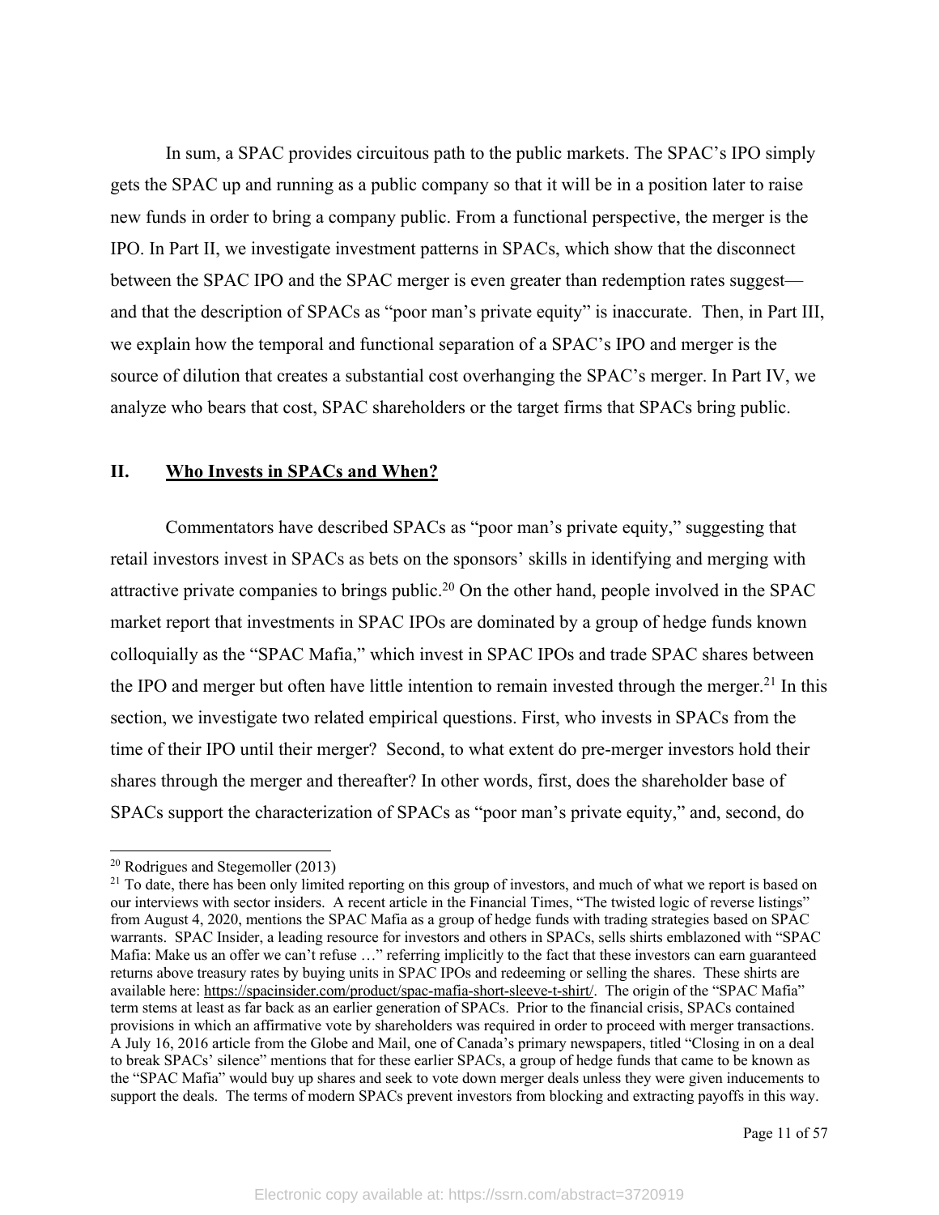In sum, a SPAC provides circuitous path to the public markets. The SPAC's IPO simply gets the SPAC up and running as a public company so that it will be in a position later to raise new funds in order to bring a company public. From a functional perspective, the merger is the IPO. In Part II, we investigate investment patterns in SPACs, which show that the disconnect between the SPAC IPO and the SPAC merger is even greater than redemption rates suggest—and that the description of SPACs as "poor man's private equity" is inaccurate. Then, in Part III, we explain how the temporal and functional separation of a SPAC's IPO and merger is the source of dilution that creates a substantial cost overhanging the SPAC's merger. In Part IV, we analyze who bears that cost, SPAC shareholders or the target firms that SPACs bring public.

## II. Who Invests in SPACs and When?

Commentators have described SPACs as "poor man's private equity," suggesting that retail investors invest in SPACs as bets on the sponsors' skills in identifying and merging with attractive private companies to brings public.[20] On the other hand, people involved in the SPAC market report that investments in SPAC IPOs are dominated by a group of hedge funds known colloquially as the "SPAC Mafia," which invest in SPAC IPOs and trade SPAC shares between the IPO and merger but often have little intention to remain invested through the merger.[21] In this section, we investigate two related empirical questions. First, who invests in SPACs from the time of their IPO until their merger? Second, to what extent do pre-merger investors hold their shares through the merger and thereafter? In other words, first, does the shareholder base of SPACs support the characterization of SPACs as "poor man's private equity," and, second, do

---

[20] Rodrigues and Stegemoller (2013)

[21] To date, there has been only limited reporting on this group of investors, and much of what we report is based on our interviews with sector insiders. A recent article in the Financial Times, "The twisted logic of reverse listings" from August 4, 2020, mentions the SPAC Mafia as a group of hedge funds with trading strategies based on SPAC warrants. SPAC Insider, a leading resource for investors and others in SPACs, sells shirts emblazoned with "SPAC Mafia: Make us an offer we can't refuse …" referring implicitly to the fact that these investors can earn guaranteed returns above treasury rates by buying units in SPAC IPOs and redeeming or selling the shares. These shirts are available here: https://spacinsider.com/product/spac-mafia-short-sleeve-t-shirt/. The origin of the "SPAC Mafia" term stems at least as far back as an earlier generation of SPACs. Prior to the financial crisis, SPACs contained provisions in which an affirmative vote by shareholders was required in order to proceed with merger transactions. A July 16, 2016 article from the Globe and Mail, one of Canada's primary newspapers, titled "Closing in on a deal to break SPACs' silence" mentions that for these earlier SPACs, a group of hedge funds that came to be known as the "SPAC Mafia" would buy up shares and seek to vote down merger deals unless they were given inducements to support the deals. The terms of modern SPACs prevent investors from blocking and extracting payoffs in this way.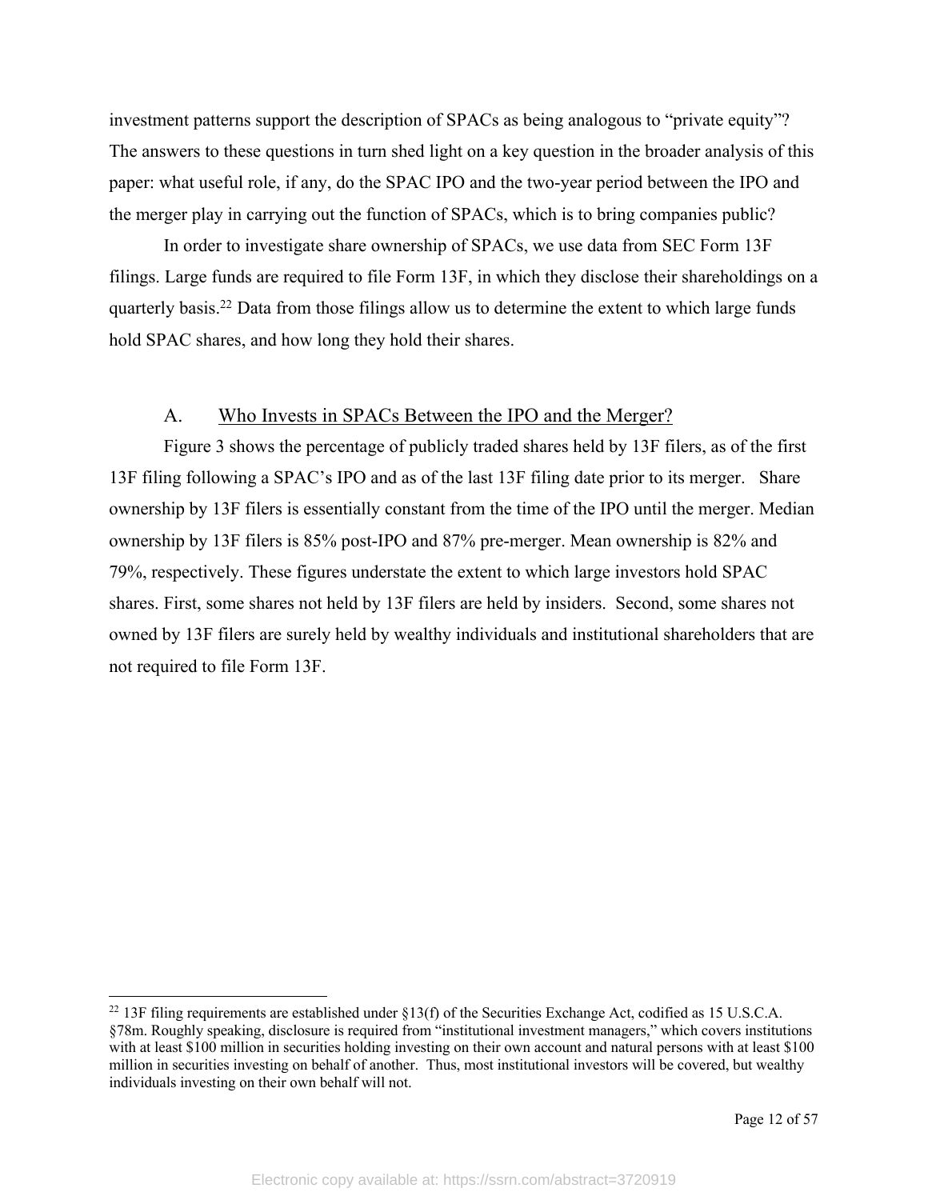investment patterns support the description of SPACs as being analogous to "private equity"? The answers to these questions in turn shed light on a key question in the broader analysis of this paper: what useful role, if any, do the SPAC IPO and the two-year period between the IPO and the merger play in carrying out the function of SPACs, which is to bring companies public?

In order to investigate share ownership of SPACs, we use data from SEC Form 13F filings. Large funds are required to file Form 13F, in which they disclose their shareholdings on a quarterly basis.[22] Data from those filings allow us to determine the extent to which large funds hold SPAC shares, and how long they hold their shares.

### A. Who Invests in SPACs Between the IPO and the Merger?

Figure 3 shows the percentage of publicly traded shares held by 13F filers, as of the first 13F filing following a SPAC's IPO and as of the last 13F filing date prior to its merger. Share ownership by 13F filers is essentially constant from the time of the IPO until the merger. Median ownership by 13F filers is 85% post-IPO and 87% pre-merger. Mean ownership is 82% and 79%, respectively. These figures understate the extent to which large investors hold SPAC shares. First, some shares not held by 13F filers are held by insiders. Second, some shares not owned by 13F filers are surely held by wealthy individuals and institutional shareholders that are not required to file Form 13F.

[22] 13F filing requirements are established under §13(f) of the Securities Exchange Act, codified as 15 U.S.C.A. §78m. Roughly speaking, disclosure is required from "institutional investment managers," which covers institutions with at least $100 million in securities holding investing on their own account and natural persons with at least $100 million in securities investing on behalf of another. Thus, most institutional investors will be covered, but wealthy individuals investing on their own behalf will not.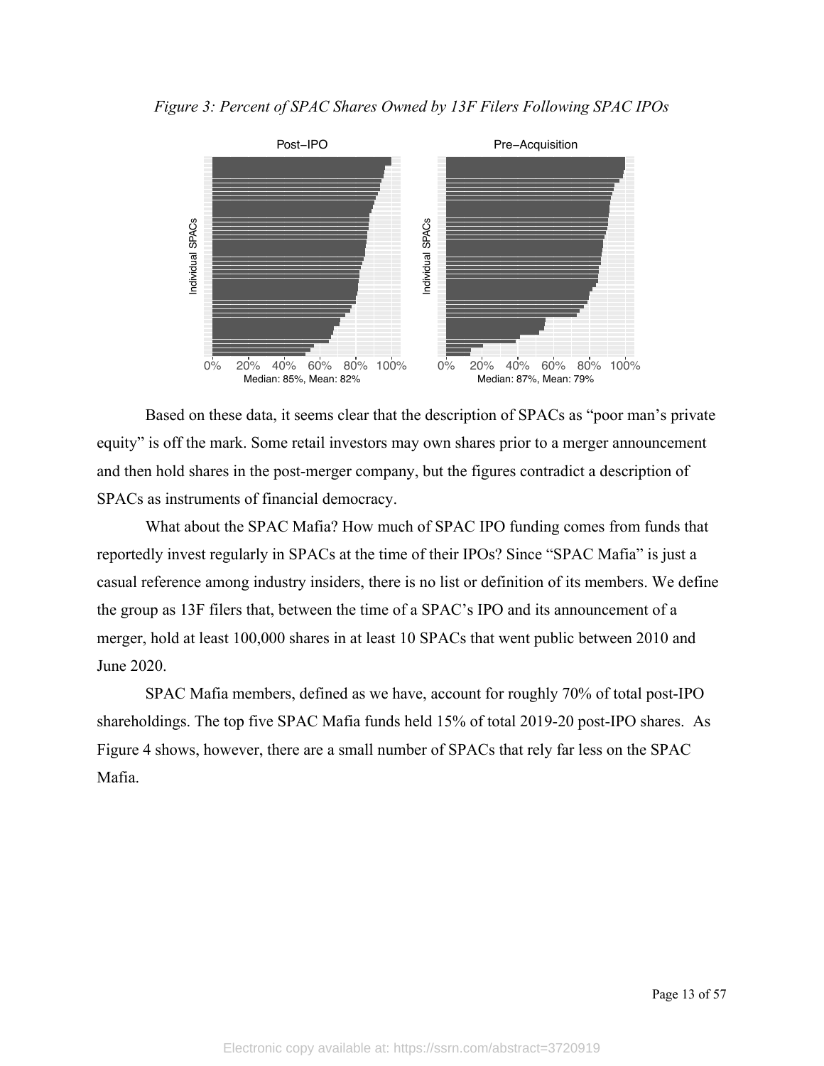*Figure 3: Percent of SPAC Shares Owned by 13F Filers Following SPAC IPOs*

Post–IPO: Median: 85%, Mean: 82%

Pre–Acquisition: Median: 87%, Mean: 79%

Based on these data, it seems clear that the description of SPACs as "poor man's private equity" is off the mark. Some retail investors may own shares prior to a merger announcement and then hold shares in the post-merger company, but the figures contradict a description of SPACs as instruments of financial democracy.

What about the SPAC Mafia? How much of SPAC IPO funding comes from funds that reportedly invest regularly in SPACs at the time of their IPOs? Since "SPAC Mafia" is just a casual reference among industry insiders, there is no list or definition of its members. We define the group as 13F filers that, between the time of a SPAC's IPO and its announcement of a merger, hold at least 100,000 shares in at least 10 SPACs that went public between 2010 and June 2020.

SPAC Mafia members, defined as we have, account for roughly 70% of total post-IPO shareholdings. The top five SPAC Mafia funds held 15% of total 2019-20 post-IPO shares. As Figure 4 shows, however, there are a small number of SPACs that rely far less on the SPAC Mafia.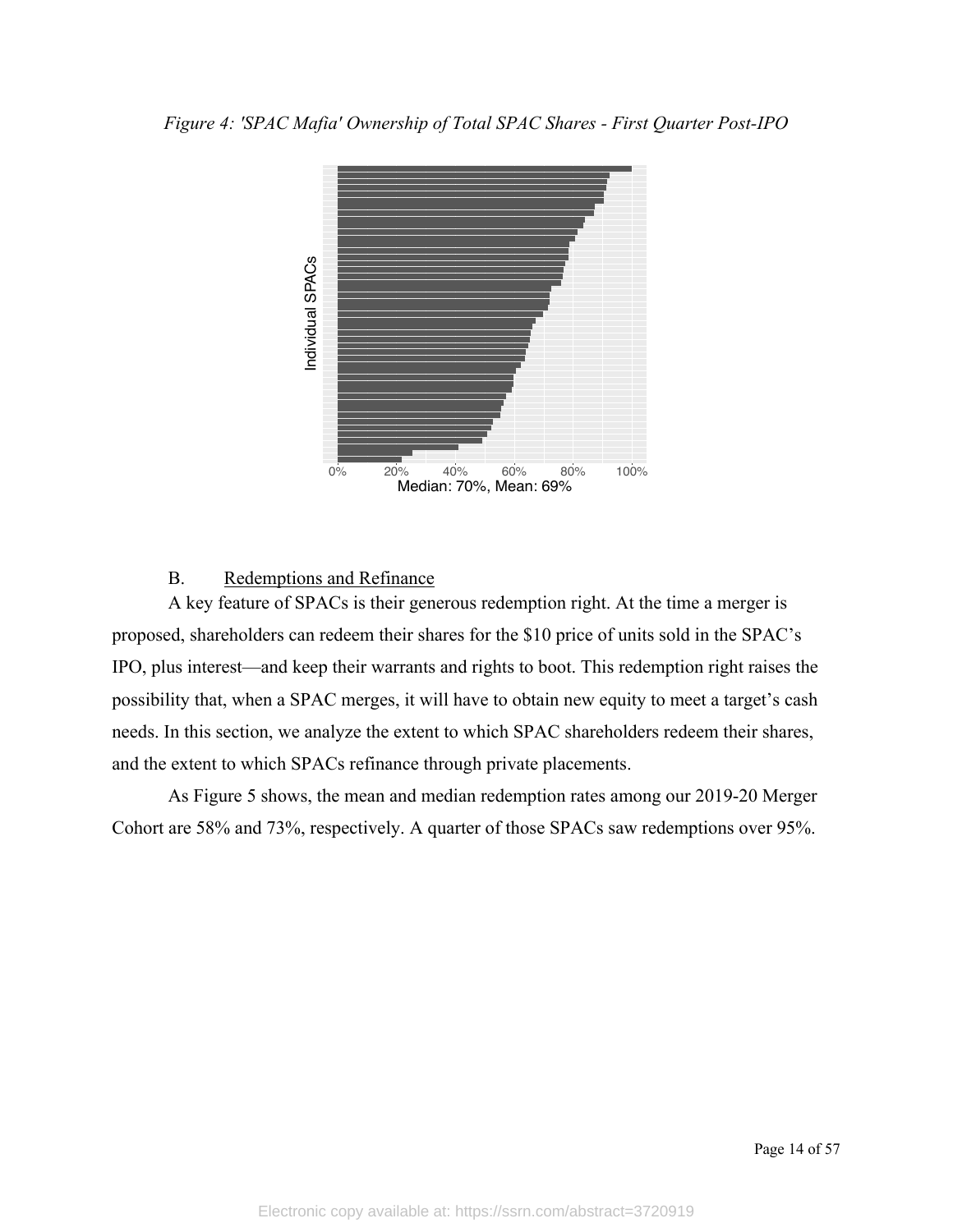*Figure 4: 'SPAC Mafia' Ownership of Total SPAC Shares - First Quarter Post-IPO*

Median: 70%, Mean: 69%

B. Redemptions and Refinance

A key feature of SPACs is their generous redemption right. At the time a merger is proposed, shareholders can redeem their shares for the $10 price of units sold in the SPAC's IPO, plus interest—and keep their warrants and rights to boot. This redemption right raises the possibility that, when a SPAC merges, it will have to obtain new equity to meet a target's cash needs. In this section, we analyze the extent to which SPAC shareholders redeem their shares, and the extent to which SPACs refinance through private placements.

As Figure 5 shows, the mean and median redemption rates among our 2019-20 Merger Cohort are 58% and 73%, respectively. A quarter of those SPACs saw redemptions over 95%.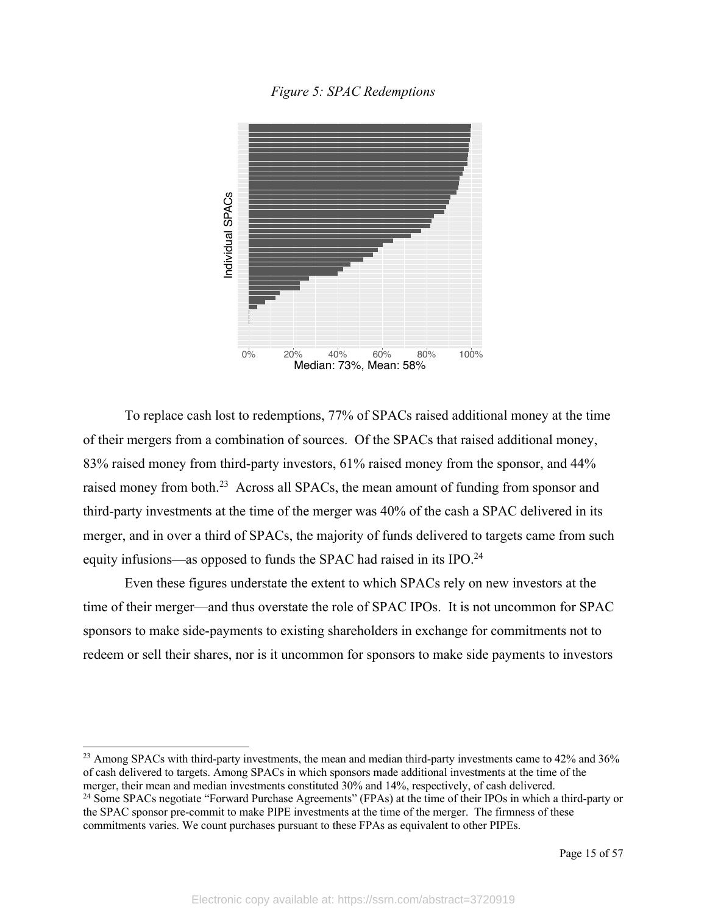*Figure 5: SPAC Redemptions*

Individual SPACs

0% 20% 40% 60% 80% 100%

Median: 73%, Mean: 58%

To replace cash lost to redemptions, 77% of SPACs raised additional money at the time of their mergers from a combination of sources. Of the SPACs that raised additional money, 83% raised money from third-party investors, 61% raised money from the sponsor, and 44% raised money from both.[23] Across all SPACs, the mean amount of funding from sponsor and third-party investments at the time of the merger was 40% of the cash a SPAC delivered in its merger, and in over a third of SPACs, the majority of funds delivered to targets came from such equity infusions—as opposed to funds the SPAC had raised in its IPO.[24]

Even these figures understate the extent to which SPACs rely on new investors at the time of their merger—and thus overstate the role of SPAC IPOs. It is not uncommon for SPAC sponsors to make side-payments to existing shareholders in exchange for commitments not to redeem or sell their shares, nor is it uncommon for sponsors to make side payments to investors

---

[23] Among SPACs with third-party investments, the mean and median third-party investments came to 42% and 36% of cash delivered to targets. Among SPACs in which sponsors made additional investments at the time of the merger, their mean and median investments constituted 30% and 14%, respectively, of cash delivered.

[24] Some SPACs negotiate "Forward Purchase Agreements" (FPAs) at the time of their IPOs in which a third-party or the SPAC sponsor pre-commit to make PIPE investments at the time of the merger. The firmness of these commitments varies. We count purchases pursuant to these FPAs as equivalent to other PIPEs.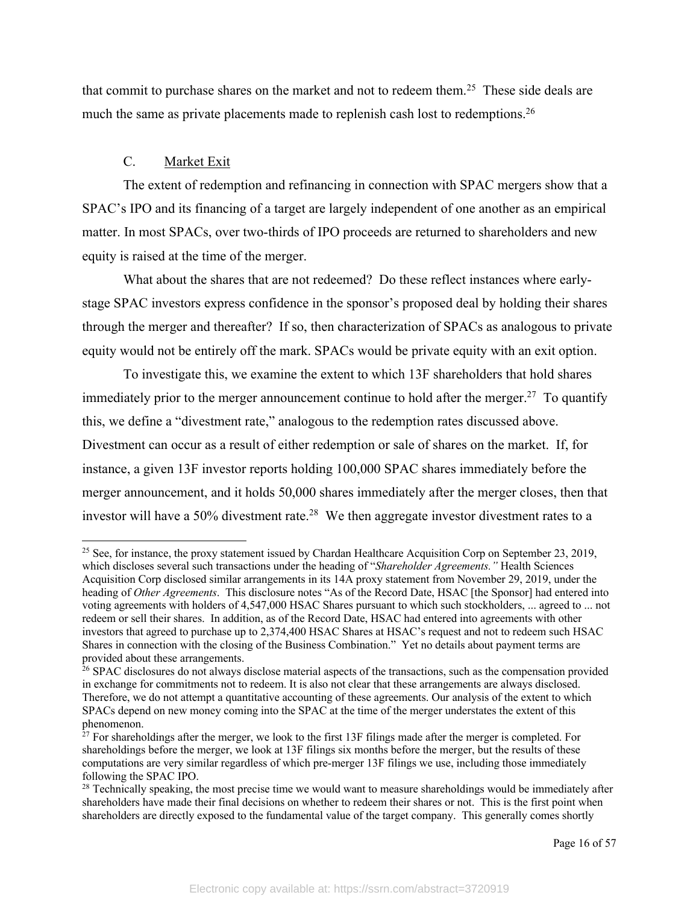that commit to purchase shares on the market and not to redeem them.[25] These side deals are much the same as private placements made to replenish cash lost to redemptions.[26]

### C. Market Exit

The extent of redemption and refinancing in connection with SPAC mergers show that a SPAC's IPO and its financing of a target are largely independent of one another as an empirical matter. In most SPACs, over two-thirds of IPO proceeds are returned to shareholders and new equity is raised at the time of the merger.

What about the shares that are not redeemed? Do these reflect instances where early-stage SPAC investors express confidence in the sponsor's proposed deal by holding their shares through the merger and thereafter? If so, then characterization of SPACs as analogous to private equity would not be entirely off the mark. SPACs would be private equity with an exit option.

To investigate this, we examine the extent to which 13F shareholders that hold shares immediately prior to the merger announcement continue to hold after the merger.[27] To quantify this, we define a "divestment rate," analogous to the redemption rates discussed above. Divestment can occur as a result of either redemption or sale of shares on the market. If, for instance, a given 13F investor reports holding 100,000 SPAC shares immediately before the merger announcement, and it holds 50,000 shares immediately after the merger closes, then that investor will have a 50% divestment rate.[28] We then aggregate investor divestment rates to a

---

[25] See, for instance, the proxy statement issued by Chardan Healthcare Acquisition Corp on September 23, 2019, which discloses several such transactions under the heading of "*Shareholder Agreements.*" Health Sciences Acquisition Corp disclosed similar arrangements in its 14A proxy statement from November 29, 2019, under the heading of *Other Agreements*. This disclosure notes "As of the Record Date, HSAC [the Sponsor] had entered into voting agreements with holders of 4,547,000 HSAC Shares pursuant to which such stockholders, ... agreed to ... not redeem or sell their shares. In addition, as of the Record Date, HSAC had entered into agreements with other investors that agreed to purchase up to 2,374,400 HSAC Shares at HSAC's request and not to redeem such HSAC Shares in connection with the closing of the Business Combination." Yet no details about payment terms are provided about these arrangements.

[26] SPAC disclosures do not always disclose material aspects of the transactions, such as the compensation provided in exchange for commitments not to redeem. It is also not clear that these arrangements are always disclosed. Therefore, we do not attempt a quantitative accounting of these agreements. Our analysis of the extent to which SPACs depend on new money coming into the SPAC at the time of the merger understates the extent of this phenomenon.

[27] For shareholdings after the merger, we look to the first 13F filings made after the merger is completed. For shareholdings before the merger, we look at 13F filings six months before the merger, but the results of these computations are very similar regardless of which pre-merger 13F filings we use, including those immediately following the SPAC IPO.

[28] Technically speaking, the most precise time we would want to measure shareholdings would be immediately after shareholders have made their final decisions on whether to redeem their shares or not. This is the first point when shareholders are directly exposed to the fundamental value of the target company. This generally comes shortly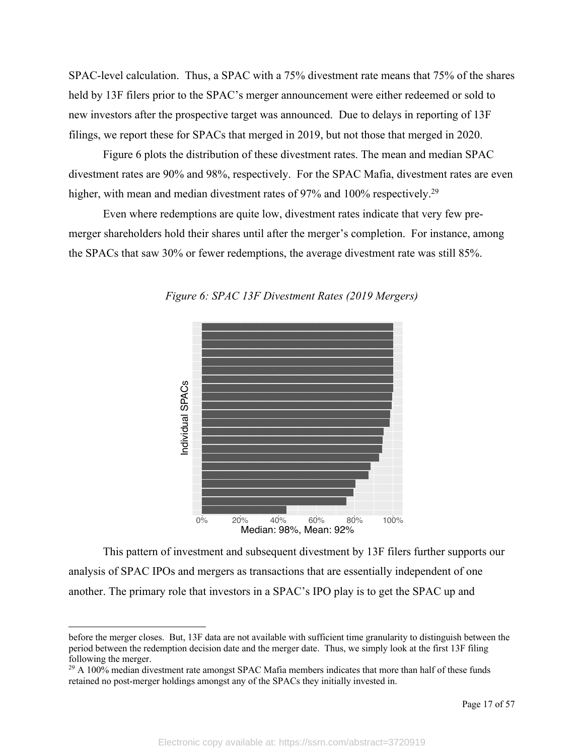SPAC-level calculation. Thus, a SPAC with a 75% divestment rate means that 75% of the shares held by 13F filers prior to the SPAC's merger announcement were either redeemed or sold to new investors after the prospective target was announced. Due to delays in reporting of 13F filings, we report these for SPACs that merged in 2019, but not those that merged in 2020.

Figure 6 plots the distribution of these divestment rates. The mean and median SPAC divestment rates are 90% and 98%, respectively. For the SPAC Mafia, divestment rates are even higher, with mean and median divestment rates of 97% and 100% respectively.[29]

Even where redemptions are quite low, divestment rates indicate that very few pre-merger shareholders hold their shares until after the merger's completion. For instance, among the SPACs that saw 30% or fewer redemptions, the average divestment rate was still 85%.

*Figure 6: SPAC 13F Divestment Rates (2019 Mergers)*

Median: 98%, Mean: 92%

This pattern of investment and subsequent divestment by 13F filers further supports our analysis of SPAC IPOs and mergers as transactions that are essentially independent of one another. The primary role that investors in a SPAC's IPO play is to get the SPAC up and

---

before the merger closes. But, 13F data are not available with sufficient time granularity to distinguish between the period between the redemption decision date and the merger date. Thus, we simply look at the first 13F filing following the merger.

[29] A 100% median divestment rate amongst SPAC Mafia members indicates that more than half of these funds retained no post-merger holdings amongst any of the SPACs they initially invested in.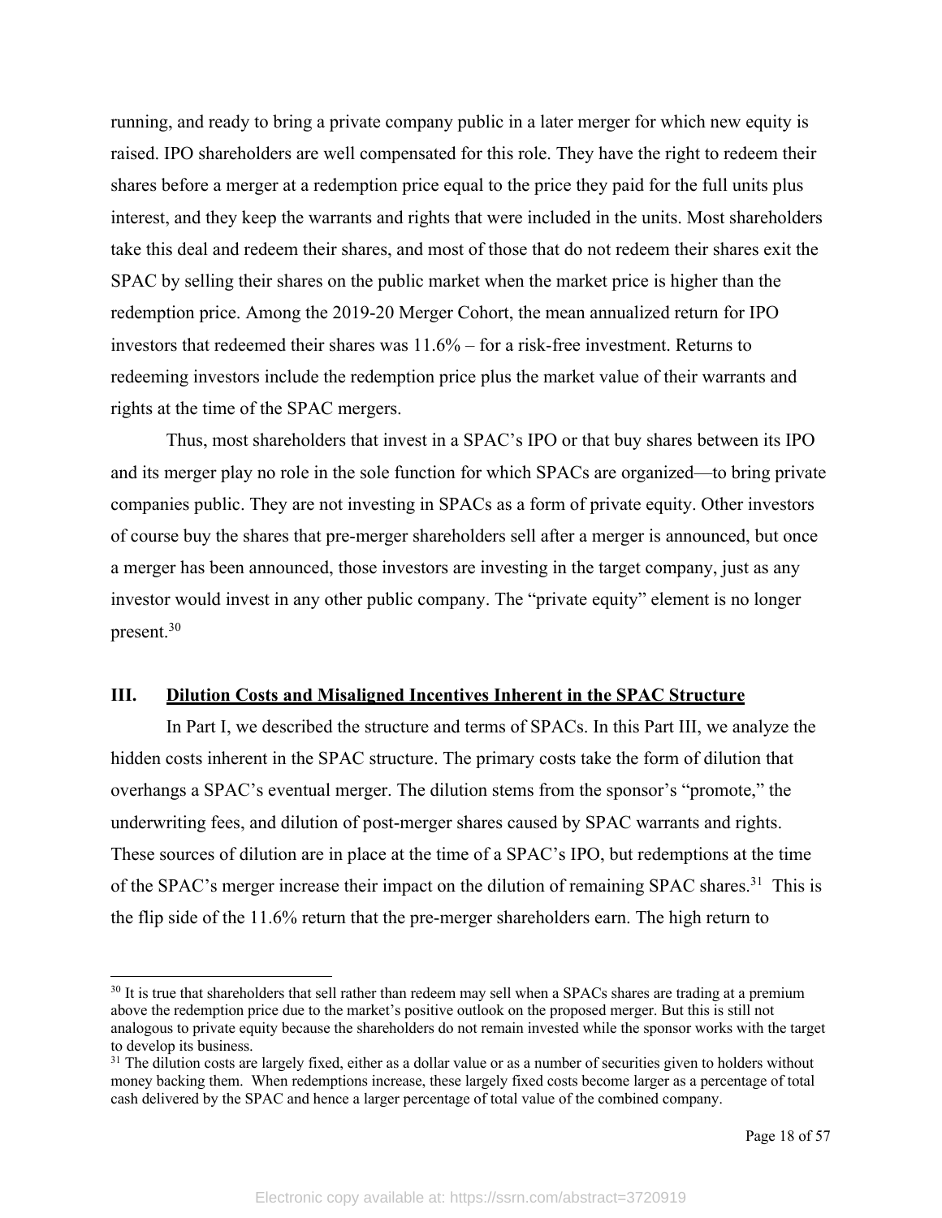running, and ready to bring a private company public in a later merger for which new equity is raised. IPO shareholders are well compensated for this role. They have the right to redeem their shares before a merger at a redemption price equal to the price they paid for the full units plus interest, and they keep the warrants and rights that were included in the units. Most shareholders take this deal and redeem their shares, and most of those that do not redeem their shares exit the SPAC by selling their shares on the public market when the market price is higher than the redemption price. Among the 2019-20 Merger Cohort, the mean annualized return for IPO investors that redeemed their shares was 11.6% – for a risk-free investment. Returns to redeeming investors include the redemption price plus the market value of their warrants and rights at the time of the SPAC mergers.

Thus, most shareholders that invest in a SPAC's IPO or that buy shares between its IPO and its merger play no role in the sole function for which SPACs are organized—to bring private companies public. They are not investing in SPACs as a form of private equity. Other investors of course buy the shares that pre-merger shareholders sell after a merger is announced, but once a merger has been announced, those investors are investing in the target company, just as any investor would invest in any other public company. The "private equity" element is no longer present.[30]

## III. Dilution Costs and Misaligned Incentives Inherent in the SPAC Structure

In Part I, we described the structure and terms of SPACs. In this Part III, we analyze the hidden costs inherent in the SPAC structure. The primary costs take the form of dilution that overhangs a SPAC's eventual merger. The dilution stems from the sponsor's "promote," the underwriting fees, and dilution of post-merger shares caused by SPAC warrants and rights. These sources of dilution are in place at the time of a SPAC's IPO, but redemptions at the time of the SPAC's merger increase their impact on the dilution of remaining SPAC shares.[31] This is the flip side of the 11.6% return that the pre-merger shareholders earn. The high return to

---

[30] It is true that shareholders that sell rather than redeem may sell when a SPACs shares are trading at a premium above the redemption price due to the market's positive outlook on the proposed merger. But this is still not analogous to private equity because the shareholders do not remain invested while the sponsor works with the target to develop its business.

[31] The dilution costs are largely fixed, either as a dollar value or as a number of securities given to holders without money backing them. When redemptions increase, these largely fixed costs become larger as a percentage of total cash delivered by the SPAC and hence a larger percentage of total value of the combined company.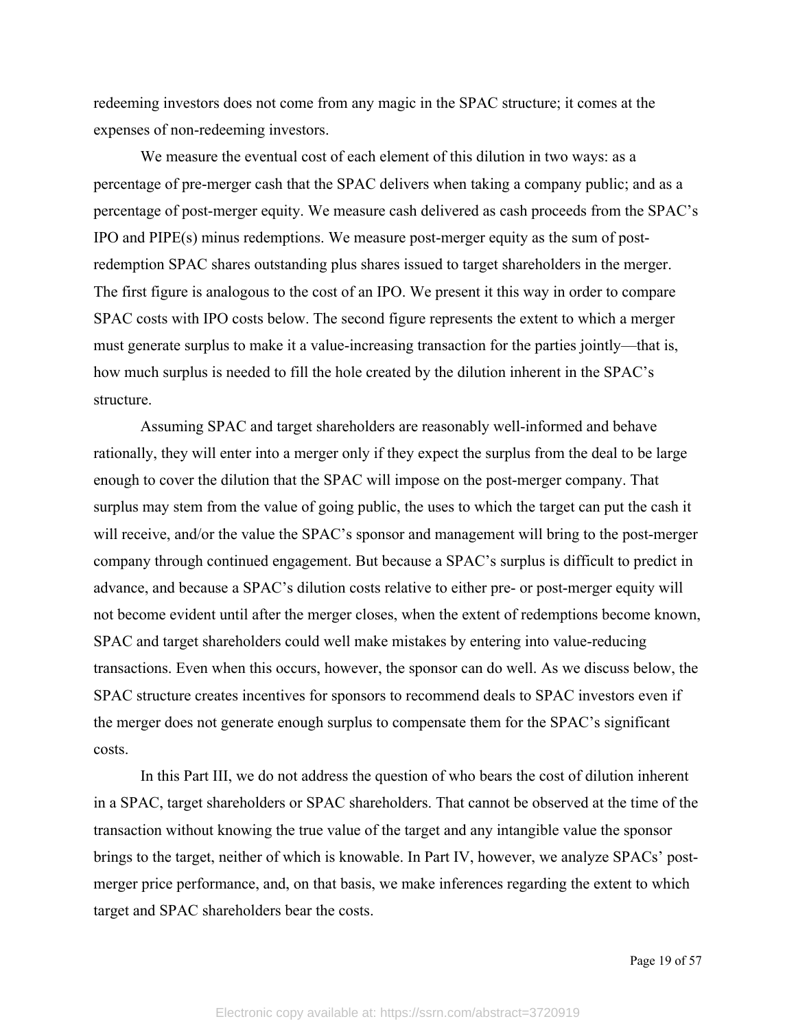redeeming investors does not come from any magic in the SPAC structure; it comes at the expenses of non-redeeming investors.

We measure the eventual cost of each element of this dilution in two ways: as a percentage of pre-merger cash that the SPAC delivers when taking a company public; and as a percentage of post-merger equity. We measure cash delivered as cash proceeds from the SPAC's IPO and PIPE(s) minus redemptions. We measure post-merger equity as the sum of post-redemption SPAC shares outstanding plus shares issued to target shareholders in the merger. The first figure is analogous to the cost of an IPO. We present it this way in order to compare SPAC costs with IPO costs below. The second figure represents the extent to which a merger must generate surplus to make it a value-increasing transaction for the parties jointly—that is, how much surplus is needed to fill the hole created by the dilution inherent in the SPAC's structure.

Assuming SPAC and target shareholders are reasonably well-informed and behave rationally, they will enter into a merger only if they expect the surplus from the deal to be large enough to cover the dilution that the SPAC will impose on the post-merger company. That surplus may stem from the value of going public, the uses to which the target can put the cash it will receive, and/or the value the SPAC's sponsor and management will bring to the post-merger company through continued engagement. But because a SPAC's surplus is difficult to predict in advance, and because a SPAC's dilution costs relative to either pre- or post-merger equity will not become evident until after the merger closes, when the extent of redemptions become known, SPAC and target shareholders could well make mistakes by entering into value-reducing transactions. Even when this occurs, however, the sponsor can do well. As we discuss below, the SPAC structure creates incentives for sponsors to recommend deals to SPAC investors even if the merger does not generate enough surplus to compensate them for the SPAC's significant costs.

In this Part III, we do not address the question of who bears the cost of dilution inherent in a SPAC, target shareholders or SPAC shareholders. That cannot be observed at the time of the transaction without knowing the true value of the target and any intangible value the sponsor brings to the target, neither of which is knowable. In Part IV, however, we analyze SPACs' post-merger price performance, and, on that basis, we make inferences regarding the extent to which target and SPAC shareholders bear the costs.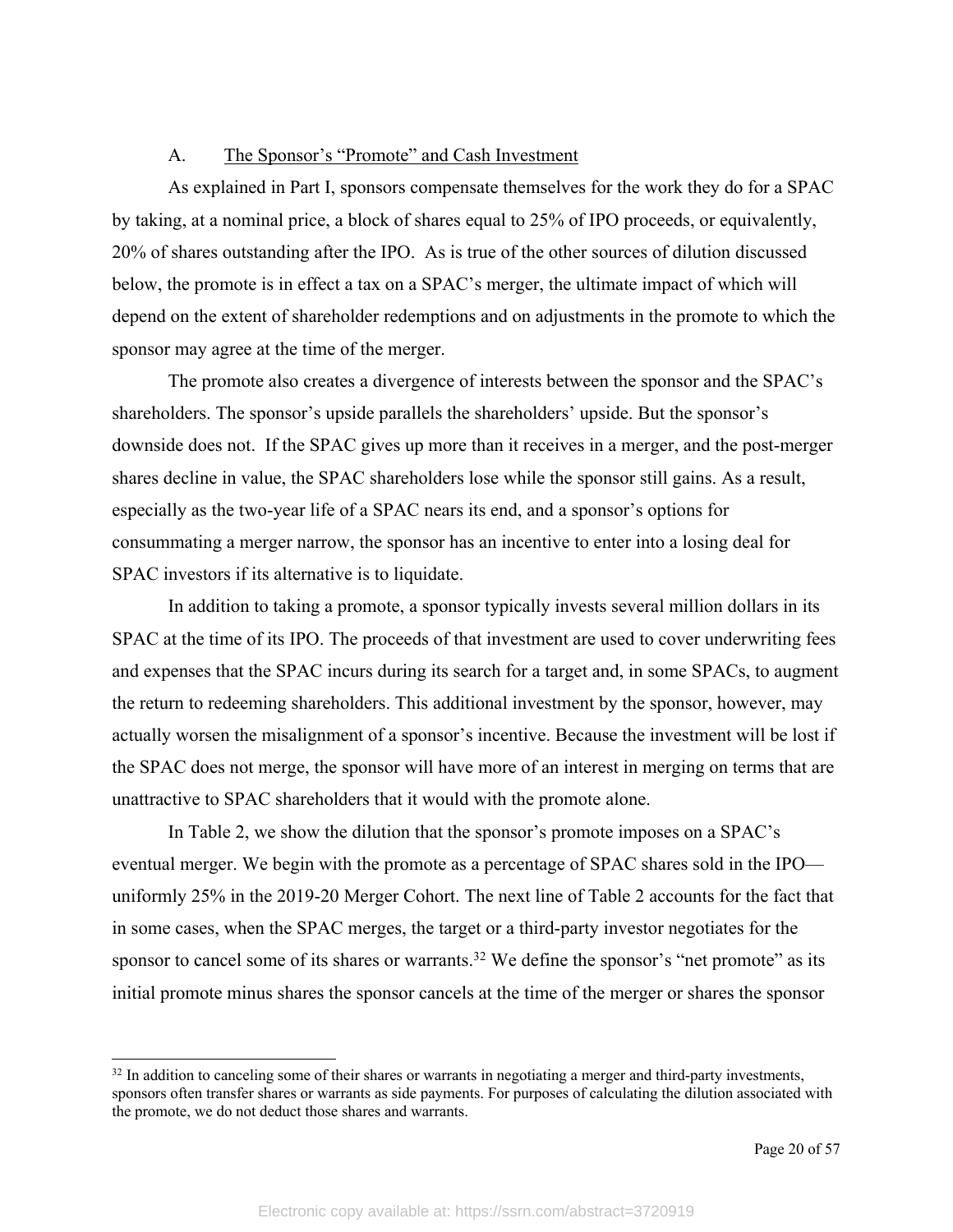### A. The Sponsor's "Promote" and Cash Investment

As explained in Part I, sponsors compensate themselves for the work they do for a SPAC by taking, at a nominal price, a block of shares equal to 25% of IPO proceeds, or equivalently, 20% of shares outstanding after the IPO. As is true of the other sources of dilution discussed below, the promote is in effect a tax on a SPAC's merger, the ultimate impact of which will depend on the extent of shareholder redemptions and on adjustments in the promote to which the sponsor may agree at the time of the merger.

The promote also creates a divergence of interests between the sponsor and the SPAC's shareholders. The sponsor's upside parallels the shareholders' upside. But the sponsor's downside does not. If the SPAC gives up more than it receives in a merger, and the post-merger shares decline in value, the SPAC shareholders lose while the sponsor still gains. As a result, especially as the two-year life of a SPAC nears its end, and a sponsor's options for consummating a merger narrow, the sponsor has an incentive to enter into a losing deal for SPAC investors if its alternative is to liquidate.

In addition to taking a promote, a sponsor typically invests several million dollars in its SPAC at the time of its IPO. The proceeds of that investment are used to cover underwriting fees and expenses that the SPAC incurs during its search for a target and, in some SPACs, to augment the return to redeeming shareholders. This additional investment by the sponsor, however, may actually worsen the misalignment of a sponsor's incentive. Because the investment will be lost if the SPAC does not merge, the sponsor will have more of an interest in merging on terms that are unattractive to SPAC shareholders that it would with the promote alone.

In Table 2, we show the dilution that the sponsor's promote imposes on a SPAC's eventual merger. We begin with the promote as a percentage of SPAC shares sold in the IPO—uniformly 25% in the 2019-20 Merger Cohort. The next line of Table 2 accounts for the fact that in some cases, when the SPAC merges, the target or a third-party investor negotiates for the sponsor to cancel some of its shares or warrants.[32] We define the sponsor's "net promote" as its initial promote minus shares the sponsor cancels at the time of the merger or shares the sponsor

---

[32] In addition to canceling some of their shares or warrants in negotiating a merger and third-party investments, sponsors often transfer shares or warrants as side payments. For purposes of calculating the dilution associated with the promote, we do not deduct those shares and warrants.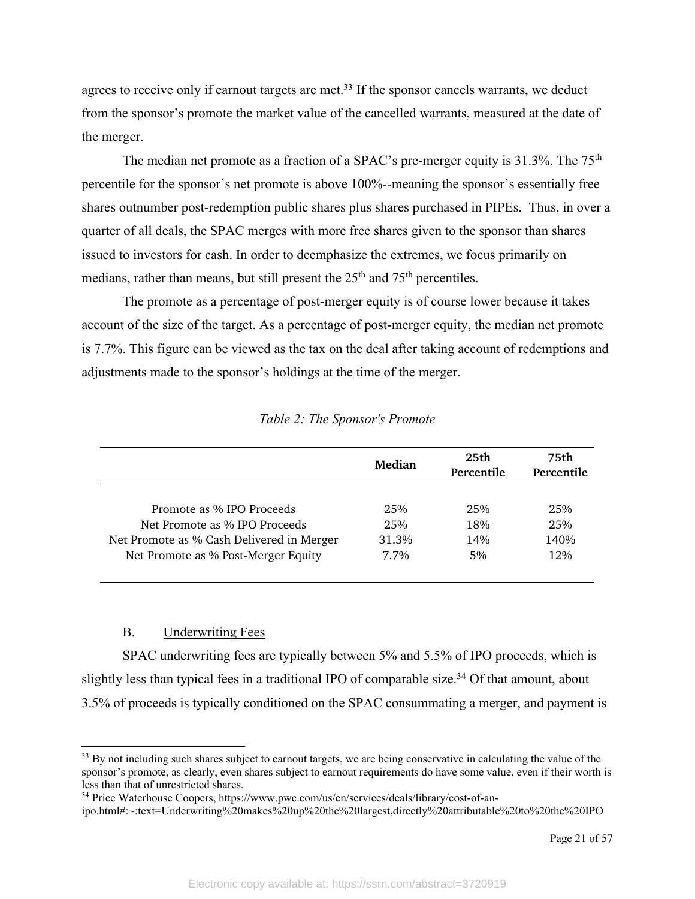agrees to receive only if earnout targets are met.[33] If the sponsor cancels warrants, we deduct from the sponsor's promote the market value of the cancelled warrants, measured at the date of the merger.

The median net promote as a fraction of a SPAC's pre-merger equity is 31.3%. The 75th percentile for the sponsor's net promote is above 100%--meaning the sponsor's essentially free shares outnumber post-redemption public shares plus shares purchased in PIPEs. Thus, in over a quarter of all deals, the SPAC merges with more free shares given to the sponsor than shares issued to investors for cash. In order to deemphasize the extremes, we focus primarily on medians, rather than means, but still present the 25th and 75th percentiles.

The promote as a percentage of post-merger equity is of course lower because it takes account of the size of the target. As a percentage of post-merger equity, the median net promote is 7.7%. This figure can be viewed as the tax on the deal after taking account of redemptions and adjustments made to the sponsor's holdings at the time of the merger.

*Table 2: The Sponsor's Promote*

| | Median | 25th Percentile | 75th Percentile |
|---|---|---|---|
| Promote as % IPO Proceeds | 25% | 25% | 25% |
| Net Promote as % IPO Proceeds | 25% | 18% | 25% |
| Net Promote as % Cash Delivered in Merger | 31.3% | 14% | 140% |
| Net Promote as % Post-Merger Equity | 7.7% | 5% | 12% |

### B. Underwriting Fees

SPAC underwriting fees are typically between 5% and 5.5% of IPO proceeds, which is slightly less than typical fees in a traditional IPO of comparable size.[34] Of that amount, about 3.5% of proceeds is typically conditioned on the SPAC consummating a merger, and payment is

[33] By not including such shares subject to earnout targets, we are being conservative in calculating the value of the sponsor's promote, as clearly, even shares subject to earnout requirements do have some value, even if their worth is less than that of unrestricted shares.

[34] Price Waterhouse Coopers, https://www.pwc.com/us/en/services/deals/library/cost-of-an-ipo.html#:~:text=Underwriting%20makes%20up%20the%20largest,directly%20attributable%20to%20the%20IPO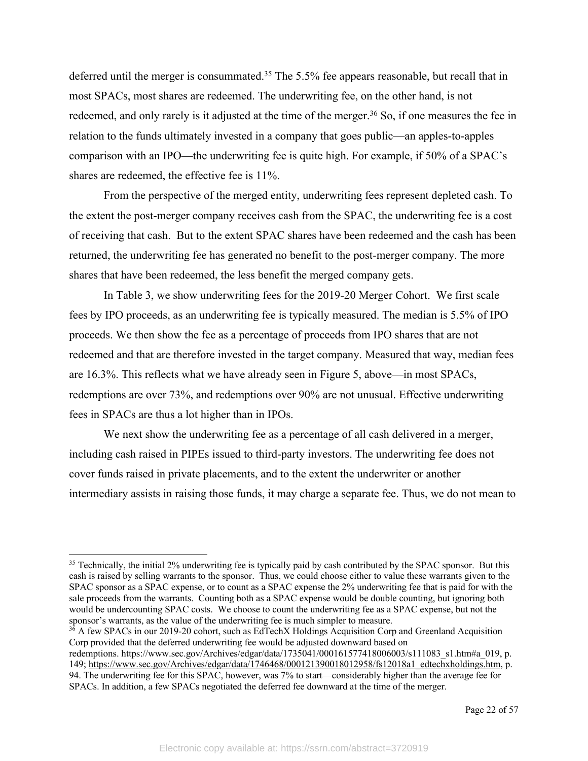deferred until the merger is consummated.[35] The 5.5% fee appears reasonable, but recall that in most SPACs, most shares are redeemed. The underwriting fee, on the other hand, is not redeemed, and only rarely is it adjusted at the time of the merger.[36] So, if one measures the fee in relation to the funds ultimately invested in a company that goes public—an apples-to-apples comparison with an IPO—the underwriting fee is quite high. For example, if 50% of a SPAC's shares are redeemed, the effective fee is 11%.

From the perspective of the merged entity, underwriting fees represent depleted cash. To the extent the post-merger company receives cash from the SPAC, the underwriting fee is a cost of receiving that cash. But to the extent SPAC shares have been redeemed and the cash has been returned, the underwriting fee has generated no benefit to the post-merger company. The more shares that have been redeemed, the less benefit the merged company gets.

In Table 3, we show underwriting fees for the 2019-20 Merger Cohort. We first scale fees by IPO proceeds, as an underwriting fee is typically measured. The median is 5.5% of IPO proceeds. We then show the fee as a percentage of proceeds from IPO shares that are not redeemed and that are therefore invested in the target company. Measured that way, median fees are 16.3%. This reflects what we have already seen in Figure 5, above—in most SPACs, redemptions are over 73%, and redemptions over 90% are not unusual. Effective underwriting fees in SPACs are thus a lot higher than in IPOs.

We next show the underwriting fee as a percentage of all cash delivered in a merger, including cash raised in PIPEs issued to third-party investors. The underwriting fee does not cover funds raised in private placements, and to the extent the underwriter or another intermediary assists in raising those funds, it may charge a separate fee. Thus, we do not mean to

---

[35] Technically, the initial 2% underwriting fee is typically paid by cash contributed by the SPAC sponsor. But this cash is raised by selling warrants to the sponsor. Thus, we could choose either to value these warrants given to the SPAC sponsor as a SPAC expense, or to count as a SPAC expense the 2% underwriting fee that is paid for with the sale proceeds from the warrants. Counting both as a SPAC expense would be double counting, but ignoring both would be undercounting SPAC costs. We choose to count the underwriting fee as a SPAC expense, but not the sponsor's warrants, as the value of the underwriting fee is much simpler to measure.

[36] A few SPACs in our 2019-20 cohort, such as EdTechX Holdings Acquisition Corp and Greenland Acquisition Corp provided that the deferred underwriting fee would be adjusted downward based on redemptions. https://www.sec.gov/Archives/edgar/data/1735041/000161577418006003/s111083_s1.htm#a_019, p. 149; https://www.sec.gov/Archives/edgar/data/1746468/000121390018012958/fs12018a1_edtechxholdings.htm, p. 94. The underwriting fee for this SPAC, however, was 7% to start—considerably higher than the average fee for SPACs. In addition, a few SPACs negotiated the deferred fee downward at the time of the merger.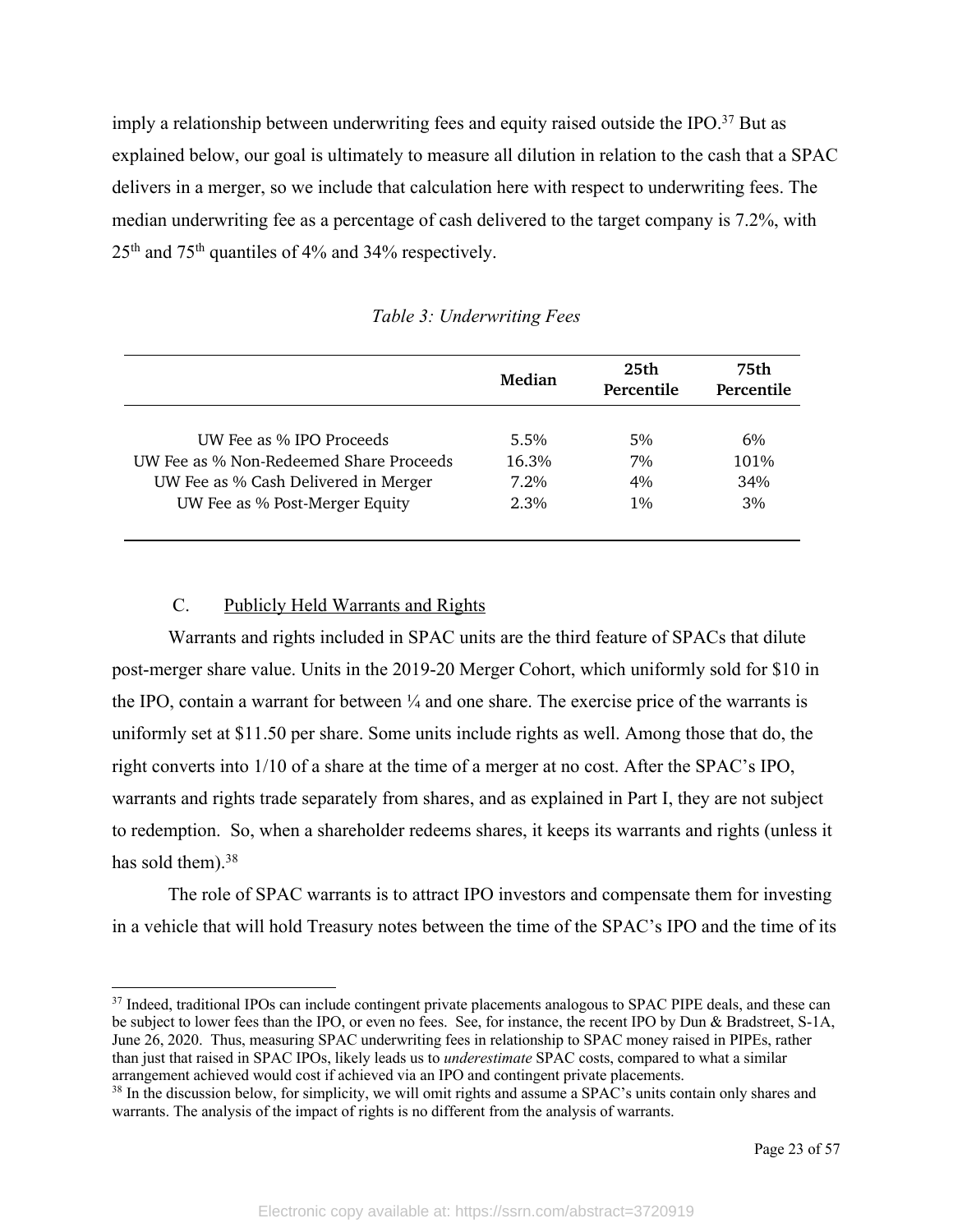imply a relationship between underwriting fees and equity raised outside the IPO.[37] But as explained below, our goal is ultimately to measure all dilution in relation to the cash that a SPAC delivers in a merger, so we include that calculation here with respect to underwriting fees. The median underwriting fee as a percentage of cash delivered to the target company is 7.2%, with 25th and 75th quantiles of 4% and 34% respectively.

*Table 3: Underwriting Fees*

| | Median | 25th Percentile | 75th Percentile |
|---|---|---|---|
| UW Fee as % IPO Proceeds | 5.5% | 5% | 6% |
| UW Fee as % Non-Redeemed Share Proceeds | 16.3% | 7% | 101% |
| UW Fee as % Cash Delivered in Merger | 7.2% | 4% | 34% |
| UW Fee as % Post-Merger Equity | 2.3% | 1% | 3% |

### C. Publicly Held Warrants and Rights

Warrants and rights included in SPAC units are the third feature of SPACs that dilute post-merger share value. Units in the 2019-20 Merger Cohort, which uniformly sold for $10 in the IPO, contain a warrant for between ¼ and one share. The exercise price of the warrants is uniformly set at $11.50 per share. Some units include rights as well. Among those that do, the right converts into 1/10 of a share at the time of a merger at no cost. After the SPAC's IPO, warrants and rights trade separately from shares, and as explained in Part I, they are not subject to redemption. So, when a shareholder redeems shares, it keeps its warrants and rights (unless it has sold them).[38]

The role of SPAC warrants is to attract IPO investors and compensate them for investing in a vehicle that will hold Treasury notes between the time of the SPAC's IPO and the time of its

---

[37] Indeed, traditional IPOs can include contingent private placements analogous to SPAC PIPE deals, and these can be subject to lower fees than the IPO, or even no fees. See, for instance, the recent IPO by Dun & Bradstreet, S-1A, June 26, 2020. Thus, measuring SPAC underwriting fees in relationship to SPAC money raised in PIPEs, rather than just that raised in SPAC IPOs, likely leads us to *underestimate* SPAC costs, compared to what a similar arrangement achieved would cost if achieved via an IPO and contingent private placements.

[38] In the discussion below, for simplicity, we will omit rights and assume a SPAC's units contain only shares and warrants. The analysis of the impact of rights is no different from the analysis of warrants.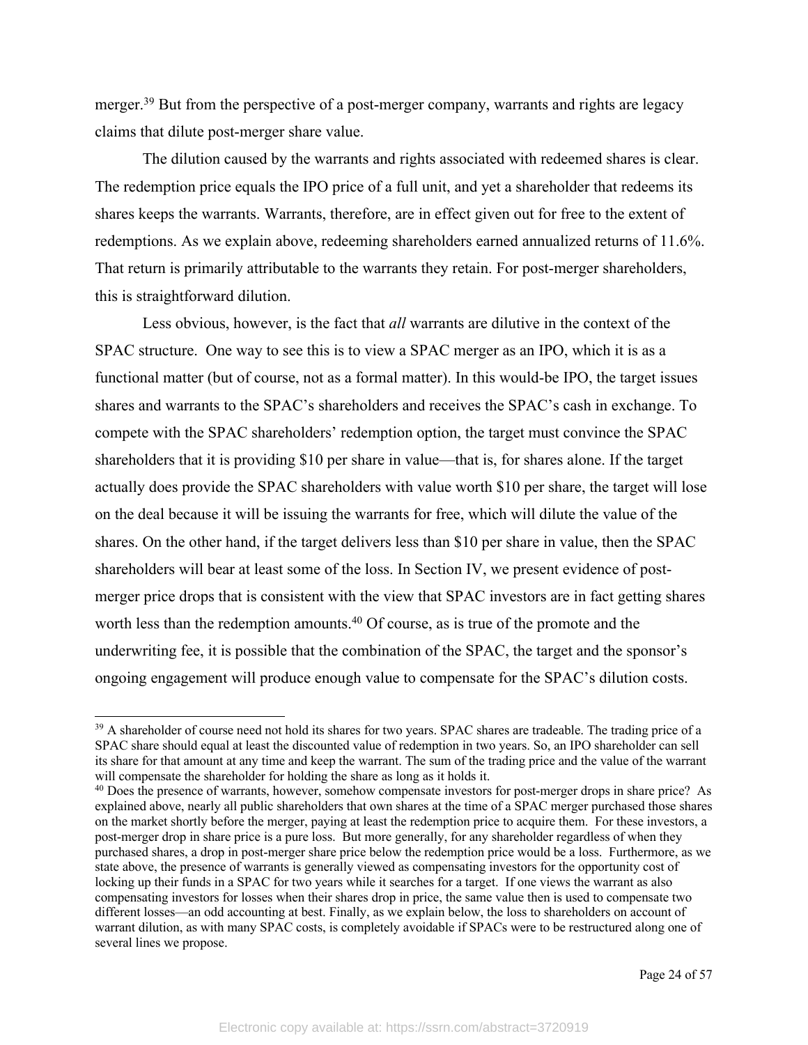merger.[39] But from the perspective of a post-merger company, warrants and rights are legacy claims that dilute post-merger share value.

The dilution caused by the warrants and rights associated with redeemed shares is clear. The redemption price equals the IPO price of a full unit, and yet a shareholder that redeems its shares keeps the warrants. Warrants, therefore, are in effect given out for free to the extent of redemptions. As we explain above, redeeming shareholders earned annualized returns of 11.6%. That return is primarily attributable to the warrants they retain. For post-merger shareholders, this is straightforward dilution.

Less obvious, however, is the fact that *all* warrants are dilutive in the context of the SPAC structure. One way to see this is to view a SPAC merger as an IPO, which it is as a functional matter (but of course, not as a formal matter). In this would-be IPO, the target issues shares and warrants to the SPAC's shareholders and receives the SPAC's cash in exchange. To compete with the SPAC shareholders' redemption option, the target must convince the SPAC shareholders that it is providing $10 per share in value—that is, for shares alone. If the target actually does provide the SPAC shareholders with value worth $10 per share, the target will lose on the deal because it will be issuing the warrants for free, which will dilute the value of the shares. On the other hand, if the target delivers less than $10 per share in value, then the SPAC shareholders will bear at least some of the loss. In Section IV, we present evidence of post-merger price drops that is consistent with the view that SPAC investors are in fact getting shares worth less than the redemption amounts.[40] Of course, as is true of the promote and the underwriting fee, it is possible that the combination of the SPAC, the target and the sponsor's ongoing engagement will produce enough value to compensate for the SPAC's dilution costs.

---

[39] A shareholder of course need not hold its shares for two years. SPAC shares are tradeable. The trading price of a SPAC share should equal at least the discounted value of redemption in two years. So, an IPO shareholder can sell its share for that amount at any time and keep the warrant. The sum of the trading price and the value of the warrant will compensate the shareholder for holding the share as long as it holds it.

[40] Does the presence of warrants, however, somehow compensate investors for post-merger drops in share price? As explained above, nearly all public shareholders that own shares at the time of a SPAC merger purchased those shares on the market shortly before the merger, paying at least the redemption price to acquire them. For these investors, a post-merger drop in share price is a pure loss. But more generally, for any shareholder regardless of when they purchased shares, a drop in post-merger share price below the redemption price would be a loss. Furthermore, as we state above, the presence of warrants is generally viewed as compensating investors for the opportunity cost of locking up their funds in a SPAC for two years while it searches for a target. If one views the warrant as also compensating investors for losses when their shares drop in price, the same value then is used to compensate two different losses—an odd accounting at best. Finally, as we explain below, the loss to shareholders on account of warrant dilution, as with many SPAC costs, is completely avoidable if SPACs were to be restructured along one of several lines we propose.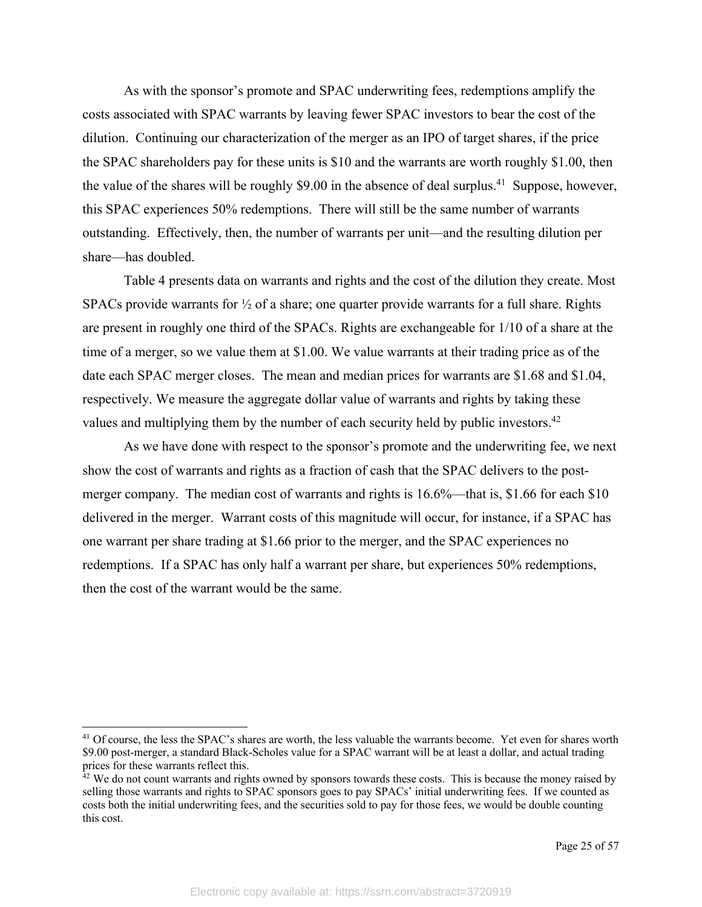As with the sponsor's promote and SPAC underwriting fees, redemptions amplify the costs associated with SPAC warrants by leaving fewer SPAC investors to bear the cost of the dilution. Continuing our characterization of the merger as an IPO of target shares, if the price the SPAC shareholders pay for these units is $10 and the warrants are worth roughly $1.00, then the value of the shares will be roughly $9.00 in the absence of deal surplus.[41] Suppose, however, this SPAC experiences 50% redemptions. There will still be the same number of warrants outstanding. Effectively, then, the number of warrants per unit—and the resulting dilution per share—has doubled.

Table 4 presents data on warrants and rights and the cost of the dilution they create. Most SPACs provide warrants for ½ of a share; one quarter provide warrants for a full share. Rights are present in roughly one third of the SPACs. Rights are exchangeable for 1/10 of a share at the time of a merger, so we value them at $1.00. We value warrants at their trading price as of the date each SPAC merger closes. The mean and median prices for warrants are $1.68 and $1.04, respectively. We measure the aggregate dollar value of warrants and rights by taking these values and multiplying them by the number of each security held by public investors.[42]

As we have done with respect to the sponsor's promote and the underwriting fee, we next show the cost of warrants and rights as a fraction of cash that the SPAC delivers to the post-merger company. The median cost of warrants and rights is 16.6%—that is, $1.66 for each $10 delivered in the merger. Warrant costs of this magnitude will occur, for instance, if a SPAC has one warrant per share trading at $1.66 prior to the merger, and the SPAC experiences no redemptions. If a SPAC has only half a warrant per share, but experiences 50% redemptions, then the cost of the warrant would be the same.

---

[41] Of course, the less the SPAC's shares are worth, the less valuable the warrants become. Yet even for shares worth $9.00 post-merger, a standard Black-Scholes value for a SPAC warrant will be at least a dollar, and actual trading prices for these warrants reflect this.

[42] We do not count warrants and rights owned by sponsors towards these costs. This is because the money raised by selling those warrants and rights to SPAC sponsors goes to pay SPACs' initial underwriting fees. If we counted as costs both the initial underwriting fees, and the securities sold to pay for those fees, we would be double counting this cost.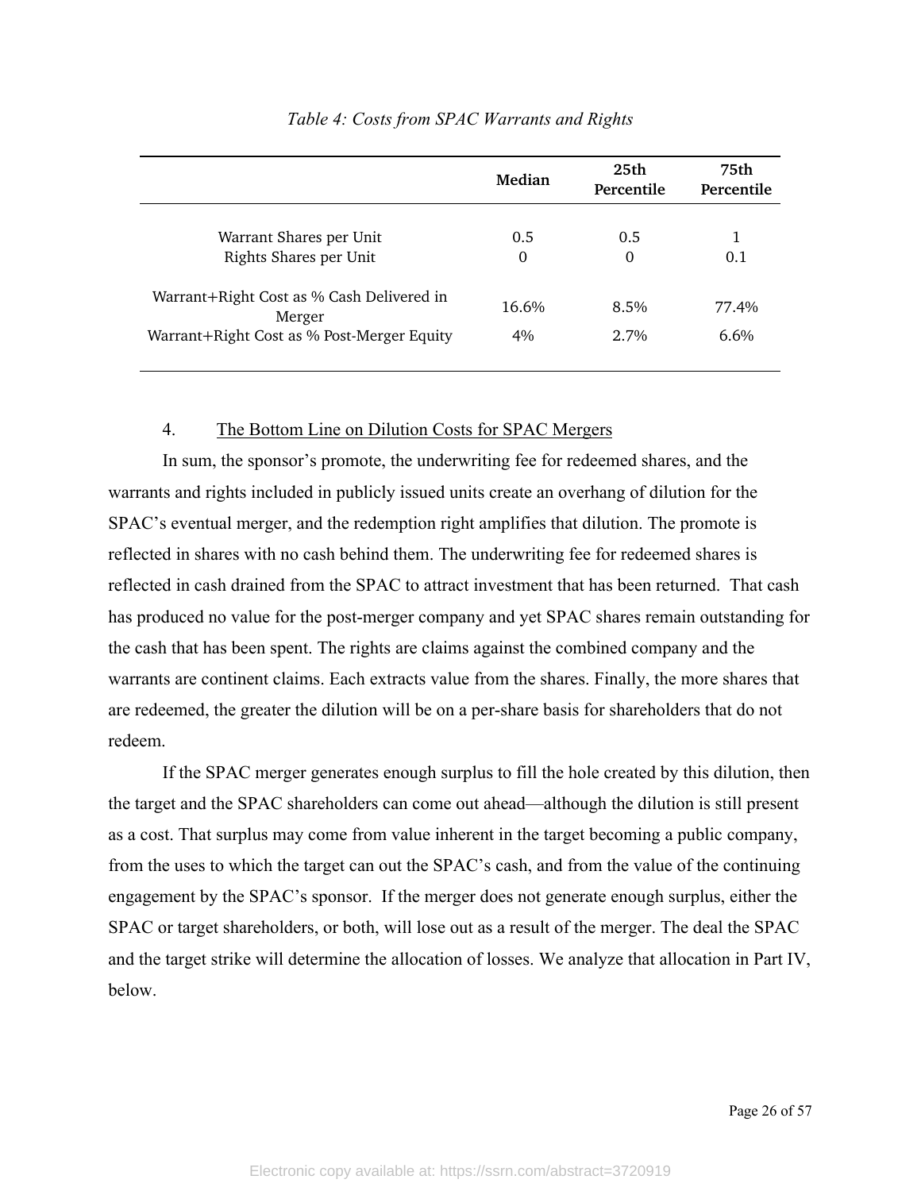*Table 4: Costs from SPAC Warrants and Rights*

| | Median | 25th Percentile | 75th Percentile |
|---|---|---|---|
| Warrant Shares per Unit | 0.5 | 0.5 | 1 |
| Rights Shares per Unit | 0 | 0 | 0.1 |
| Warrant+Right Cost as % Cash Delivered in Merger | 16.6% | 8.5% | 77.4% |
| Warrant+Right Cost as % Post-Merger Equity | 4% | 2.7% | 6.6% |

#### 4. The Bottom Line on Dilution Costs for SPAC Mergers

In sum, the sponsor's promote, the underwriting fee for redeemed shares, and the warrants and rights included in publicly issued units create an overhang of dilution for the SPAC's eventual merger, and the redemption right amplifies that dilution. The promote is reflected in shares with no cash behind them. The underwriting fee for redeemed shares is reflected in cash drained from the SPAC to attract investment that has been returned. That cash has produced no value for the post-merger company and yet SPAC shares remain outstanding for the cash that has been spent. The rights are claims against the combined company and the warrants are continent claims. Each extracts value from the shares. Finally, the more shares that are redeemed, the greater the dilution will be on a per-share basis for shareholders that do not redeem.

If the SPAC merger generates enough surplus to fill the hole created by this dilution, then the target and the SPAC shareholders can come out ahead—although the dilution is still present as a cost. That surplus may come from value inherent in the target becoming a public company, from the uses to which the target can out the SPAC's cash, and from the value of the continuing engagement by the SPAC's sponsor. If the merger does not generate enough surplus, either the SPAC or target shareholders, or both, will lose out as a result of the merger. The deal the SPAC and the target strike will determine the allocation of losses. We analyze that allocation in Part IV, below.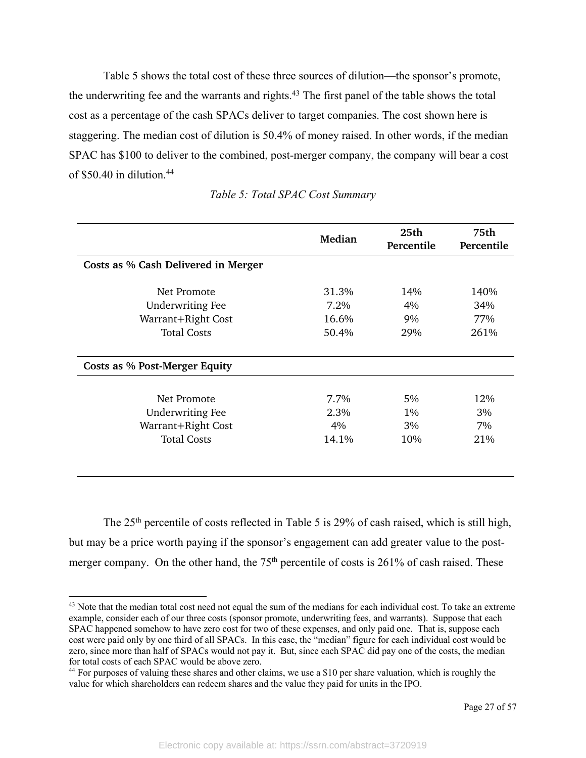Table 5 shows the total cost of these three sources of dilution—the sponsor's promote, the underwriting fee and the warrants and rights.[43] The first panel of the table shows the total cost as a percentage of the cash SPACs deliver to target companies. The cost shown here is staggering. The median cost of dilution is 50.4% of money raised. In other words, if the median SPAC has $100 to deliver to the combined, post-merger company, the company will bear a cost of $50.40 in dilution.[44]

*Table 5: Total SPAC Cost Summary*

| | Median | 25th Percentile | 75th Percentile |
|---|---|---|---|
| **Costs as % Cash Delivered in Merger** | | | |
| Net Promote | 31.3% | 14% | 140% |
| Underwriting Fee | 7.2% | 4% | 34% |
| Warrant+Right Cost | 16.6% | 9% | 77% |
| Total Costs | 50.4% | 29% | 261% |
| **Costs as % Post-Merger Equity** | | | |
| Net Promote | 7.7% | 5% | 12% |
| Underwriting Fee | 2.3% | 1% | 3% |
| Warrant+Right Cost | 4% | 3% | 7% |
| Total Costs | 14.1% | 10% | 21% |

The 25th percentile of costs reflected in Table 5 is 29% of cash raised, which is still high, but may be a price worth paying if the sponsor's engagement can add greater value to the post-merger company. On the other hand, the 75th percentile of costs is 261% of cash raised. These

[43] Note that the median total cost need not equal the sum of the medians for each individual cost. To take an extreme example, consider each of our three costs (sponsor promote, underwriting fees, and warrants). Suppose that each SPAC happened somehow to have zero cost for two of these expenses, and only paid one. That is, suppose each cost were paid only by one third of all SPACs. In this case, the "median" figure for each individual cost would be zero, since more than half of SPACs would not pay it. But, since each SPAC did pay one of the costs, the median for total costs of each SPAC would be above zero.

[44] For purposes of valuing these shares and other claims, we use a $10 per share valuation, which is roughly the value for which shareholders can redeem shares and the value they paid for units in the IPO.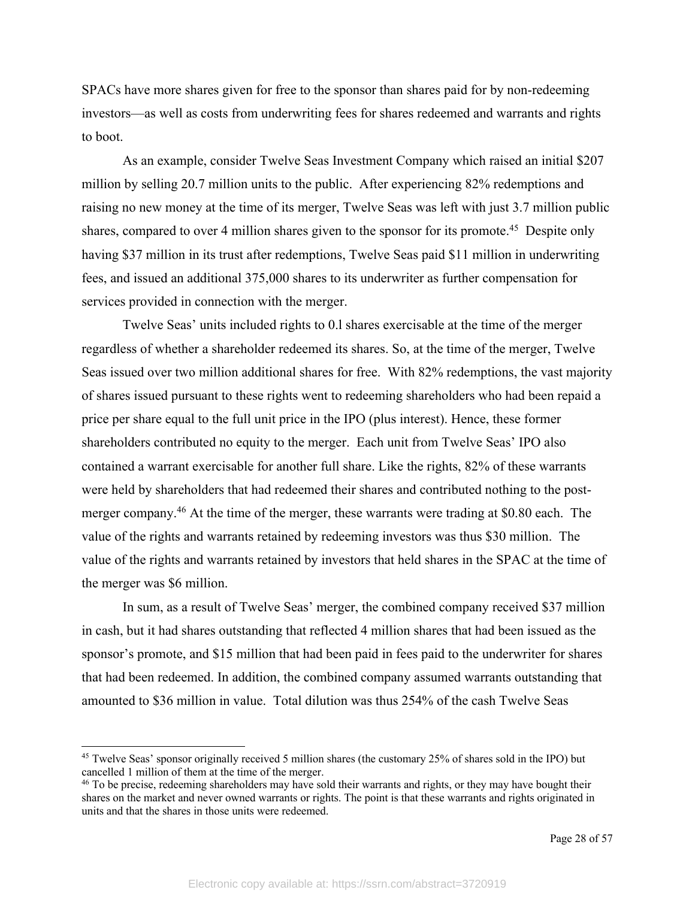SPACs have more shares given for free to the sponsor than shares paid for by non-redeeming investors—as well as costs from underwriting fees for shares redeemed and warrants and rights to boot.

As an example, consider Twelve Seas Investment Company which raised an initial $207 million by selling 20.7 million units to the public. After experiencing 82% redemptions and raising no new money at the time of its merger, Twelve Seas was left with just 3.7 million public shares, compared to over 4 million shares given to the sponsor for its promote.[45] Despite only having $37 million in its trust after redemptions, Twelve Seas paid $11 million in underwriting fees, and issued an additional 375,000 shares to its underwriter as further compensation for services provided in connection with the merger.

Twelve Seas' units included rights to 0.l shares exercisable at the time of the merger regardless of whether a shareholder redeemed its shares. So, at the time of the merger, Twelve Seas issued over two million additional shares for free. With 82% redemptions, the vast majority of shares issued pursuant to these rights went to redeeming shareholders who had been repaid a price per share equal to the full unit price in the IPO (plus interest). Hence, these former shareholders contributed no equity to the merger. Each unit from Twelve Seas' IPO also contained a warrant exercisable for another full share. Like the rights, 82% of these warrants were held by shareholders that had redeemed their shares and contributed nothing to the post-merger company.[46] At the time of the merger, these warrants were trading at $0.80 each. The value of the rights and warrants retained by redeeming investors was thus $30 million. The value of the rights and warrants retained by investors that held shares in the SPAC at the time of the merger was $6 million.

In sum, as a result of Twelve Seas' merger, the combined company received $37 million in cash, but it had shares outstanding that reflected 4 million shares that had been issued as the sponsor's promote, and $15 million that had been paid in fees paid to the underwriter for shares that had been redeemed. In addition, the combined company assumed warrants outstanding that amounted to $36 million in value. Total dilution was thus 254% of the cash Twelve Seas

---

[45] Twelve Seas' sponsor originally received 5 million shares (the customary 25% of shares sold in the IPO) but cancelled 1 million of them at the time of the merger.

[46] To be precise, redeeming shareholders may have sold their warrants and rights, or they may have bought their shares on the market and never owned warrants or rights. The point is that these warrants and rights originated in units and that the shares in those units were redeemed.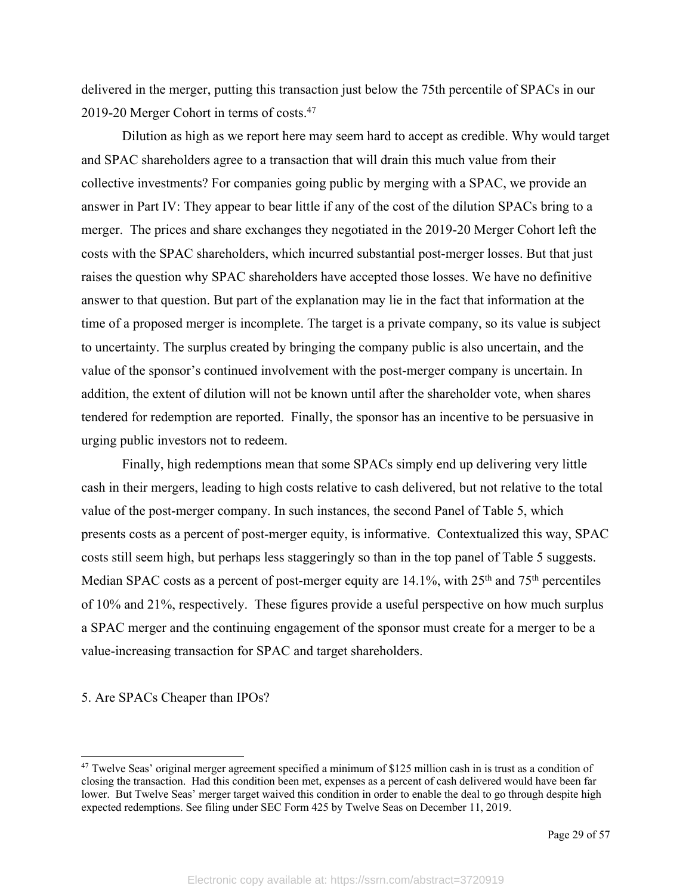delivered in the merger, putting this transaction just below the 75th percentile of SPACs in our 2019-20 Merger Cohort in terms of costs.[47]

Dilution as high as we report here may seem hard to accept as credible. Why would target and SPAC shareholders agree to a transaction that will drain this much value from their collective investments? For companies going public by merging with a SPAC, we provide an answer in Part IV: They appear to bear little if any of the cost of the dilution SPACs bring to a merger. The prices and share exchanges they negotiated in the 2019-20 Merger Cohort left the costs with the SPAC shareholders, which incurred substantial post-merger losses. But that just raises the question why SPAC shareholders have accepted those losses. We have no definitive answer to that question. But part of the explanation may lie in the fact that information at the time of a proposed merger is incomplete. The target is a private company, so its value is subject to uncertainty. The surplus created by bringing the company public is also uncertain, and the value of the sponsor's continued involvement with the post-merger company is uncertain. In addition, the extent of dilution will not be known until after the shareholder vote, when shares tendered for redemption are reported. Finally, the sponsor has an incentive to be persuasive in urging public investors not to redeem.

Finally, high redemptions mean that some SPACs simply end up delivering very little cash in their mergers, leading to high costs relative to cash delivered, but not relative to the total value of the post-merger company. In such instances, the second Panel of Table 5, which presents costs as a percent of post-merger equity, is informative. Contextualized this way, SPAC costs still seem high, but perhaps less staggeringly so than in the top panel of Table 5 suggests. Median SPAC costs as a percent of post-merger equity are 14.1%, with 25th and 75th percentiles of 10% and 21%, respectively. These figures provide a useful perspective on how much surplus a SPAC merger and the continuing engagement of the sponsor must create for a merger to be a value-increasing transaction for SPAC and target shareholders.

5. Are SPACs Cheaper than IPOs?

---

[47] Twelve Seas' original merger agreement specified a minimum of $125 million cash in is trust as a condition of closing the transaction. Had this condition been met, expenses as a percent of cash delivered would have been far lower. But Twelve Seas' merger target waived this condition in order to enable the deal to go through despite high expected redemptions. See filing under SEC Form 425 by Twelve Seas on December 11, 2019.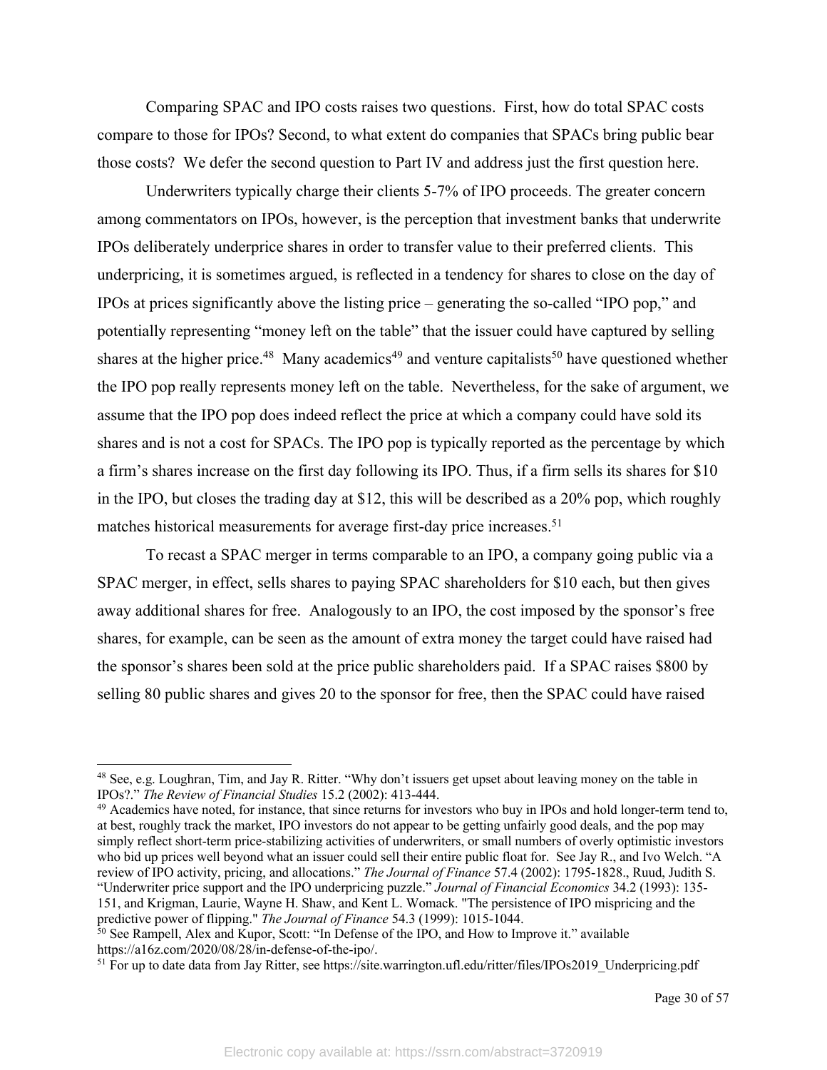Comparing SPAC and IPO costs raises two questions. First, how do total SPAC costs compare to those for IPOs? Second, to what extent do companies that SPACs bring public bear those costs? We defer the second question to Part IV and address just the first question here.

Underwriters typically charge their clients 5-7% of IPO proceeds. The greater concern among commentators on IPOs, however, is the perception that investment banks that underwrite IPOs deliberately underprice shares in order to transfer value to their preferred clients. This underpricing, it is sometimes argued, is reflected in a tendency for shares to close on the day of IPOs at prices significantly above the listing price – generating the so-called "IPO pop," and potentially representing "money left on the table" that the issuer could have captured by selling shares at the higher price.[48] Many academics[49] and venture capitalists[50] have questioned whether the IPO pop really represents money left on the table. Nevertheless, for the sake of argument, we assume that the IPO pop does indeed reflect the price at which a company could have sold its shares and is not a cost for SPACs. The IPO pop is typically reported as the percentage by which a firm's shares increase on the first day following its IPO. Thus, if a firm sells its shares for $10 in the IPO, but closes the trading day at $12, this will be described as a 20% pop, which roughly matches historical measurements for average first-day price increases.[51]

To recast a SPAC merger in terms comparable to an IPO, a company going public via a SPAC merger, in effect, sells shares to paying SPAC shareholders for $10 each, but then gives away additional shares for free. Analogously to an IPO, the cost imposed by the sponsor's free shares, for example, can be seen as the amount of extra money the target could have raised had the sponsor's shares been sold at the price public shareholders paid. If a SPAC raises $800 by selling 80 public shares and gives 20 to the sponsor for free, then the SPAC could have raised

---

[48] See, e.g. Loughran, Tim, and Jay R. Ritter. "Why don't issuers get upset about leaving money on the table in IPOs?." *The Review of Financial Studies* 15.2 (2002): 413-444.

[49] Academics have noted, for instance, that since returns for investors who buy in IPOs and hold longer-term tend to, at best, roughly track the market, IPO investors do not appear to be getting unfairly good deals, and the pop may simply reflect short-term price-stabilizing activities of underwriters, or small numbers of overly optimistic investors who bid up prices well beyond what an issuer could sell their entire public float for. See Jay R., and Ivo Welch. "A review of IPO activity, pricing, and allocations." *The Journal of Finance* 57.4 (2002): 1795-1828., Ruud, Judith S. "Underwriter price support and the IPO underpricing puzzle." *Journal of Financial Economics* 34.2 (1993): 135-151, and Krigman, Laurie, Wayne H. Shaw, and Kent L. Womack. "The persistence of IPO mispricing and the predictive power of flipping." *The Journal of Finance* 54.3 (1999): 1015-1044.

[50] See Rampell, Alex and Kupor, Scott: "In Defense of the IPO, and How to Improve it." available https://a16z.com/2020/08/28/in-defense-of-the-ipo/.

[51] For up to date data from Jay Ritter, see https://site.warrington.ufl.edu/ritter/files/IPOs2019_Underpricing.pdf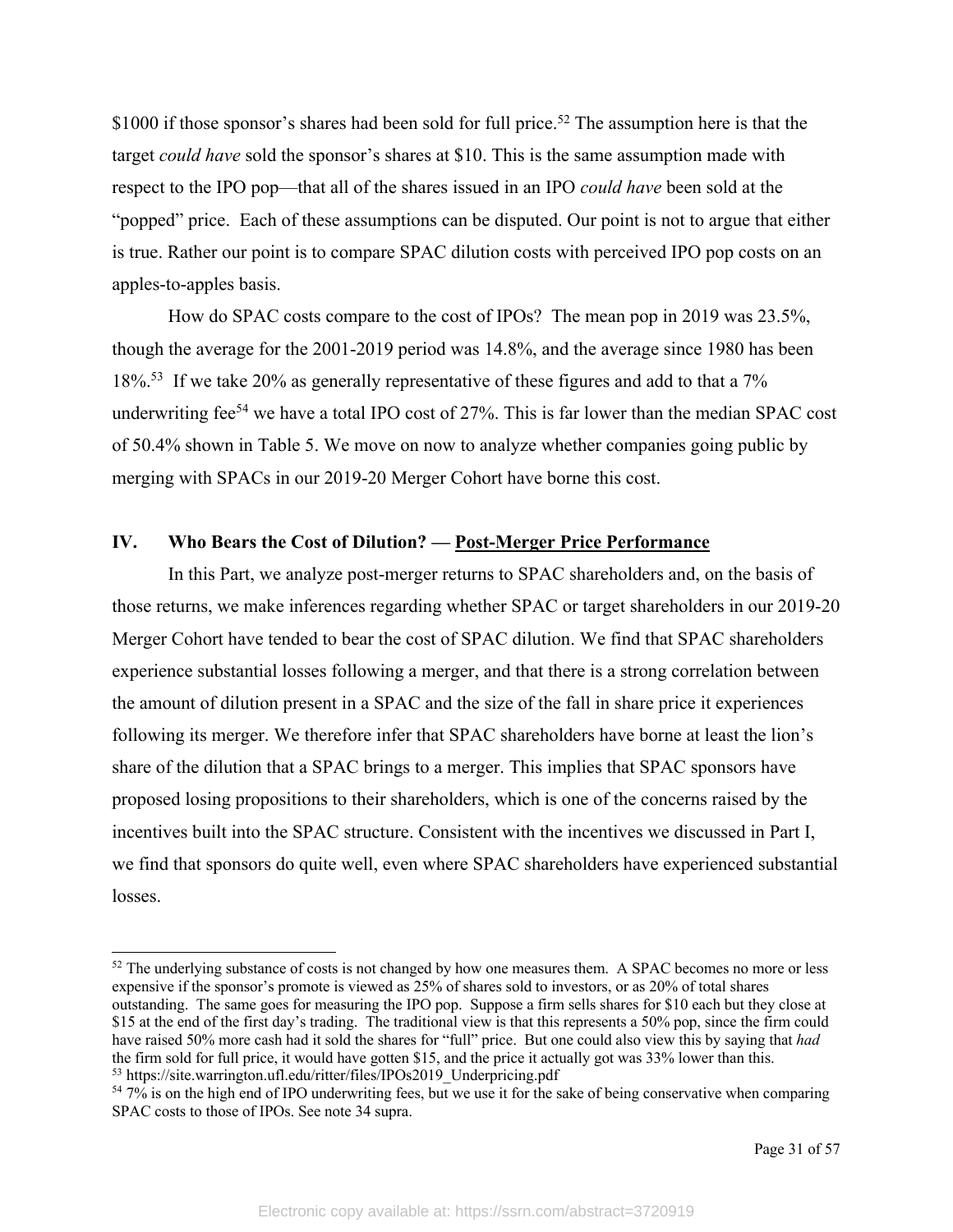$1000 if those sponsor's shares had been sold for full price.[52] The assumption here is that the target *could have* sold the sponsor's shares at $10. This is the same assumption made with respect to the IPO pop—that all of the shares issued in an IPO *could have* been sold at the "popped" price. Each of these assumptions can be disputed. Our point is not to argue that either is true. Rather our point is to compare SPAC dilution costs with perceived IPO pop costs on an apples-to-apples basis.

How do SPAC costs compare to the cost of IPOs? The mean pop in 2019 was 23.5%, though the average for the 2001-2019 period was 14.8%, and the average since 1980 has been 18%.[53] If we take 20% as generally representative of these figures and add to that a 7% underwriting fee[54] we have a total IPO cost of 27%. This is far lower than the median SPAC cost of 50.4% shown in Table 5. We move on now to analyze whether companies going public by merging with SPACs in our 2019-20 Merger Cohort have borne this cost.

## IV. Who Bears the Cost of Dilution? — Post-Merger Price Performance

In this Part, we analyze post-merger returns to SPAC shareholders and, on the basis of those returns, we make inferences regarding whether SPAC or target shareholders in our 2019-20 Merger Cohort have tended to bear the cost of SPAC dilution. We find that SPAC shareholders experience substantial losses following a merger, and that there is a strong correlation between the amount of dilution present in a SPAC and the size of the fall in share price it experiences following its merger. We therefore infer that SPAC shareholders have borne at least the lion's share of the dilution that a SPAC brings to a merger. This implies that SPAC sponsors have proposed losing propositions to their shareholders, which is one of the concerns raised by the incentives built into the SPAC structure. Consistent with the incentives we discussed in Part I, we find that sponsors do quite well, even where SPAC shareholders have experienced substantial losses.

---

[52] The underlying substance of costs is not changed by how one measures them. A SPAC becomes no more or less expensive if the sponsor's promote is viewed as 25% of shares sold to investors, or as 20% of total shares outstanding. The same goes for measuring the IPO pop. Suppose a firm sells shares for $10 each but they close at $15 at the end of the first day's trading. The traditional view is that this represents a 50% pop, since the firm could have raised 50% more cash had it sold the shares for "full" price. But one could also view this by saying that *had* the firm sold for full price, it would have gotten $15, and the price it actually got was 33% lower than this.

[53] https://site.warrington.ufl.edu/ritter/files/IPOs2019_Underpricing.pdf

[54] 7% is on the high end of IPO underwriting fees, but we use it for the sake of being conservative when comparing SPAC costs to those of IPOs. See note 34 supra.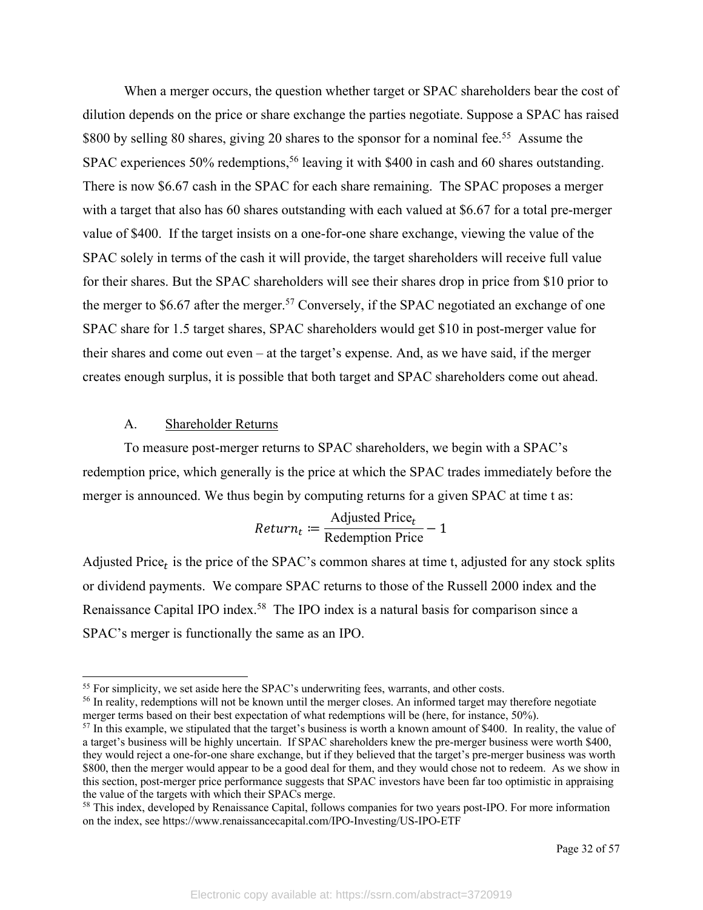When a merger occurs, the question whether target or SPAC shareholders bear the cost of dilution depends on the price or share exchange the parties negotiate. Suppose a SPAC has raised $800 by selling 80 shares, giving 20 shares to the sponsor for a nominal fee.[55] Assume the SPAC experiences 50% redemptions,[56] leaving it with $400 in cash and 60 shares outstanding. There is now $6.67 cash in the SPAC for each share remaining. The SPAC proposes a merger with a target that also has 60 shares outstanding with each valued at $6.67 for a total pre-merger value of $400. If the target insists on a one-for-one share exchange, viewing the value of the SPAC solely in terms of the cash it will provide, the target shareholders will receive full value for their shares. But the SPAC shareholders will see their shares drop in price from $10 prior to the merger to $6.67 after the merger.[57] Conversely, if the SPAC negotiated an exchange of one SPAC share for 1.5 target shares, SPAC shareholders would get $10 in post-merger value for their shares and come out even – at the target's expense. And, as we have said, if the merger creates enough surplus, it is possible that both target and SPAC shareholders come out ahead.

## A. Shareholder Returns

To measure post-merger returns to SPAC shareholders, we begin with a SPAC's redemption price, which generally is the price at which the SPAC trades immediately before the merger is announced. We thus begin by computing returns for a given SPAC at time t as:

$$Return_t := \frac{\text{Adjusted Price}_t}{\text{Redemption Price}} - 1$$

$\text{Adjusted Price}_t$ is the price of the SPAC's common shares at time t, adjusted for any stock splits or dividend payments. We compare SPAC returns to those of the Russell 2000 index and the Renaissance Capital IPO index.[58] The IPO index is a natural basis for comparison since a SPAC's merger is functionally the same as an IPO.

---

[55] For simplicity, we set aside here the SPAC's underwriting fees, warrants, and other costs.

[56] In reality, redemptions will not be known until the merger closes. An informed target may therefore negotiate merger terms based on their best expectation of what redemptions will be (here, for instance, 50%).

[57] In this example, we stipulated that the target's business is worth a known amount of $400. In reality, the value of a target's business will be highly uncertain. If SPAC shareholders knew the pre-merger business were worth $400, they would reject a one-for-one share exchange, but if they believed that the target's pre-merger business was worth $800, then the merger would appear to be a good deal for them, and they would chose not to redeem. As we show in this section, post-merger price performance suggests that SPAC investors have been far too optimistic in appraising the value of the targets with which their SPACs merge.

[58] This index, developed by Renaissance Capital, follows companies for two years post-IPO. For more information on the index, see https://www.renaissancecapital.com/IPO-Investing/US-IPO-ETF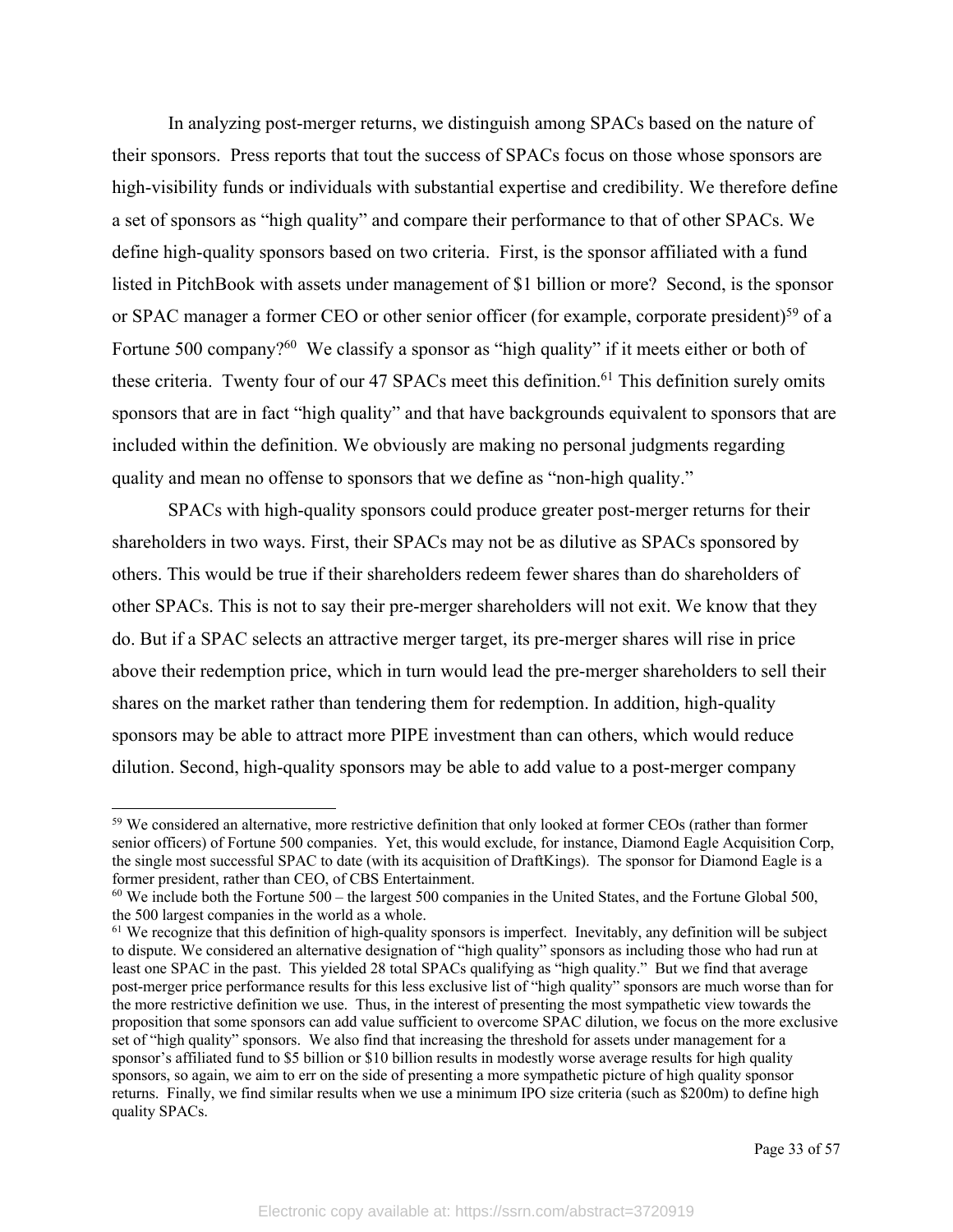In analyzing post-merger returns, we distinguish among SPACs based on the nature of their sponsors. Press reports that tout the success of SPACs focus on those whose sponsors are high-visibility funds or individuals with substantial expertise and credibility. We therefore define a set of sponsors as "high quality" and compare their performance to that of other SPACs. We define high-quality sponsors based on two criteria. First, is the sponsor affiliated with a fund listed in PitchBook with assets under management of $1 billion or more? Second, is the sponsor or SPAC manager a former CEO or other senior officer (for example, corporate president)[59] of a Fortune 500 company?[60] We classify a sponsor as "high quality" if it meets either or both of these criteria. Twenty four of our 47 SPACs meet this definition.[61] This definition surely omits sponsors that are in fact "high quality" and that have backgrounds equivalent to sponsors that are included within the definition. We obviously are making no personal judgments regarding quality and mean no offense to sponsors that we define as "non-high quality."

SPACs with high-quality sponsors could produce greater post-merger returns for their shareholders in two ways. First, their SPACs may not be as dilutive as SPACs sponsored by others. This would be true if their shareholders redeem fewer shares than do shareholders of other SPACs. This is not to say their pre-merger shareholders will not exit. We know that they do. But if a SPAC selects an attractive merger target, its pre-merger shares will rise in price above their redemption price, which in turn would lead the pre-merger shareholders to sell their shares on the market rather than tendering them for redemption. In addition, high-quality sponsors may be able to attract more PIPE investment than can others, which would reduce dilution. Second, high-quality sponsors may be able to add value to a post-merger company

---

[59] We considered an alternative, more restrictive definition that only looked at former CEOs (rather than former senior officers) of Fortune 500 companies. Yet, this would exclude, for instance, Diamond Eagle Acquisition Corp, the single most successful SPAC to date (with its acquisition of DraftKings). The sponsor for Diamond Eagle is a former president, rather than CEO, of CBS Entertainment.

[60] We include both the Fortune 500 – the largest 500 companies in the United States, and the Fortune Global 500, the 500 largest companies in the world as a whole.

[61] We recognize that this definition of high-quality sponsors is imperfect. Inevitably, any definition will be subject to dispute. We considered an alternative designation of "high quality" sponsors as including those who had run at least one SPAC in the past. This yielded 28 total SPACs qualifying as "high quality." But we find that average post-merger price performance results for this less exclusive list of "high quality" sponsors are much worse than for the more restrictive definition we use. Thus, in the interest of presenting the most sympathetic view towards the proposition that some sponsors can add value sufficient to overcome SPAC dilution, we focus on the more exclusive set of "high quality" sponsors. We also find that increasing the threshold for assets under management for a sponsor's affiliated fund to $5 billion or $10 billion results in modestly worse average results for high quality sponsors, so again, we aim to err on the side of presenting a more sympathetic picture of high quality sponsor returns. Finally, we find similar results when we use a minimum IPO size criteria (such as $200m) to define high quality SPACs.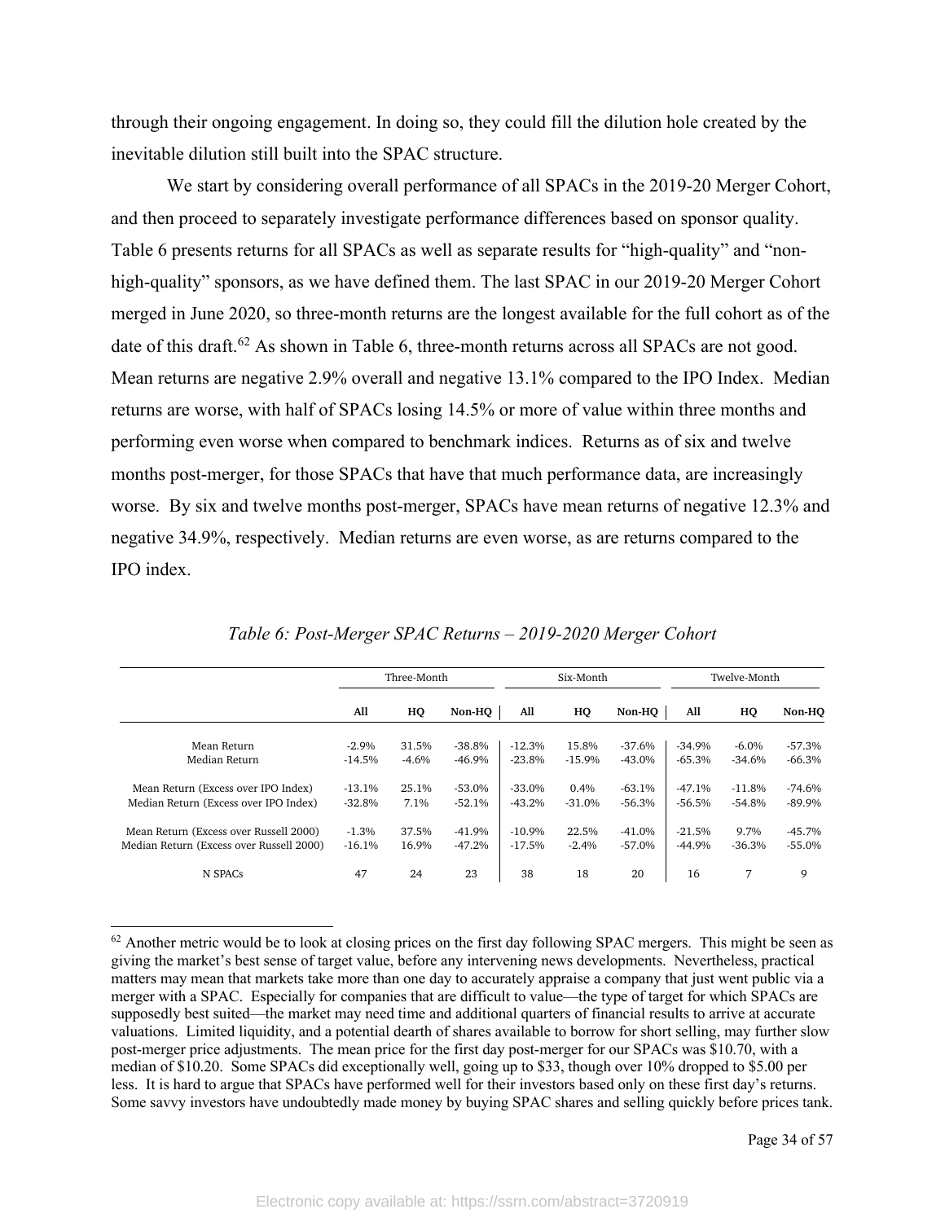through their ongoing engagement. In doing so, they could fill the dilution hole created by the inevitable dilution still built into the SPAC structure.

We start by considering overall performance of all SPACs in the 2019-20 Merger Cohort, and then proceed to separately investigate performance differences based on sponsor quality. Table 6 presents returns for all SPACs as well as separate results for "high-quality" and "non-high-quality" sponsors, as we have defined them. The last SPAC in our 2019-20 Merger Cohort merged in June 2020, so three-month returns are the longest available for the full cohort as of the date of this draft.[62] As shown in Table 6, three-month returns across all SPACs are not good. Mean returns are negative 2.9% overall and negative 13.1% compared to the IPO Index. Median returns are worse, with half of SPACs losing 14.5% or more of value within three months and performing even worse when compared to benchmark indices. Returns as of six and twelve months post-merger, for those SPACs that have that much performance data, are increasingly worse. By six and twelve months post-merger, SPACs have mean returns of negative 12.3% and negative 34.9%, respectively. Median returns are even worse, as are returns compared to the IPO index.

*Table 6: Post-Merger SPAC Returns – 2019-2020 Merger Cohort*

| | Three-Month | | | Six-Month | | | Twelve-Month | | |
|---|---|---|---|---|---|---|---|---|---|
| | **All** | **HQ** | **Non-HQ** | **All** | **HQ** | **Non-HQ** | **All** | **HQ** | **Non-HQ** |
| Mean Return | -2.9% | 31.5% | -38.8% | -12.3% | 15.8% | -37.6% | -34.9% | -6.0% | -57.3% |
| Median Return | -14.5% | -4.6% | -46.9% | -23.8% | -15.9% | -43.0% | -65.3% | -34.6% | -66.3% |
| Mean Return (Excess over IPO Index) | -13.1% | 25.1% | -53.0% | -33.0% | 0.4% | -63.1% | -47.1% | -11.8% | -74.6% |
| Median Return (Excess over IPO Index) | -32.8% | 7.1% | -52.1% | -43.2% | -31.0% | -56.3% | -56.5% | -54.8% | -89.9% |
| Mean Return (Excess over Russell 2000) | -1.3% | 37.5% | -41.9% | -10.9% | 22.5% | -41.0% | -21.5% | 9.7% | -45.7% |
| Median Return (Excess over Russell 2000) | -16.1% | 16.9% | -47.2% | -17.5% | -2.4% | -57.0% | -44.9% | -36.3% | -55.0% |
| N SPACs | 47 | 24 | 23 | 38 | 18 | 20 | 16 | 7 | 9 |

[62] Another metric would be to look at closing prices on the first day following SPAC mergers. This might be seen as giving the market's best sense of target value, before any intervening news developments. Nevertheless, practical matters may mean that markets take more than one day to accurately appraise a company that just went public via a merger with a SPAC. Especially for companies that are difficult to value—the type of target for which SPACs are supposedly best suited—the market may need time and additional quarters of financial results to arrive at accurate valuations. Limited liquidity, and a potential dearth of shares available to borrow for short selling, may further slow post-merger price adjustments. The mean price for the first day post-merger for our SPACs was $10.70, with a median of $10.20. Some SPACs did exceptionally well, going up to $33, though over 10% dropped to $5.00 per less. It is hard to argue that SPACs have performed well for their investors based only on these first day's returns. Some savvy investors have undoubtedly made money by buying SPAC shares and selling quickly before prices tank.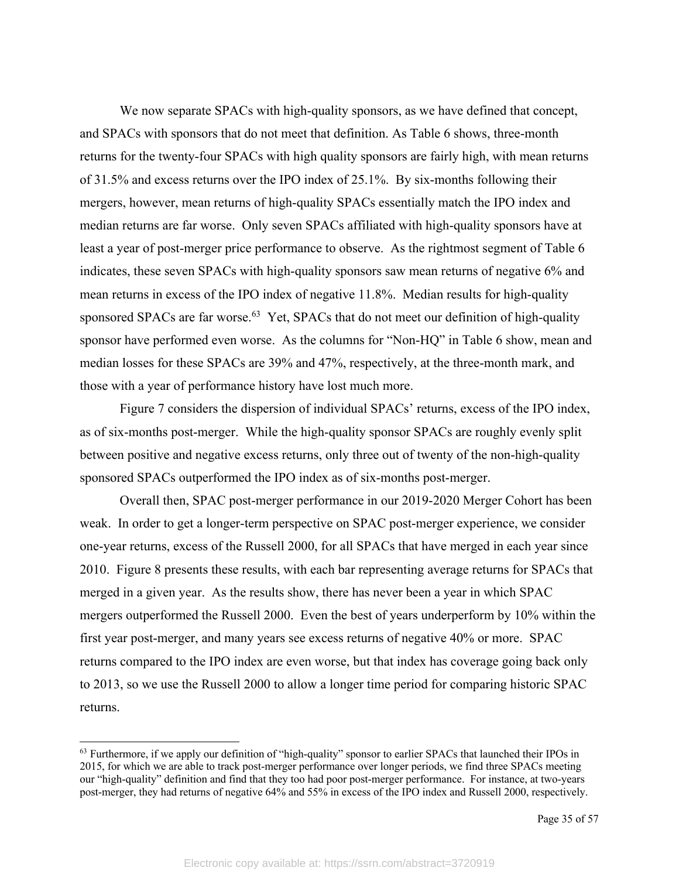We now separate SPACs with high-quality sponsors, as we have defined that concept, and SPACs with sponsors that do not meet that definition. As Table 6 shows, three-month returns for the twenty-four SPACs with high quality sponsors are fairly high, with mean returns of 31.5% and excess returns over the IPO index of 25.1%. By six-months following their mergers, however, mean returns of high-quality SPACs essentially match the IPO index and median returns are far worse. Only seven SPACs affiliated with high-quality sponsors have at least a year of post-merger price performance to observe. As the rightmost segment of Table 6 indicates, these seven SPACs with high-quality sponsors saw mean returns of negative 6% and mean returns in excess of the IPO index of negative 11.8%. Median results for high-quality sponsored SPACs are far worse.[63] Yet, SPACs that do not meet our definition of high-quality sponsor have performed even worse. As the columns for "Non-HQ" in Table 6 show, mean and median losses for these SPACs are 39% and 47%, respectively, at the three-month mark, and those with a year of performance history have lost much more.

Figure 7 considers the dispersion of individual SPACs' returns, excess of the IPO index, as of six-months post-merger. While the high-quality sponsor SPACs are roughly evenly split between positive and negative excess returns, only three out of twenty of the non-high-quality sponsored SPACs outperformed the IPO index as of six-months post-merger.

Overall then, SPAC post-merger performance in our 2019-2020 Merger Cohort has been weak. In order to get a longer-term perspective on SPAC post-merger experience, we consider one-year returns, excess of the Russell 2000, for all SPACs that have merged in each year since 2010. Figure 8 presents these results, with each bar representing average returns for SPACs that merged in a given year. As the results show, there has never been a year in which SPAC mergers outperformed the Russell 2000. Even the best of years underperform by 10% within the first year post-merger, and many years see excess returns of negative 40% or more. SPAC returns compared to the IPO index are even worse, but that index has coverage going back only to 2013, so we use the Russell 2000 to allow a longer time period for comparing historic SPAC returns.

[63] Furthermore, if we apply our definition of "high-quality" sponsor to earlier SPACs that launched their IPOs in 2015, for which we are able to track post-merger performance over longer periods, we find three SPACs meeting our "high-quality" definition and find that they too had poor post-merger performance. For instance, at two-years post-merger, they had returns of negative 64% and 55% in excess of the IPO index and Russell 2000, respectively.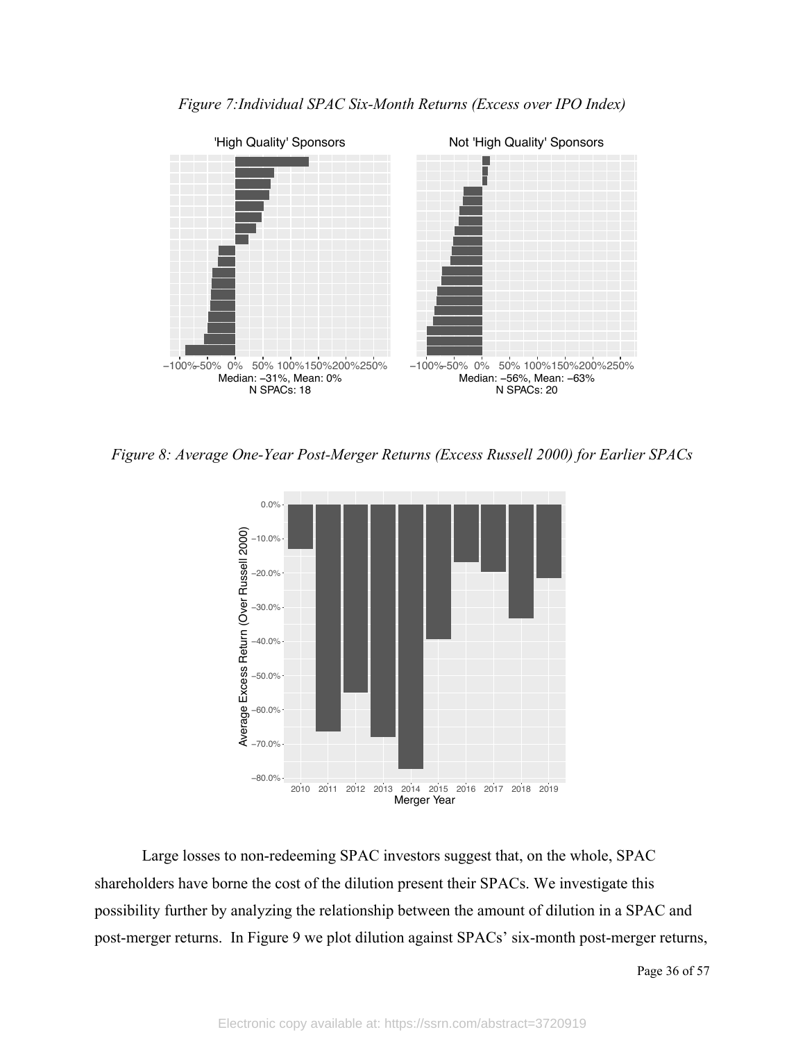*Figure 7:Individual SPAC Six-Month Returns (Excess over IPO Index)*

'High Quality' Sponsors

Median: −31%, Mean: 0%
N SPACs: 18

Not 'High Quality' Sponsors

Median: −56%, Mean: −63%
N SPACs: 20

*Figure 8: Average One-Year Post-Merger Returns (Excess Russell 2000) for Earlier SPACs*

Large losses to non-redeeming SPAC investors suggest that, on the whole, SPAC shareholders have borne the cost of the dilution present their SPACs. We investigate this possibility further by analyzing the relationship between the amount of dilution in a SPAC and post-merger returns. In Figure 9 we plot dilution against SPACs' six-month post-merger returns,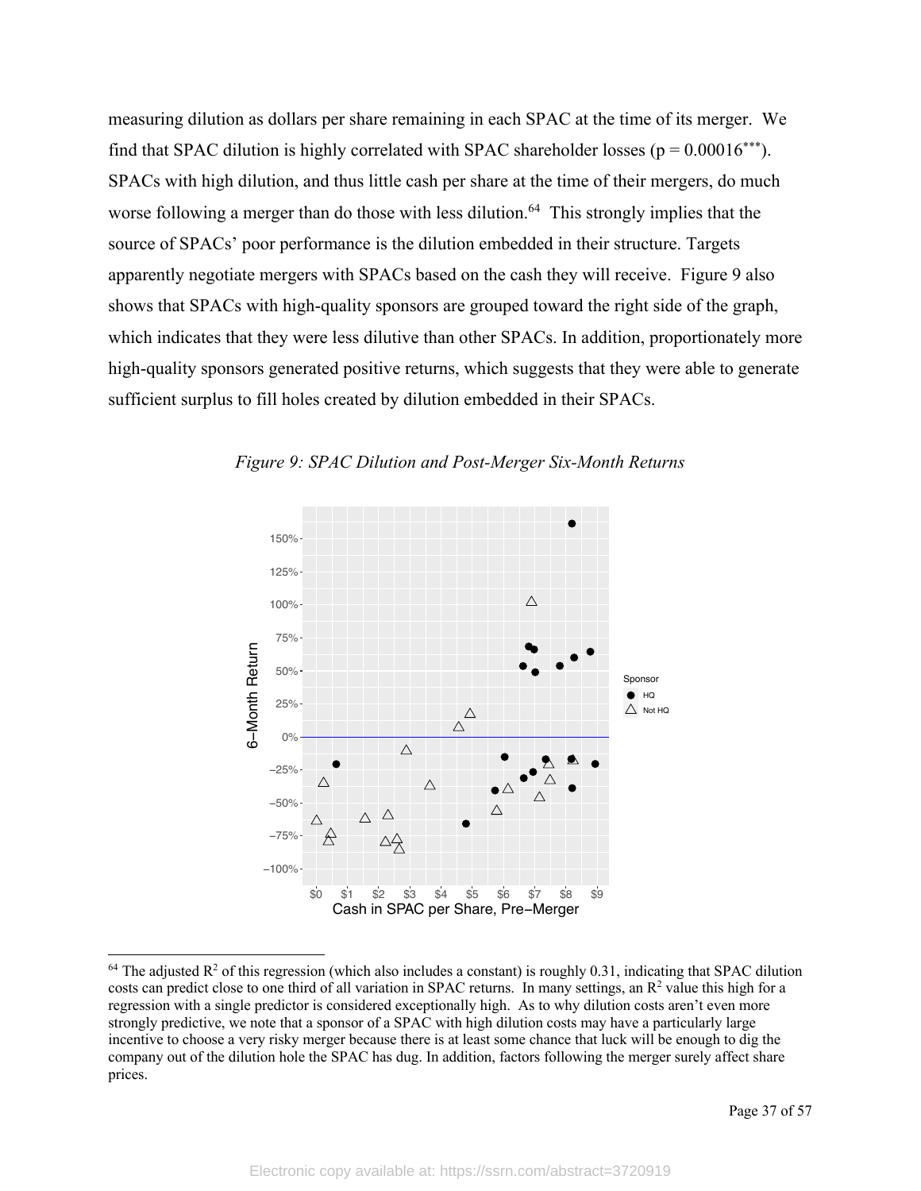measuring dilution as dollars per share remaining in each SPAC at the time of its merger. We find that SPAC dilution is highly correlated with SPAC shareholder losses ($p = 0.00016^{***}$). SPACs with high dilution, and thus little cash per share at the time of their mergers, do much worse following a merger than do those with less dilution.[64] This strongly implies that the source of SPACs' poor performance is the dilution embedded in their structure. Targets apparently negotiate mergers with SPACs based on the cash they will receive. Figure 9 also shows that SPACs with high-quality sponsors are grouped toward the right side of the graph, which indicates that they were less dilutive than other SPACs. In addition, proportionately more high-quality sponsors generated positive returns, which suggests that they were able to generate sufficient surplus to fill holes created by dilution embedded in their SPACs.

*Figure 9: SPAC Dilution and Post-Merger Six-Month Returns*

[64] The adjusted $R^2$ of this regression (which also includes a constant) is roughly 0.31, indicating that SPAC dilution costs can predict close to one third of all variation in SPAC returns. In many settings, an $R^2$ value this high for a regression with a single predictor is considered exceptionally high. As to why dilution costs aren't even more strongly predictive, we note that a sponsor of a SPAC with high dilution costs may have a particularly large incentive to choose a very risky merger because there is at least some chance that luck will be enough to dig the company out of the dilution hole the SPAC has dug. In addition, factors following the merger surely affect share prices.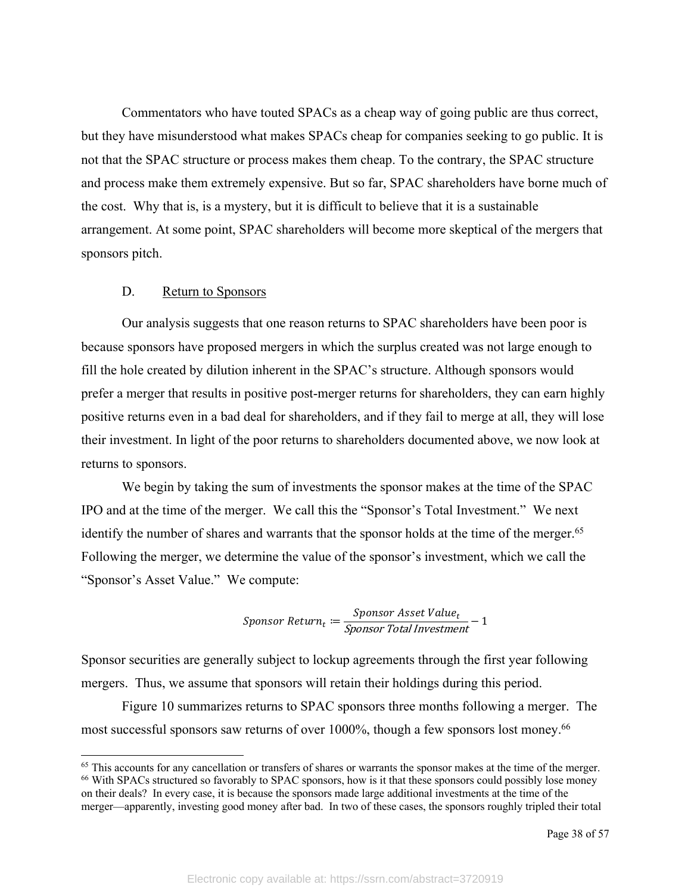Commentators who have touted SPACs as a cheap way of going public are thus correct, but they have misunderstood what makes SPACs cheap for companies seeking to go public. It is not that the SPAC structure or process makes them cheap. To the contrary, the SPAC structure and process make them extremely expensive. But so far, SPAC shareholders have borne much of the cost. Why that is, is a mystery, but it is difficult to believe that it is a sustainable arrangement. At some point, SPAC shareholders will become more skeptical of the mergers that sponsors pitch.

### D. Return to Sponsors

Our analysis suggests that one reason returns to SPAC shareholders have been poor is because sponsors have proposed mergers in which the surplus created was not large enough to fill the hole created by dilution inherent in the SPAC's structure. Although sponsors would prefer a merger that results in positive post-merger returns for shareholders, they can earn highly positive returns even in a bad deal for shareholders, and if they fail to merge at all, they will lose their investment. In light of the poor returns to shareholders documented above, we now look at returns to sponsors.

We begin by taking the sum of investments the sponsor makes at the time of the SPAC IPO and at the time of the merger. We call this the "Sponsor's Total Investment." We next identify the number of shares and warrants that the sponsor holds at the time of the merger.[65] Following the merger, we determine the value of the sponsor's investment, which we call the "Sponsor's Asset Value." We compute:

$$Sponsor\ Return_t := \frac{Sponsor\ Asset\ Value_t}{Sponsor\ Total\ Investment} - 1$$

Sponsor securities are generally subject to lockup agreements through the first year following mergers. Thus, we assume that sponsors will retain their holdings during this period.

Figure 10 summarizes returns to SPAC sponsors three months following a merger. The most successful sponsors saw returns of over 1000%, though a few sponsors lost money.[66]

---

[65] This accounts for any cancellation or transfers of shares or warrants the sponsor makes at the time of the merger.

[66] With SPACs structured so favorably to SPAC sponsors, how is it that these sponsors could possibly lose money on their deals? In every case, it is because the sponsors made large additional investments at the time of the merger—apparently, investing good money after bad. In two of these cases, the sponsors roughly tripled their total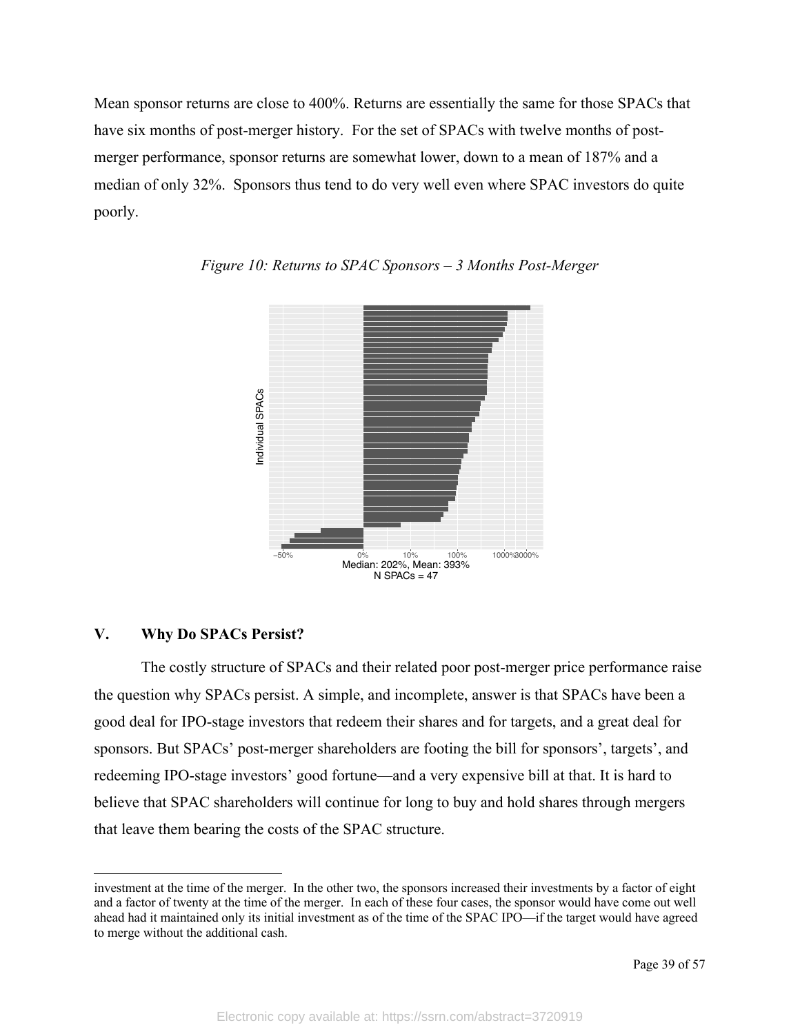Mean sponsor returns are close to 400%. Returns are essentially the same for those SPACs that have six months of post-merger history. For the set of SPACs with twelve months of post-merger performance, sponsor returns are somewhat lower, down to a mean of 187% and a median of only 32%. Sponsors thus tend to do very well even where SPAC investors do quite poorly.

*Figure 10: Returns to SPAC Sponsors – 3 Months Post-Merger*

Median: 202%, Mean: 393%
N SPACs = 47

## V. Why Do SPACs Persist?

The costly structure of SPACs and their related poor post-merger price performance raise the question why SPACs persist. A simple, and incomplete, answer is that SPACs have been a good deal for IPO-stage investors that redeem their shares and for targets, and a great deal for sponsors. But SPACs' post-merger shareholders are footing the bill for sponsors', targets', and redeeming IPO-stage investors' good fortune—and a very expensive bill at that. It is hard to believe that SPAC shareholders will continue for long to buy and hold shares through mergers that leave them bearing the costs of the SPAC structure.

---

investment at the time of the merger. In the other two, the sponsors increased their investments by a factor of eight and a factor of twenty at the time of the merger. In each of these four cases, the sponsor would have come out well ahead had it maintained only its initial investment as of the time of the SPAC IPO—if the target would have agreed to merge without the additional cash.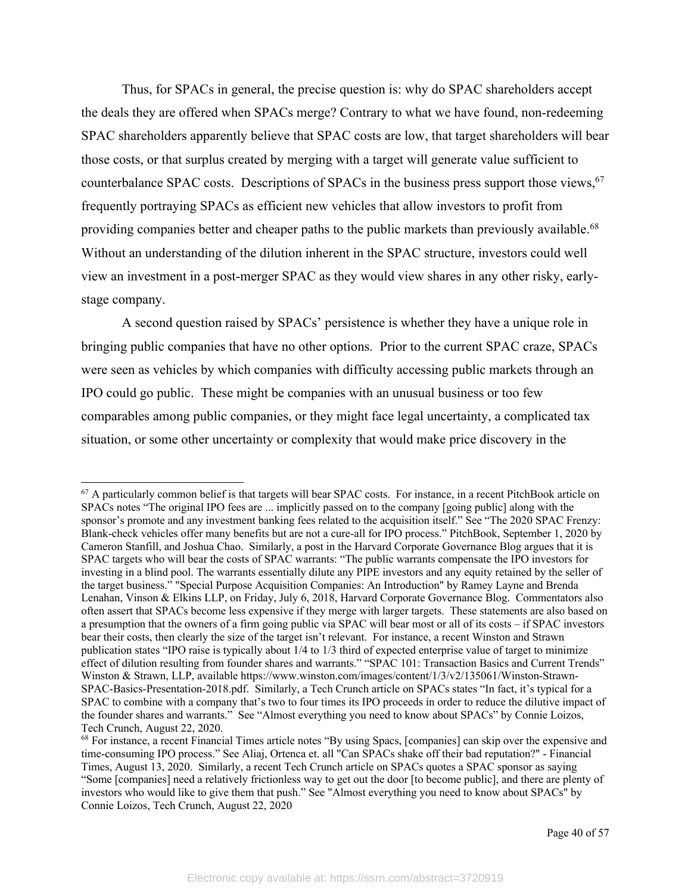Thus, for SPACs in general, the precise question is: why do SPAC shareholders accept the deals they are offered when SPACs merge? Contrary to what we have found, non-redeeming SPAC shareholders apparently believe that SPAC costs are low, that target shareholders will bear those costs, or that surplus created by merging with a target will generate value sufficient to counterbalance SPAC costs. Descriptions of SPACs in the business press support those views,[67] frequently portraying SPACs as efficient new vehicles that allow investors to profit from providing companies better and cheaper paths to the public markets than previously available.[68] Without an understanding of the dilution inherent in the SPAC structure, investors could well view an investment in a post-merger SPAC as they would view shares in any other risky, early-stage company.

A second question raised by SPACs' persistence is whether they have a unique role in bringing public companies that have no other options. Prior to the current SPAC craze, SPACs were seen as vehicles by which companies with difficulty accessing public markets through an IPO could go public. These might be companies with an unusual business or too few comparables among public companies, or they might face legal uncertainty, a complicated tax situation, or some other uncertainty or complexity that would make price discovery in the

---

[67] A particularly common belief is that targets will bear SPAC costs. For instance, in a recent PitchBook article on SPACs notes "The original IPO fees are ... implicitly passed on to the company [going public] along with the sponsor's promote and any investment banking fees related to the acquisition itself." See "The 2020 SPAC Frenzy: Blank-check vehicles offer many benefits but are not a cure-all for IPO process." PitchBook, September 1, 2020 by Cameron Stanfill, and Joshua Chao. Similarly, a post in the Harvard Corporate Governance Blog argues that it is SPAC targets who will bear the costs of SPAC warrants: "The public warrants compensate the IPO investors for investing in a blind pool. The warrants essentially dilute any PIPE investors and any equity retained by the seller of the target business." "Special Purpose Acquisition Companies: An Introduction" by Ramey Layne and Brenda Lenahan, Vinson & Elkins LLP, on Friday, July 6, 2018, Harvard Corporate Governance Blog. Commentators also often assert that SPACs become less expensive if they merge with larger targets. These statements are also based on a presumption that the owners of a firm going public via SPAC will bear most or all of its costs – if SPAC investors bear their costs, then clearly the size of the target isn't relevant. For instance, a recent Winston and Strawn publication states "IPO raise is typically about 1/4 to 1/3 third of expected enterprise value of target to minimize effect of dilution resulting from founder shares and warrants." "SPAC 101: Transaction Basics and Current Trends" Winston & Strawn, LLP, available https://www.winston.com/images/content/1/3/v2/135061/Winston-Strawn-SPAC-Basics-Presentation-2018.pdf. Similarly, a Tech Crunch article on SPACs states "In fact, it's typical for a SPAC to combine with a company that's two to four times its IPO proceeds in order to reduce the dilutive impact of the founder shares and warrants." See "Almost everything you need to know about SPACs" by Connie Loizos, Tech Crunch, August 22, 2020.

[68] For instance, a recent Financial Times article notes "By using Spacs, [companies] can skip over the expensive and time-consuming IPO process." See Aliaj, Ortenca et. all "Can SPACs shake off their bad reputation?" - Financial Times, August 13, 2020. Similarly, a recent Tech Crunch article on SPACs quotes a SPAC sponsor as saying "Some [companies] need a relatively frictionless way to get out the door [to become public], and there are plenty of investors who would like to give them that push." See "Almost everything you need to know about SPACs" by Connie Loizos, Tech Crunch, August 22, 2020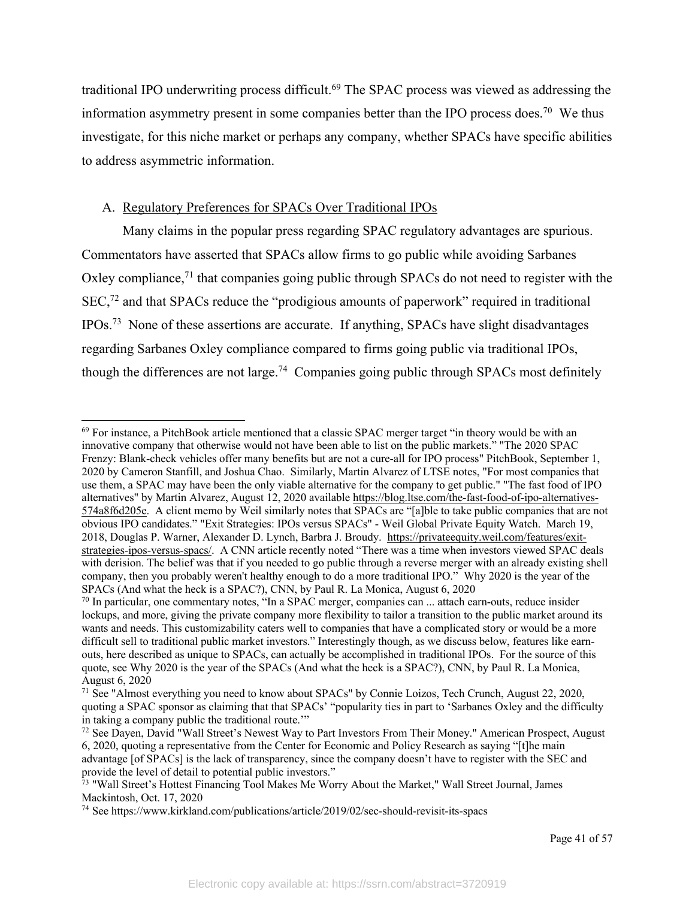traditional IPO underwriting process difficult.[69] The SPAC process was viewed as addressing the information asymmetry present in some companies better than the IPO process does.[70] We thus investigate, for this niche market or perhaps any company, whether SPACs have specific abilities to address asymmetric information.

## A. Regulatory Preferences for SPACs Over Traditional IPOs

Many claims in the popular press regarding SPAC regulatory advantages are spurious. Commentators have asserted that SPACs allow firms to go public while avoiding Sarbanes Oxley compliance,[71] that companies going public through SPACs do not need to register with the SEC,[72] and that SPACs reduce the "prodigious amounts of paperwork" required in traditional IPOs.[73] None of these assertions are accurate. If anything, SPACs have slight disadvantages regarding Sarbanes Oxley compliance compared to firms going public via traditional IPOs, though the differences are not large.[74] Companies going public through SPACs most definitely

---

[69] For instance, a PitchBook article mentioned that a classic SPAC merger target "in theory would be with an innovative company that otherwise would not have been able to list on the public markets." "The 2020 SPAC Frenzy: Blank-check vehicles offer many benefits but are not a cure-all for IPO process" PitchBook, September 1, 2020 by Cameron Stanfill, and Joshua Chao. Similarly, Martin Alvarez of LTSE notes, "For most companies that use them, a SPAC may have been the only viable alternative for the company to get public." "The fast food of IPO alternatives" by Martin Alvarez, August 12, 2020 available https://blog.ltse.com/the-fast-food-of-ipo-alternatives-574a8f6d205e. A client memo by Weil similarly notes that SPACs are "[a]ble to take public companies that are not obvious IPO candidates." "Exit Strategies: IPOs versus SPACs" - Weil Global Private Equity Watch. March 19, 2018, Douglas P. Warner, Alexander D. Lynch, Barbra J. Broudy. https://privateequity.weil.com/features/exit-strategies-ipos-versus-spacs/. A CNN article recently noted "There was a time when investors viewed SPAC deals with derision. The belief was that if you needed to go public through a reverse merger with an already existing shell company, then you probably weren't healthy enough to do a more traditional IPO." Why 2020 is the year of the SPACs (And what the heck is a SPAC?), CNN, by Paul R. La Monica, August 6, 2020

[70] In particular, one commentary notes, "In a SPAC merger, companies can ... attach earn-outs, reduce insider lockups, and more, giving the private company more flexibility to tailor a transition to the public market around its wants and needs. This customizability caters well to companies that have a complicated story or would be a more difficult sell to traditional public market investors." Interestingly though, as we discuss below, features like earn-outs, here described as unique to SPACs, can actually be accomplished in traditional IPOs. For the source of this quote, see Why 2020 is the year of the SPACs (And what the heck is a SPAC?), CNN, by Paul R. La Monica, August 6, 2020

[71] See "Almost everything you need to know about SPACs" by Connie Loizos, Tech Crunch, August 22, 2020, quoting a SPAC sponsor as claiming that that SPACs' "popularity ties in part to 'Sarbanes Oxley and the difficulty in taking a company public the traditional route.'"

[72] See Dayen, David "Wall Street's Newest Way to Part Investors From Their Money." American Prospect, August 6, 2020, quoting a representative from the Center for Economic and Policy Research as saying "[t]he main advantage [of SPACs] is the lack of transparency, since the company doesn't have to register with the SEC and provide the level of detail to potential public investors."

[73] "Wall Street's Hottest Financing Tool Makes Me Worry About the Market," Wall Street Journal, James Mackintosh, Oct. 17, 2020

[74] See https://www.kirkland.com/publications/article/2019/02/sec-should-revisit-its-spacs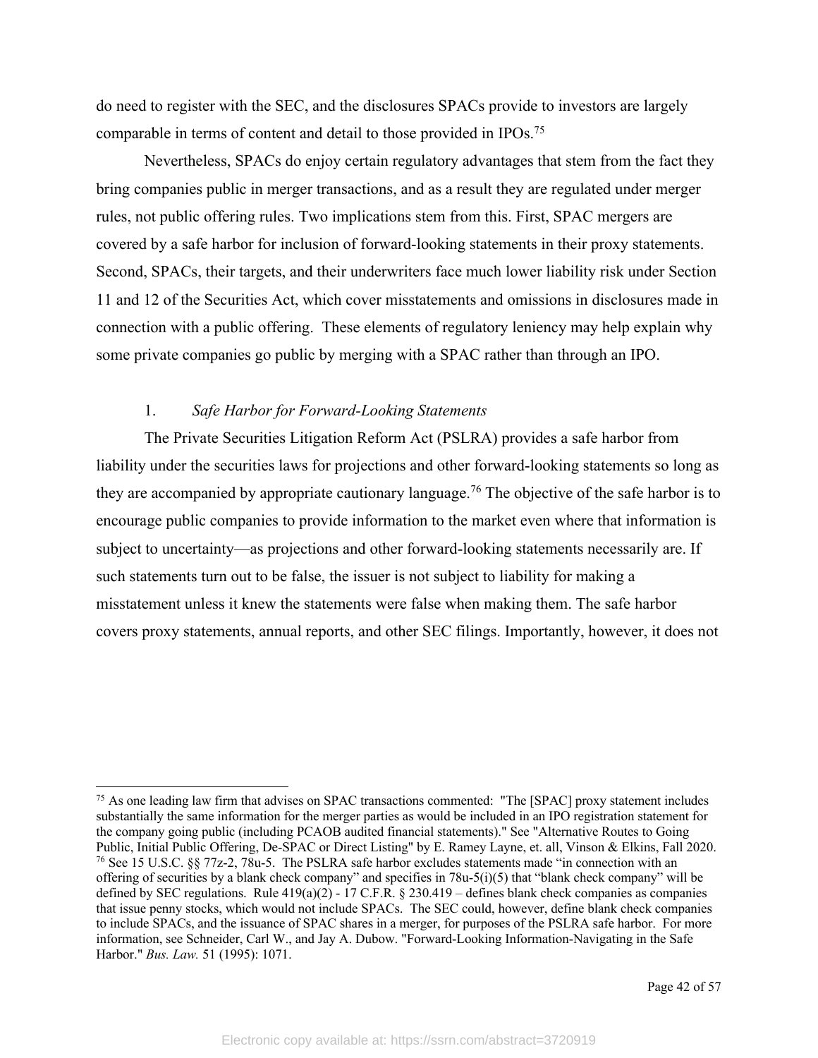do need to register with the SEC, and the disclosures SPACs provide to investors are largely comparable in terms of content and detail to those provided in IPOs.[75]

Nevertheless, SPACs do enjoy certain regulatory advantages that stem from the fact they bring companies public in merger transactions, and as a result they are regulated under merger rules, not public offering rules. Two implications stem from this. First, SPAC mergers are covered by a safe harbor for inclusion of forward-looking statements in their proxy statements. Second, SPACs, their targets, and their underwriters face much lower liability risk under Section 11 and 12 of the Securities Act, which cover misstatements and omissions in disclosures made in connection with a public offering. These elements of regulatory leniency may help explain why some private companies go public by merging with a SPAC rather than through an IPO.

1. *Safe Harbor for Forward-Looking Statements*

The Private Securities Litigation Reform Act (PSLRA) provides a safe harbor from liability under the securities laws for projections and other forward-looking statements so long as they are accompanied by appropriate cautionary language.[76] The objective of the safe harbor is to encourage public companies to provide information to the market even where that information is subject to uncertainty—as projections and other forward-looking statements necessarily are. If such statements turn out to be false, the issuer is not subject to liability for making a misstatement unless it knew the statements were false when making them. The safe harbor covers proxy statements, annual reports, and other SEC filings. Importantly, however, it does not

---

[75] As one leading law firm that advises on SPAC transactions commented: "The [SPAC] proxy statement includes substantially the same information for the merger parties as would be included in an IPO registration statement for the company going public (including PCAOB audited financial statements)." See "Alternative Routes to Going Public, Initial Public Offering, De-SPAC or Direct Listing" by E. Ramey Layne, et. all, Vinson & Elkins, Fall 2020.

[76] See 15 U.S.C. §§ 77z-2, 78u-5. The PSLRA safe harbor excludes statements made "in connection with an offering of securities by a blank check company" and specifies in 78u-5(i)(5) that "blank check company" will be defined by SEC regulations. Rule 419(a)(2) - 17 C.F.R. § 230.419 – defines blank check companies as companies that issue penny stocks, which would not include SPACs. The SEC could, however, define blank check companies to include SPACs, and the issuance of SPAC shares in a merger, for purposes of the PSLRA safe harbor. For more information, see Schneider, Carl W., and Jay A. Dubow. "Forward-Looking Information-Navigating in the Safe Harbor." *Bus. Law.* 51 (1995): 1071.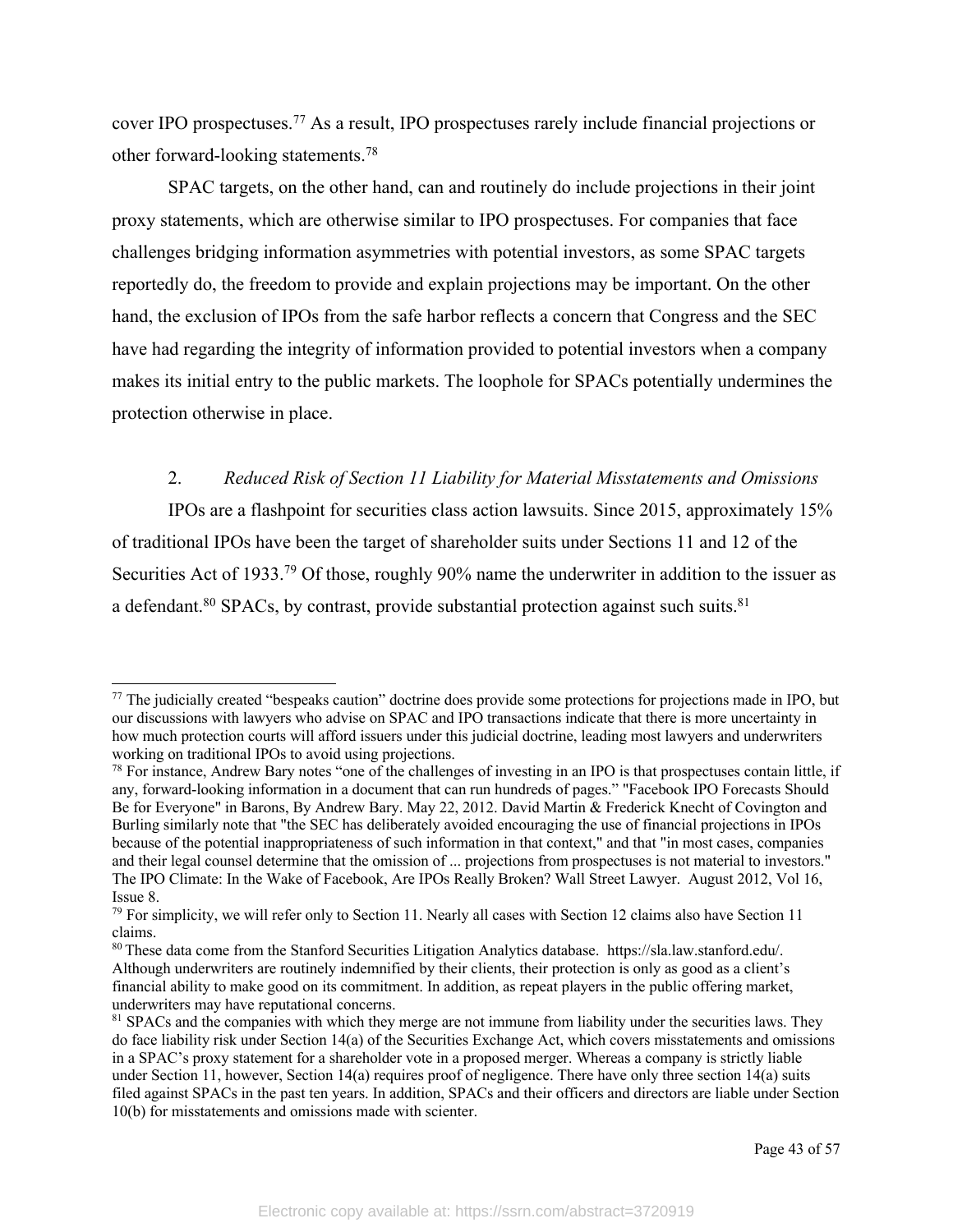cover IPO prospectuses.[77] As a result, IPO prospectuses rarely include financial projections or other forward-looking statements.[78]

SPAC targets, on the other hand, can and routinely do include projections in their joint proxy statements, which are otherwise similar to IPO prospectuses. For companies that face challenges bridging information asymmetries with potential investors, as some SPAC targets reportedly do, the freedom to provide and explain projections may be important. On the other hand, the exclusion of IPOs from the safe harbor reflects a concern that Congress and the SEC have had regarding the integrity of information provided to potential investors when a company makes its initial entry to the public markets. The loophole for SPACs potentially undermines the protection otherwise in place.

### 2. *Reduced Risk of Section 11 Liability for Material Misstatements and Omissions*

IPOs are a flashpoint for securities class action lawsuits. Since 2015, approximately 15% of traditional IPOs have been the target of shareholder suits under Sections 11 and 12 of the Securities Act of 1933.[79] Of those, roughly 90% name the underwriter in addition to the issuer as a defendant.[80] SPACs, by contrast, provide substantial protection against such suits.[81]

---

[77] The judicially created "bespeaks caution" doctrine does provide some protections for projections made in IPO, but our discussions with lawyers who advise on SPAC and IPO transactions indicate that there is more uncertainty in how much protection courts will afford issuers under this judicial doctrine, leading most lawyers and underwriters working on traditional IPOs to avoid using projections.

[78] For instance, Andrew Bary notes "one of the challenges of investing in an IPO is that prospectuses contain little, if any, forward-looking information in a document that can run hundreds of pages." "Facebook IPO Forecasts Should Be for Everyone" in Barons, By Andrew Bary. May 22, 2012. David Martin & Frederick Knecht of Covington and Burling similarly note that "the SEC has deliberately avoided encouraging the use of financial projections in IPOs because of the potential inappropriateness of such information in that context," and that "in most cases, companies and their legal counsel determine that the omission of ... projections from prospectuses is not material to investors." The IPO Climate: In the Wake of Facebook, Are IPOs Really Broken? Wall Street Lawyer. August 2012, Vol 16, Issue 8.

[79] For simplicity, we will refer only to Section 11. Nearly all cases with Section 12 claims also have Section 11 claims.

[80] These data come from the Stanford Securities Litigation Analytics database. https://sla.law.stanford.edu/. Although underwriters are routinely indemnified by their clients, their protection is only as good as a client's financial ability to make good on its commitment. In addition, as repeat players in the public offering market, underwriters may have reputational concerns.

[81] SPACs and the companies with which they merge are not immune from liability under the securities laws. They do face liability risk under Section 14(a) of the Securities Exchange Act, which covers misstatements and omissions in a SPAC's proxy statement for a shareholder vote in a proposed merger. Whereas a company is strictly liable under Section 11, however, Section 14(a) requires proof of negligence. There have only three section 14(a) suits filed against SPACs in the past ten years. In addition, SPACs and their officers and directors are liable under Section 10(b) for misstatements and omissions made with scienter.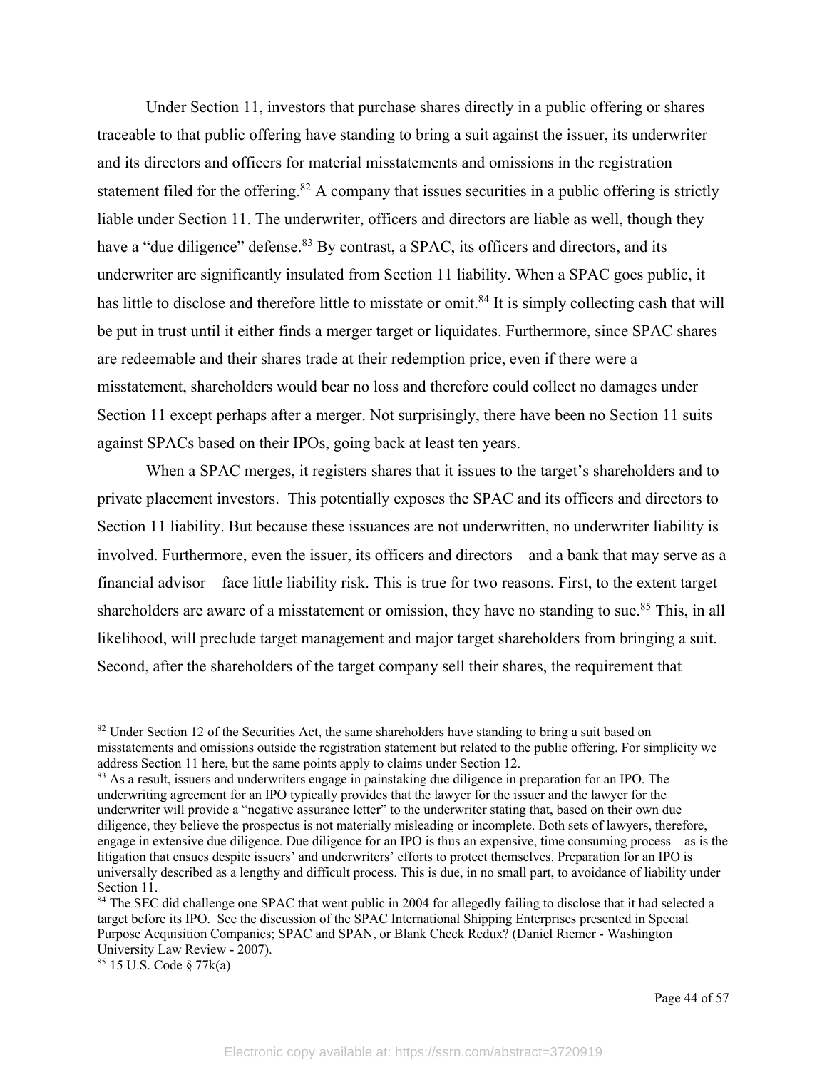Under Section 11, investors that purchase shares directly in a public offering or shares traceable to that public offering have standing to bring a suit against the issuer, its underwriter and its directors and officers for material misstatements and omissions in the registration statement filed for the offering.[82] A company that issues securities in a public offering is strictly liable under Section 11. The underwriter, officers and directors are liable as well, though they have a "due diligence" defense.[83] By contrast, a SPAC, its officers and directors, and its underwriter are significantly insulated from Section 11 liability. When a SPAC goes public, it has little to disclose and therefore little to misstate or omit.[84] It is simply collecting cash that will be put in trust until it either finds a merger target or liquidates. Furthermore, since SPAC shares are redeemable and their shares trade at their redemption price, even if there were a misstatement, shareholders would bear no loss and therefore could collect no damages under Section 11 except perhaps after a merger. Not surprisingly, there have been no Section 11 suits against SPACs based on their IPOs, going back at least ten years.

When a SPAC merges, it registers shares that it issues to the target's shareholders and to private placement investors. This potentially exposes the SPAC and its officers and directors to Section 11 liability. But because these issuances are not underwritten, no underwriter liability is involved. Furthermore, even the issuer, its officers and directors—and a bank that may serve as a financial advisor—face little liability risk. This is true for two reasons. First, to the extent target shareholders are aware of a misstatement or omission, they have no standing to sue.[85] This, in all likelihood, will preclude target management and major target shareholders from bringing a suit. Second, after the shareholders of the target company sell their shares, the requirement that

---

[82] Under Section 12 of the Securities Act, the same shareholders have standing to bring a suit based on misstatements and omissions outside the registration statement but related to the public offering. For simplicity we address Section 11 here, but the same points apply to claims under Section 12.

[83] As a result, issuers and underwriters engage in painstaking due diligence in preparation for an IPO. The underwriting agreement for an IPO typically provides that the lawyer for the issuer and the lawyer for the underwriter will provide a "negative assurance letter" to the underwriter stating that, based on their own due diligence, they believe the prospectus is not materially misleading or incomplete. Both sets of lawyers, therefore, engage in extensive due diligence. Due diligence for an IPO is thus an expensive, time consuming process—as is the litigation that ensues despite issuers' and underwriters' efforts to protect themselves. Preparation for an IPO is universally described as a lengthy and difficult process. This is due, in no small part, to avoidance of liability under Section 11.

[84] The SEC did challenge one SPAC that went public in 2004 for allegedly failing to disclose that it had selected a target before its IPO. See the discussion of the SPAC International Shipping Enterprises presented in Special Purpose Acquisition Companies; SPAC and SPAN, or Blank Check Redux? (Daniel Riemer - Washington University Law Review - 2007).

[85] 15 U.S. Code § 77k(a)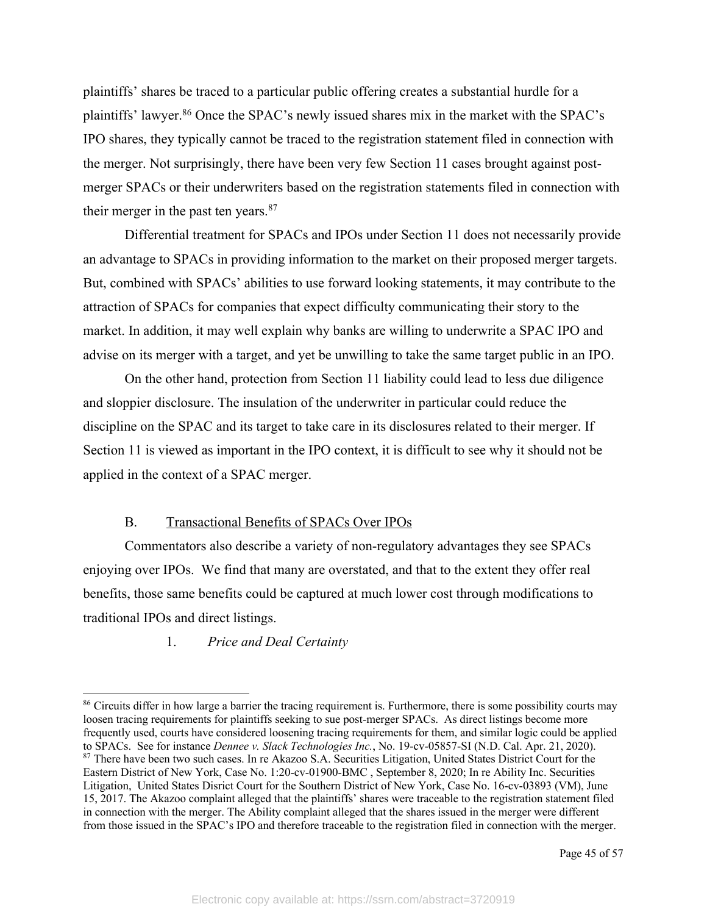plaintiffs' shares be traced to a particular public offering creates a substantial hurdle for a plaintiffs' lawyer.[86] Once the SPAC's newly issued shares mix in the market with the SPAC's IPO shares, they typically cannot be traced to the registration statement filed in connection with the merger. Not surprisingly, there have been very few Section 11 cases brought against post-merger SPACs or their underwriters based on the registration statements filed in connection with their merger in the past ten years.[87]

Differential treatment for SPACs and IPOs under Section 11 does not necessarily provide an advantage to SPACs in providing information to the market on their proposed merger targets. But, combined with SPACs' abilities to use forward looking statements, it may contribute to the attraction of SPACs for companies that expect difficulty communicating their story to the market. In addition, it may well explain why banks are willing to underwrite a SPAC IPO and advise on its merger with a target, and yet be unwilling to take the same target public in an IPO.

On the other hand, protection from Section 11 liability could lead to less due diligence and sloppier disclosure. The insulation of the underwriter in particular could reduce the discipline on the SPAC and its target to take care in its disclosures related to their merger. If Section 11 is viewed as important in the IPO context, it is difficult to see why it should not be applied in the context of a SPAC merger.

### B. Transactional Benefits of SPACs Over IPOs

Commentators also describe a variety of non-regulatory advantages they see SPACs enjoying over IPOs. We find that many are overstated, and that to the extent they offer real benefits, those same benefits could be captured at much lower cost through modifications to traditional IPOs and direct listings.

#### 1. *Price and Deal Certainty*

---

[86] Circuits differ in how large a barrier the tracing requirement is. Furthermore, there is some possibility courts may loosen tracing requirements for plaintiffs seeking to sue post-merger SPACs. As direct listings become more frequently used, courts have considered loosening tracing requirements for them, and similar logic could be applied to SPACs. See for instance *Dennee v. Slack Technologies Inc.*, No. 19-cv-05857-SI (N.D. Cal. Apr. 21, 2020).

[87] There have been two such cases. In re Akazoo S.A. Securities Litigation, United States District Court for the Eastern District of New York, Case No. 1:20-cv-01900-BMC , September 8, 2020; In re Ability Inc. Securities Litigation, United States Disrict Court for the Southern District of New York, Case No. 16-cv-03893 (VM), June 15, 2017. The Akazoo complaint alleged that the plaintiffs' shares were traceable to the registration statement filed in connection with the merger. The Ability complaint alleged that the shares issued in the merger were different from those issued in the SPAC's IPO and therefore traceable to the registration filed in connection with the merger.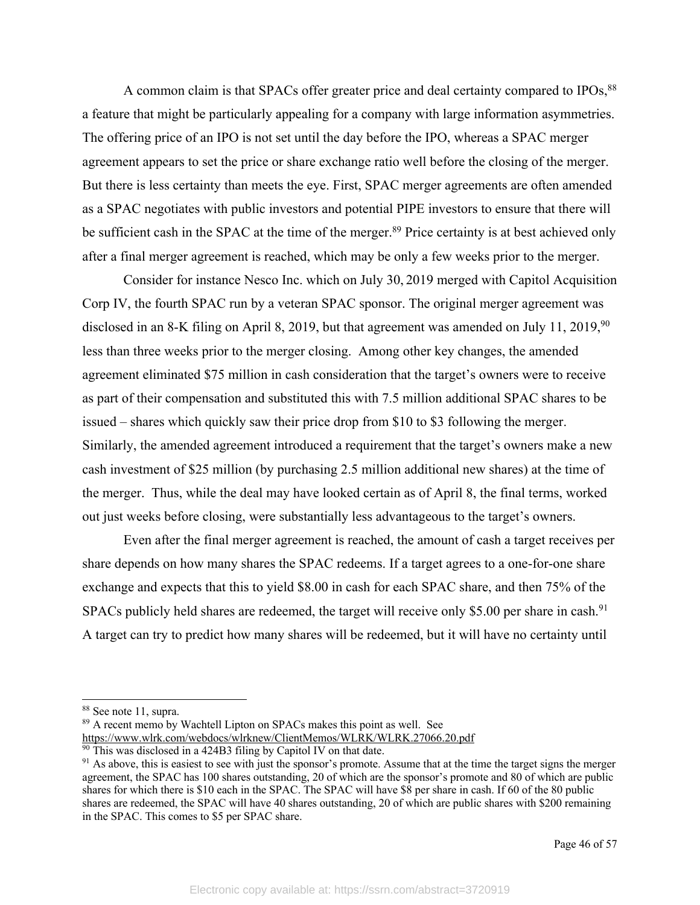A common claim is that SPACs offer greater price and deal certainty compared to IPOs,[88] a feature that might be particularly appealing for a company with large information asymmetries. The offering price of an IPO is not set until the day before the IPO, whereas a SPAC merger agreement appears to set the price or share exchange ratio well before the closing of the merger. But there is less certainty than meets the eye. First, SPAC merger agreements are often amended as a SPAC negotiates with public investors and potential PIPE investors to ensure that there will be sufficient cash in the SPAC at the time of the merger.[89] Price certainty is at best achieved only after a final merger agreement is reached, which may be only a few weeks prior to the merger.

Consider for instance Nesco Inc. which on July 30, 2019 merged with Capitol Acquisition Corp IV, the fourth SPAC run by a veteran SPAC sponsor. The original merger agreement was disclosed in an 8-K filing on April 8, 2019, but that agreement was amended on July 11, 2019,[90] less than three weeks prior to the merger closing. Among other key changes, the amended agreement eliminated $75 million in cash consideration that the target's owners were to receive as part of their compensation and substituted this with 7.5 million additional SPAC shares to be issued – shares which quickly saw their price drop from $10 to $3 following the merger. Similarly, the amended agreement introduced a requirement that the target's owners make a new cash investment of $25 million (by purchasing 2.5 million additional new shares) at the time of the merger. Thus, while the deal may have looked certain as of April 8, the final terms, worked out just weeks before closing, were substantially less advantageous to the target's owners.

Even after the final merger agreement is reached, the amount of cash a target receives per share depends on how many shares the SPAC redeems. If a target agrees to a one-for-one share exchange and expects that this to yield $8.00 in cash for each SPAC share, and then 75% of the SPACs publicly held shares are redeemed, the target will receive only $5.00 per share in cash.[91] A target can try to predict how many shares will be redeemed, but it will have no certainty until

---

[88] See note 11, supra.

[89] A recent memo by Wachtell Lipton on SPACs makes this point as well. See https://www.wlrk.com/webdocs/wlrknew/ClientMemos/WLRK/WLRK.27066.20.pdf

[90] This was disclosed in a 424B3 filing by Capitol IV on that date.

[91] As above, this is easiest to see with just the sponsor's promote. Assume that at the time the target signs the merger agreement, the SPAC has 100 shares outstanding, 20 of which are the sponsor's promote and 80 of which are public shares for which there is $10 each in the SPAC. The SPAC will have $8 per share in cash. If 60 of the 80 public shares are redeemed, the SPAC will have 40 shares outstanding, 20 of which are public shares with $200 remaining in the SPAC. This comes to $5 per SPAC share.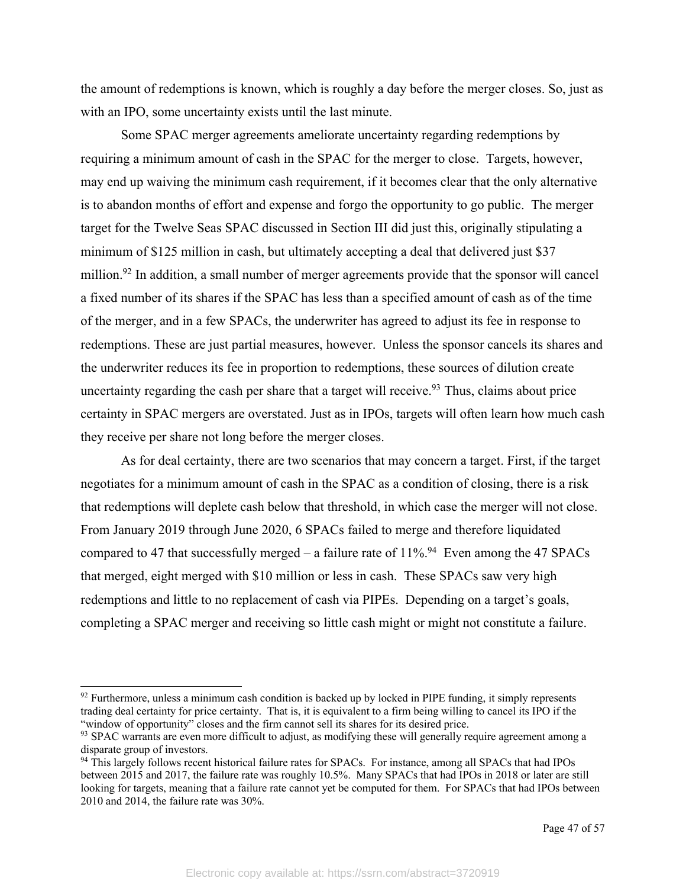the amount of redemptions is known, which is roughly a day before the merger closes. So, just as with an IPO, some uncertainty exists until the last minute.

Some SPAC merger agreements ameliorate uncertainty regarding redemptions by requiring a minimum amount of cash in the SPAC for the merger to close. Targets, however, may end up waiving the minimum cash requirement, if it becomes clear that the only alternative is to abandon months of effort and expense and forgo the opportunity to go public. The merger target for the Twelve Seas SPAC discussed in Section III did just this, originally stipulating a minimum of $125 million in cash, but ultimately accepting a deal that delivered just $37 million.[92] In addition, a small number of merger agreements provide that the sponsor will cancel a fixed number of its shares if the SPAC has less than a specified amount of cash as of the time of the merger, and in a few SPACs, the underwriter has agreed to adjust its fee in response to redemptions. These are just partial measures, however. Unless the sponsor cancels its shares and the underwriter reduces its fee in proportion to redemptions, these sources of dilution create uncertainty regarding the cash per share that a target will receive.[93] Thus, claims about price certainty in SPAC mergers are overstated. Just as in IPOs, targets will often learn how much cash they receive per share not long before the merger closes.

As for deal certainty, there are two scenarios that may concern a target. First, if the target negotiates for a minimum amount of cash in the SPAC as a condition of closing, there is a risk that redemptions will deplete cash below that threshold, in which case the merger will not close. From January 2019 through June 2020, 6 SPACs failed to merge and therefore liquidated compared to 47 that successfully merged – a failure rate of 11%.[94] Even among the 47 SPACs that merged, eight merged with $10 million or less in cash. These SPACs saw very high redemptions and little to no replacement of cash via PIPEs. Depending on a target's goals, completing a SPAC merger and receiving so little cash might or might not constitute a failure.

---

[92] Furthermore, unless a minimum cash condition is backed up by locked in PIPE funding, it simply represents trading deal certainty for price certainty. That is, it is equivalent to a firm being willing to cancel its IPO if the "window of opportunity" closes and the firm cannot sell its shares for its desired price.

[93] SPAC warrants are even more difficult to adjust, as modifying these will generally require agreement among a disparate group of investors.

[94] This largely follows recent historical failure rates for SPACs. For instance, among all SPACs that had IPOs between 2015 and 2017, the failure rate was roughly 10.5%. Many SPACs that had IPOs in 2018 or later are still looking for targets, meaning that a failure rate cannot yet be computed for them. For SPACs that had IPOs between 2010 and 2014, the failure rate was 30%.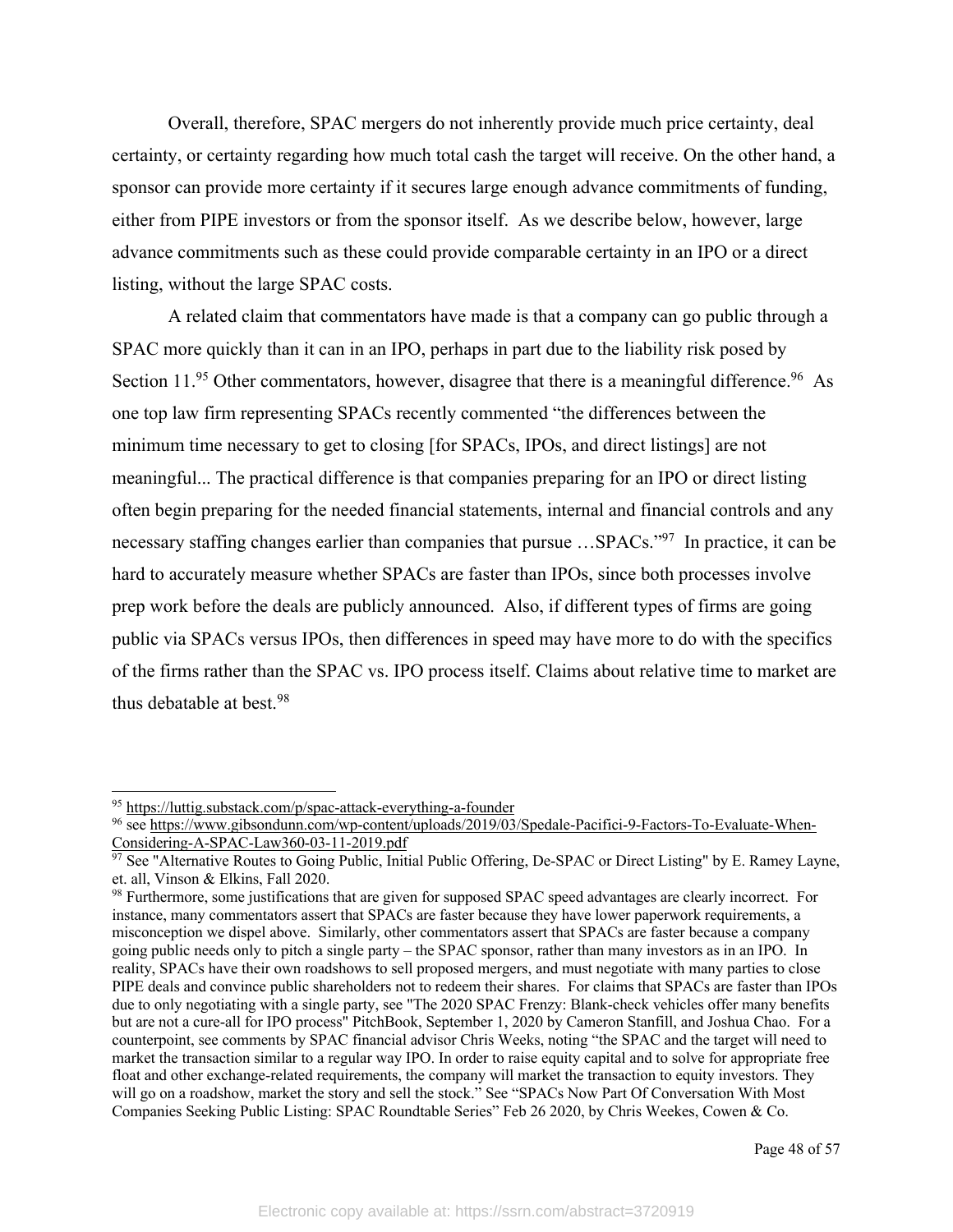Overall, therefore, SPAC mergers do not inherently provide much price certainty, deal certainty, or certainty regarding how much total cash the target will receive. On the other hand, a sponsor can provide more certainty if it secures large enough advance commitments of funding, either from PIPE investors or from the sponsor itself. As we describe below, however, large advance commitments such as these could provide comparable certainty in an IPO or a direct listing, without the large SPAC costs.

A related claim that commentators have made is that a company can go public through a SPAC more quickly than it can in an IPO, perhaps in part due to the liability risk posed by Section 11.[95] Other commentators, however, disagree that there is a meaningful difference.[96] As one top law firm representing SPACs recently commented "the differences between the minimum time necessary to get to closing [for SPACs, IPOs, and direct listings] are not meaningful... The practical difference is that companies preparing for an IPO or direct listing often begin preparing for the needed financial statements, internal and financial controls and any necessary staffing changes earlier than companies that pursue …SPACs."[97] In practice, it can be hard to accurately measure whether SPACs are faster than IPOs, since both processes involve prep work before the deals are publicly announced. Also, if different types of firms are going public via SPACs versus IPOs, then differences in speed may have more to do with the specifics of the firms rather than the SPAC vs. IPO process itself. Claims about relative time to market are thus debatable at best.[98]

---

[95] https://luttig.substack.com/p/spac-attack-everything-a-founder

[96] see https://www.gibsondunn.com/wp-content/uploads/2019/03/Spedale-Pacifici-9-Factors-To-Evaluate-When-Considering-A-SPAC-Law360-03-11-2019.pdf

[97] See "Alternative Routes to Going Public, Initial Public Offering, De-SPAC or Direct Listing" by E. Ramey Layne, et. all, Vinson & Elkins, Fall 2020.

[98] Furthermore, some justifications that are given for supposed SPAC speed advantages are clearly incorrect. For instance, many commentators assert that SPACs are faster because they have lower paperwork requirements, a misconception we dispel above. Similarly, other commentators assert that SPACs are faster because a company going public needs only to pitch a single party – the SPAC sponsor, rather than many investors as in an IPO. In reality, SPACs have their own roadshows to sell proposed mergers, and must negotiate with many parties to close PIPE deals and convince public shareholders not to redeem their shares. For claims that SPACs are faster than IPOs due to only negotiating with a single party, see "The 2020 SPAC Frenzy: Blank-check vehicles offer many benefits but are not a cure-all for IPO process" PitchBook, September 1, 2020 by Cameron Stanfill, and Joshua Chao. For a counterpoint, see comments by SPAC financial advisor Chris Weeks, noting "the SPAC and the target will need to market the transaction similar to a regular way IPO. In order to raise equity capital and to solve for appropriate free float and other exchange-related requirements, the company will market the transaction to equity investors. They will go on a roadshow, market the story and sell the stock." See "SPACs Now Part Of Conversation With Most Companies Seeking Public Listing: SPAC Roundtable Series" Feb 26 2020, by Chris Weekes, Cowen & Co.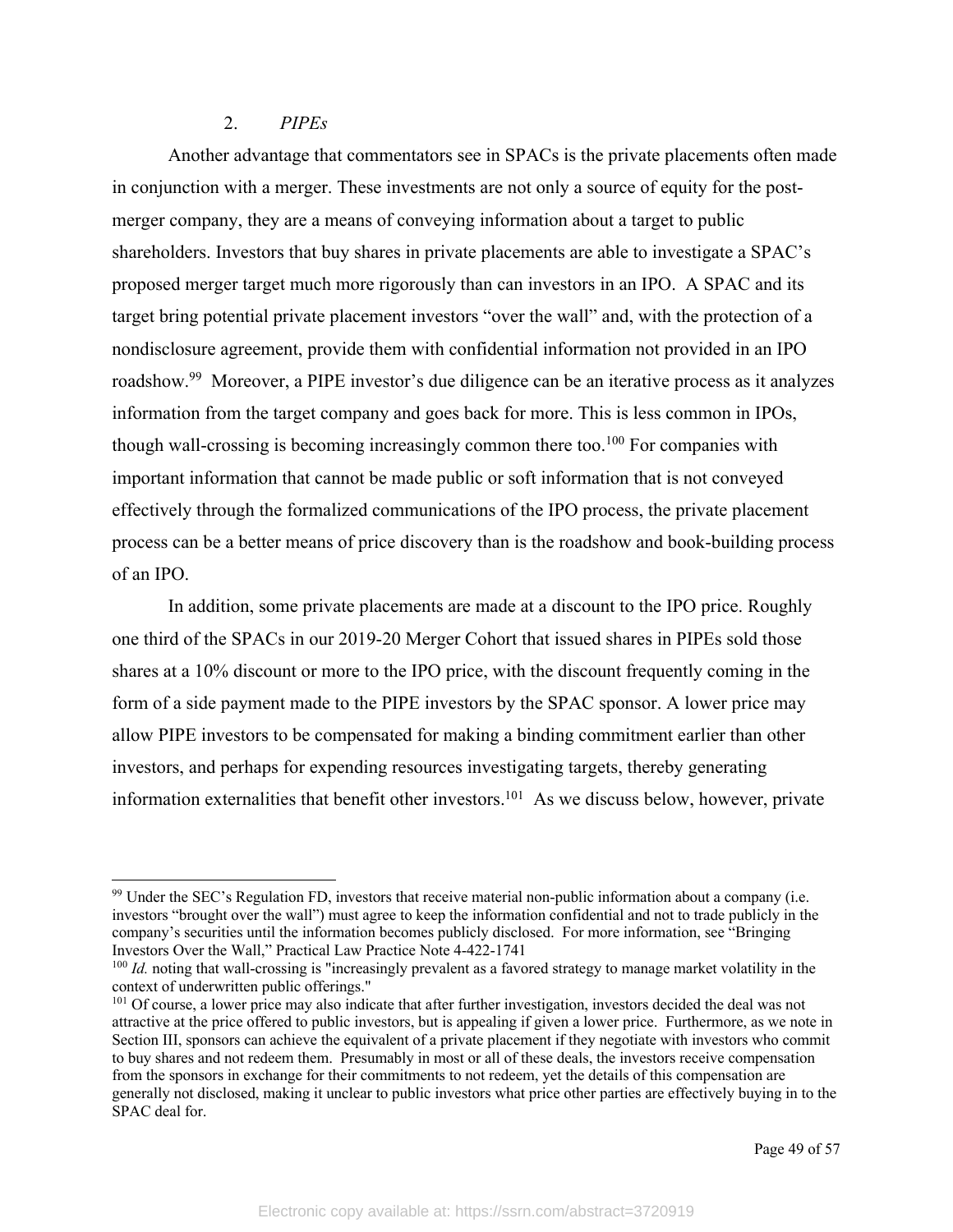### 2. *PIPEs*

Another advantage that commentators see in SPACs is the private placements often made in conjunction with a merger. These investments are not only a source of equity for the post-merger company, they are a means of conveying information about a target to public shareholders. Investors that buy shares in private placements are able to investigate a SPAC's proposed merger target much more rigorously than can investors in an IPO. A SPAC and its target bring potential private placement investors "over the wall" and, with the protection of a nondisclosure agreement, provide them with confidential information not provided in an IPO roadshow.[99] Moreover, a PIPE investor's due diligence can be an iterative process as it analyzes information from the target company and goes back for more. This is less common in IPOs, though wall-crossing is becoming increasingly common there too.[100] For companies with important information that cannot be made public or soft information that is not conveyed effectively through the formalized communications of the IPO process, the private placement process can be a better means of price discovery than is the roadshow and book-building process of an IPO.

In addition, some private placements are made at a discount to the IPO price. Roughly one third of the SPACs in our 2019-20 Merger Cohort that issued shares in PIPEs sold those shares at a 10% discount or more to the IPO price, with the discount frequently coming in the form of a side payment made to the PIPE investors by the SPAC sponsor. A lower price may allow PIPE investors to be compensated for making a binding commitment earlier than other investors, and perhaps for expending resources investigating targets, thereby generating information externalities that benefit other investors.[101] As we discuss below, however, private

---

[99] Under the SEC's Regulation FD, investors that receive material non-public information about a company (i.e. investors "brought over the wall") must agree to keep the information confidential and not to trade publicly in the company's securities until the information becomes publicly disclosed. For more information, see "Bringing Investors Over the Wall," Practical Law Practice Note 4-422-1741

[100] *Id.* noting that wall-crossing is "increasingly prevalent as a favored strategy to manage market volatility in the context of underwritten public offerings."

[101] Of course, a lower price may also indicate that after further investigation, investors decided the deal was not attractive at the price offered to public investors, but is appealing if given a lower price. Furthermore, as we note in Section III, sponsors can achieve the equivalent of a private placement if they negotiate with investors who commit to buy shares and not redeem them. Presumably in most or all of these deals, the investors receive compensation from the sponsors in exchange for their commitments to not redeem, yet the details of this compensation are generally not disclosed, making it unclear to public investors what price other parties are effectively buying in to the SPAC deal for.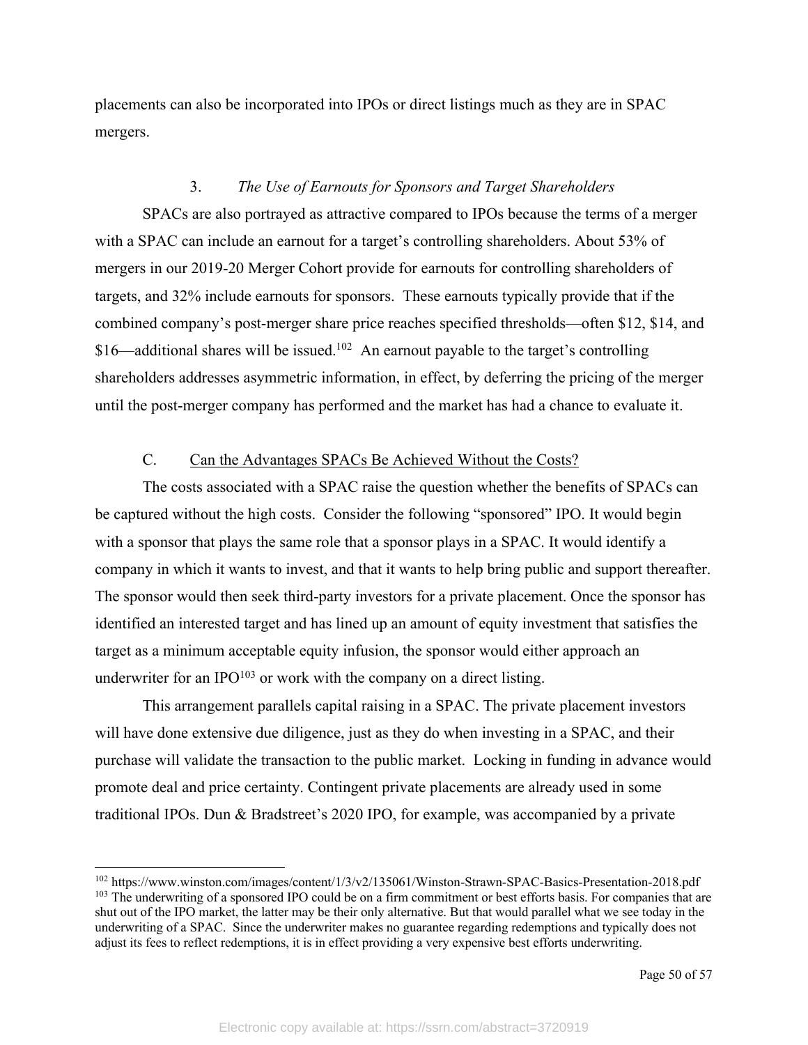placements can also be incorporated into IPOs or direct listings much as they are in SPAC mergers.

### 3. *The Use of Earnouts for Sponsors and Target Shareholders*

SPACs are also portrayed as attractive compared to IPOs because the terms of a merger with a SPAC can include an earnout for a target's controlling shareholders. About 53% of mergers in our 2019-20 Merger Cohort provide for earnouts for controlling shareholders of targets, and 32% include earnouts for sponsors. These earnouts typically provide that if the combined company's post-merger share price reaches specified thresholds—often $12, $14, and $16—additional shares will be issued.[102] An earnout payable to the target's controlling shareholders addresses asymmetric information, in effect, by deferring the pricing of the merger until the post-merger company has performed and the market has had a chance to evaluate it.

## C. Can the Advantages SPACs Be Achieved Without the Costs?

The costs associated with a SPAC raise the question whether the benefits of SPACs can be captured without the high costs. Consider the following "sponsored" IPO. It would begin with a sponsor that plays the same role that a sponsor plays in a SPAC. It would identify a company in which it wants to invest, and that it wants to help bring public and support thereafter. The sponsor would then seek third-party investors for a private placement. Once the sponsor has identified an interested target and has lined up an amount of equity investment that satisfies the target as a minimum acceptable equity infusion, the sponsor would either approach an underwriter for an IPO[103] or work with the company on a direct listing.

This arrangement parallels capital raising in a SPAC. The private placement investors will have done extensive due diligence, just as they do when investing in a SPAC, and their purchase will validate the transaction to the public market. Locking in funding in advance would promote deal and price certainty. Contingent private placements are already used in some traditional IPOs. Dun & Bradstreet's 2020 IPO, for example, was accompanied by a private

---

[102] https://www.winston.com/images/content/1/3/v2/135061/Winston-Strawn-SPAC-Basics-Presentation-2018.pdf

[103] The underwriting of a sponsored IPO could be on a firm commitment or best efforts basis. For companies that are shut out of the IPO market, the latter may be their only alternative. But that would parallel what we see today in the underwriting of a SPAC. Since the underwriter makes no guarantee regarding redemptions and typically does not adjust its fees to reflect redemptions, it is in effect providing a very expensive best efforts underwriting.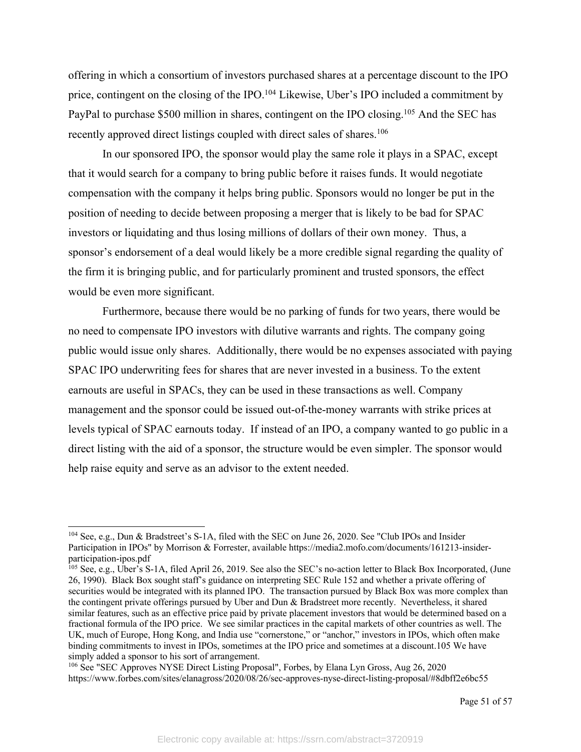offering in which a consortium of investors purchased shares at a percentage discount to the IPO price, contingent on the closing of the IPO.[104] Likewise, Uber's IPO included a commitment by PayPal to purchase $500 million in shares, contingent on the IPO closing.[105] And the SEC has recently approved direct listings coupled with direct sales of shares.[106]

In our sponsored IPO, the sponsor would play the same role it plays in a SPAC, except that it would search for a company to bring public before it raises funds. It would negotiate compensation with the company it helps bring public. Sponsors would no longer be put in the position of needing to decide between proposing a merger that is likely to be bad for SPAC investors or liquidating and thus losing millions of dollars of their own money. Thus, a sponsor's endorsement of a deal would likely be a more credible signal regarding the quality of the firm it is bringing public, and for particularly prominent and trusted sponsors, the effect would be even more significant.

Furthermore, because there would be no parking of funds for two years, there would be no need to compensate IPO investors with dilutive warrants and rights. The company going public would issue only shares. Additionally, there would be no expenses associated with paying SPAC IPO underwriting fees for shares that are never invested in a business. To the extent earnouts are useful in SPACs, they can be used in these transactions as well. Company management and the sponsor could be issued out-of-the-money warrants with strike prices at levels typical of SPAC earnouts today. If instead of an IPO, a company wanted to go public in a direct listing with the aid of a sponsor, the structure would be even simpler. The sponsor would help raise equity and serve as an advisor to the extent needed.

---

[104] See, e.g., Dun & Bradstreet's S-1A, filed with the SEC on June 26, 2020. See "Club IPOs and Insider Participation in IPOs" by Morrison & Forrester, available https://media2.mofo.com/documents/161213-insider-participation-ipos.pdf

[105] See, e.g., Uber's S-1A, filed April 26, 2019. See also the SEC's no-action letter to Black Box Incorporated, (June 26, 1990). Black Box sought staff's guidance on interpreting SEC Rule 152 and whether a private offering of securities would be integrated with its planned IPO. The transaction pursued by Black Box was more complex than the contingent private offerings pursued by Uber and Dun & Bradstreet more recently. Nevertheless, it shared similar features, such as an effective price paid by private placement investors that would be determined based on a fractional formula of the IPO price. We see similar practices in the capital markets of other countries as well. The UK, much of Europe, Hong Kong, and India use "cornerstone," or "anchor," investors in IPOs, which often make binding commitments to invest in IPOs, sometimes at the IPO price and sometimes at a discount.105 We have simply added a sponsor to his sort of arrangement.

[106] See "SEC Approves NYSE Direct Listing Proposal", Forbes, by Elana Lyn Gross, Aug 26, 2020 https://www.forbes.com/sites/elanagross/2020/08/26/sec-approves-nyse-direct-listing-proposal/#8dbff2e6bc55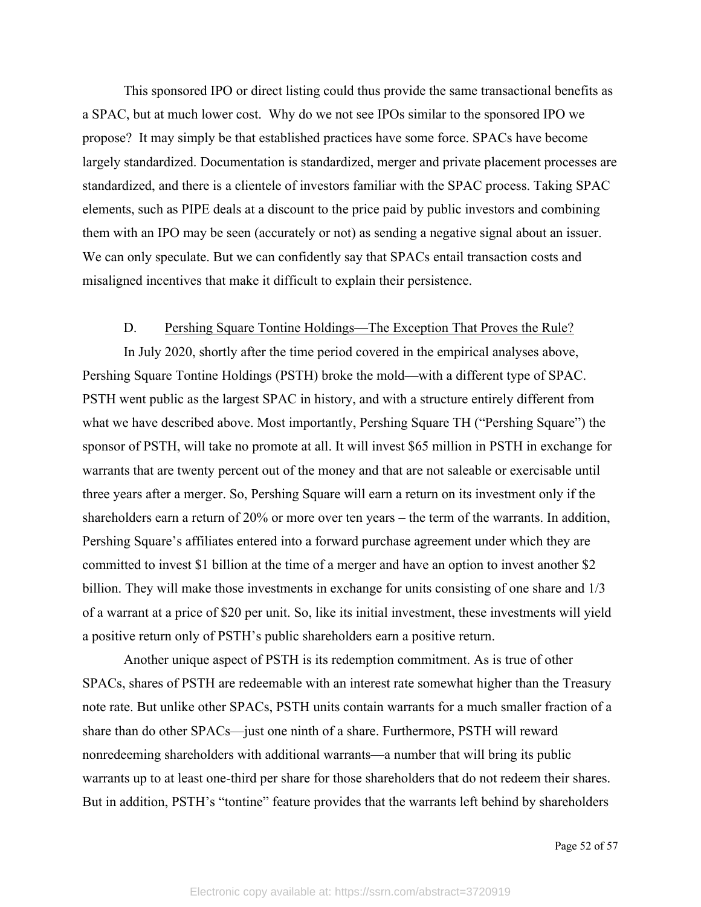This sponsored IPO or direct listing could thus provide the same transactional benefits as a SPAC, but at much lower cost. Why do we not see IPOs similar to the sponsored IPO we propose? It may simply be that established practices have some force. SPACs have become largely standardized. Documentation is standardized, merger and private placement processes are standardized, and there is a clientele of investors familiar with the SPAC process. Taking SPAC elements, such as PIPE deals at a discount to the price paid by public investors and combining them with an IPO may be seen (accurately or not) as sending a negative signal about an issuer. We can only speculate. But we can confidently say that SPACs entail transaction costs and misaligned incentives that make it difficult to explain their persistence.

### D. Pershing Square Tontine Holdings—The Exception That Proves the Rule?

In July 2020, shortly after the time period covered in the empirical analyses above, Pershing Square Tontine Holdings (PSTH) broke the mold—with a different type of SPAC. PSTH went public as the largest SPAC in history, and with a structure entirely different from what we have described above. Most importantly, Pershing Square TH ("Pershing Square") the sponsor of PSTH, will take no promote at all. It will invest $65 million in PSTH in exchange for warrants that are twenty percent out of the money and that are not saleable or exercisable until three years after a merger. So, Pershing Square will earn a return on its investment only if the shareholders earn a return of 20% or more over ten years – the term of the warrants. In addition, Pershing Square's affiliates entered into a forward purchase agreement under which they are committed to invest $1 billion at the time of a merger and have an option to invest another $2 billion. They will make those investments in exchange for units consisting of one share and 1/3 of a warrant at a price of $20 per unit. So, like its initial investment, these investments will yield a positive return only of PSTH's public shareholders earn a positive return.

Another unique aspect of PSTH is its redemption commitment. As is true of other SPACs, shares of PSTH are redeemable with an interest rate somewhat higher than the Treasury note rate. But unlike other SPACs, PSTH units contain warrants for a much smaller fraction of a share than do other SPACs—just one ninth of a share. Furthermore, PSTH will reward nonredeeming shareholders with additional warrants—a number that will bring its public warrants up to at least one-third per share for those shareholders that do not redeem their shares. But in addition, PSTH's "tontine" feature provides that the warrants left behind by shareholders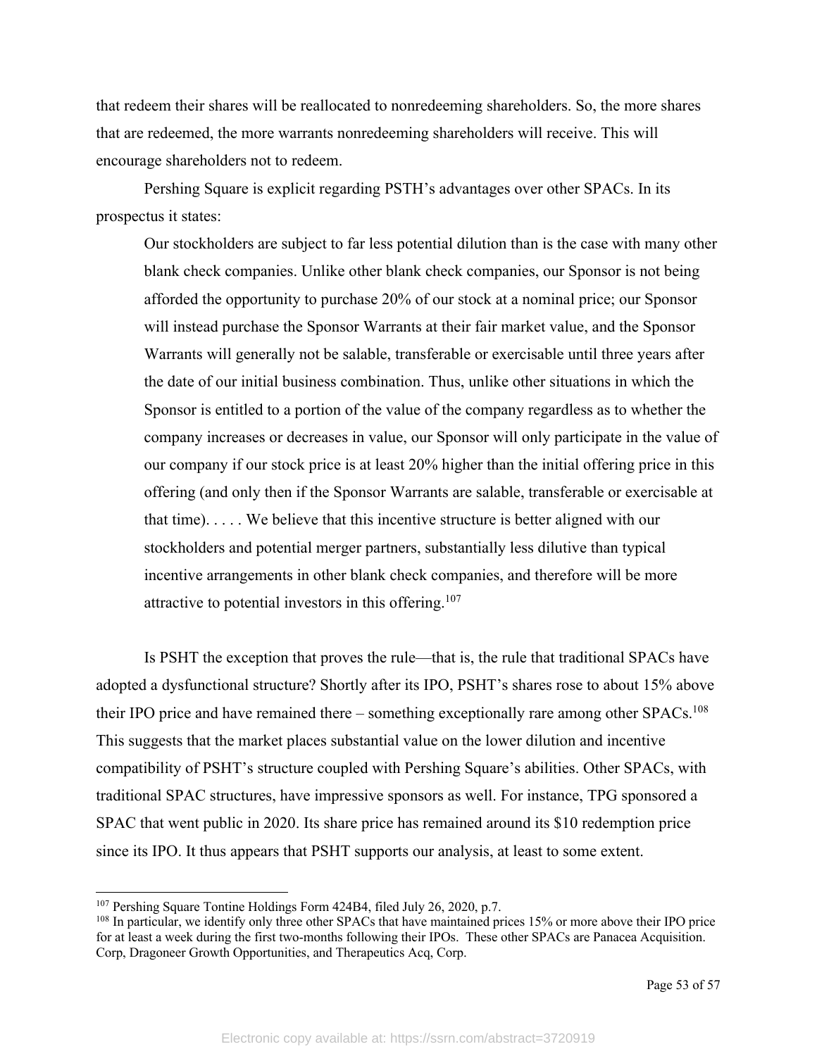that redeem their shares will be reallocated to nonredeeming shareholders. So, the more shares that are redeemed, the more warrants nonredeeming shareholders will receive. This will encourage shareholders not to redeem.

Pershing Square is explicit regarding PSTH's advantages over other SPACs. In its prospectus it states:

> Our stockholders are subject to far less potential dilution than is the case with many other blank check companies. Unlike other blank check companies, our Sponsor is not being afforded the opportunity to purchase 20% of our stock at a nominal price; our Sponsor will instead purchase the Sponsor Warrants at their fair market value, and the Sponsor Warrants will generally not be salable, transferable or exercisable until three years after the date of our initial business combination. Thus, unlike other situations in which the Sponsor is entitled to a portion of the value of the company regardless as to whether the company increases or decreases in value, our Sponsor will only participate in the value of our company if our stock price is at least 20% higher than the initial offering price in this offering (and only then if the Sponsor Warrants are salable, transferable or exercisable at that time). . . . . We believe that this incentive structure is better aligned with our stockholders and potential merger partners, substantially less dilutive than typical incentive arrangements in other blank check companies, and therefore will be more attractive to potential investors in this offering.[107]

Is PSHT the exception that proves the rule—that is, the rule that traditional SPACs have adopted a dysfunctional structure? Shortly after its IPO, PSHT's shares rose to about 15% above their IPO price and have remained there – something exceptionally rare among other SPACs.[108] This suggests that the market places substantial value on the lower dilution and incentive compatibility of PSHT's structure coupled with Pershing Square's abilities. Other SPACs, with traditional SPAC structures, have impressive sponsors as well. For instance, TPG sponsored a SPAC that went public in 2020. Its share price has remained around its $10 redemption price since its IPO. It thus appears that PSHT supports our analysis, at least to some extent.

---

[107] Pershing Square Tontine Holdings Form 424B4, filed July 26, 2020, p.7.

[108] In particular, we identify only three other SPACs that have maintained prices 15% or more above their IPO price for at least a week during the first two-months following their IPOs. These other SPACs are Panacea Acquisition. Corp, Dragoneer Growth Opportunities, and Therapeutics Acq, Corp.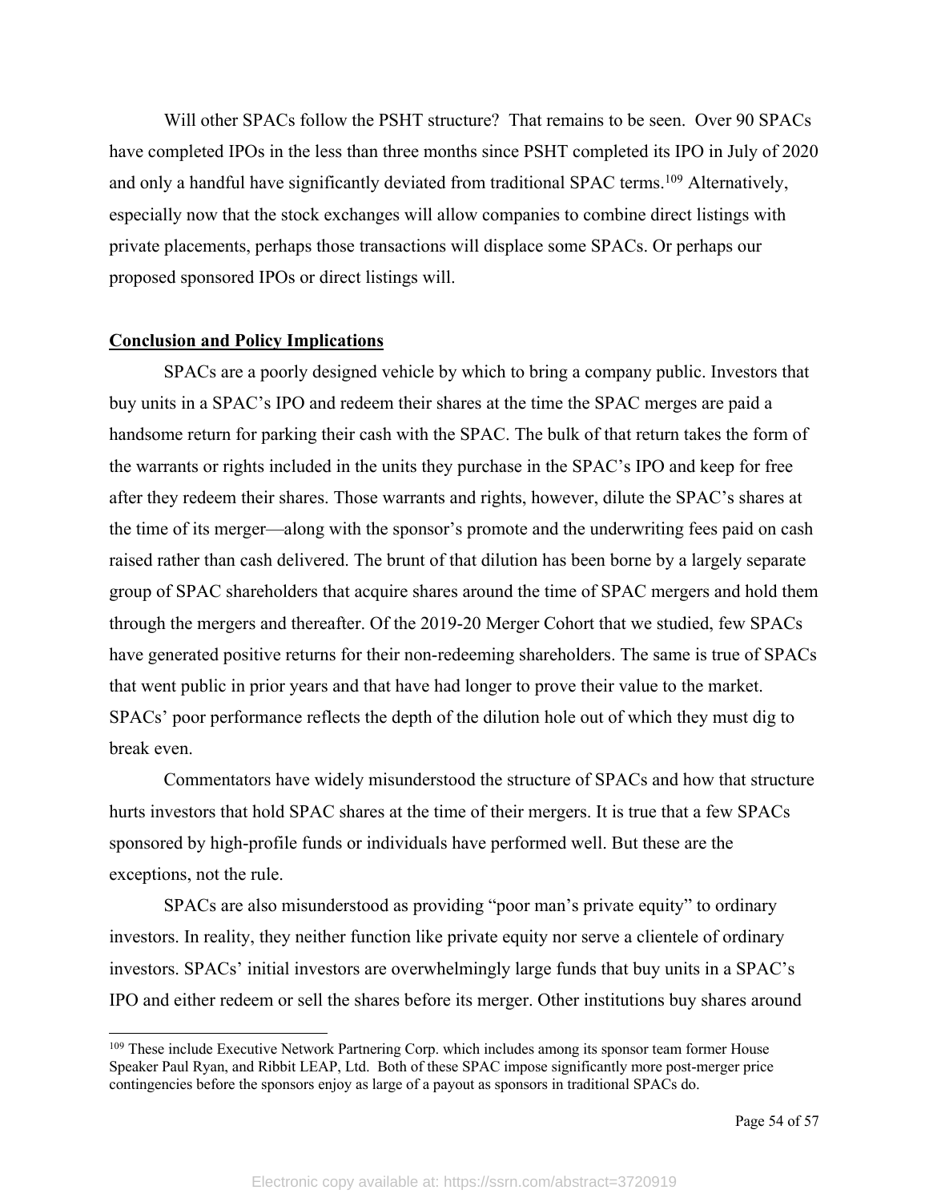Will other SPACs follow the PSHT structure? That remains to be seen. Over 90 SPACs have completed IPOs in the less than three months since PSHT completed its IPO in July of 2020 and only a handful have significantly deviated from traditional SPAC terms.[109] Alternatively, especially now that the stock exchanges will allow companies to combine direct listings with private placements, perhaps those transactions will displace some SPACs. Or perhaps our proposed sponsored IPOs or direct listings will.

## Conclusion and Policy Implications

SPACs are a poorly designed vehicle by which to bring a company public. Investors that buy units in a SPAC's IPO and redeem their shares at the time the SPAC merges are paid a handsome return for parking their cash with the SPAC. The bulk of that return takes the form of the warrants or rights included in the units they purchase in the SPAC's IPO and keep for free after they redeem their shares. Those warrants and rights, however, dilute the SPAC's shares at the time of its merger—along with the sponsor's promote and the underwriting fees paid on cash raised rather than cash delivered. The brunt of that dilution has been borne by a largely separate group of SPAC shareholders that acquire shares around the time of SPAC mergers and hold them through the mergers and thereafter. Of the 2019-20 Merger Cohort that we studied, few SPACs have generated positive returns for their non-redeeming shareholders. The same is true of SPACs that went public in prior years and that have had longer to prove their value to the market. SPACs' poor performance reflects the depth of the dilution hole out of which they must dig to break even.

Commentators have widely misunderstood the structure of SPACs and how that structure hurts investors that hold SPAC shares at the time of their mergers. It is true that a few SPACs sponsored by high-profile funds or individuals have performed well. But these are the exceptions, not the rule.

SPACs are also misunderstood as providing "poor man's private equity" to ordinary investors. In reality, they neither function like private equity nor serve a clientele of ordinary investors. SPACs' initial investors are overwhelmingly large funds that buy units in a SPAC's IPO and either redeem or sell the shares before its merger. Other institutions buy shares around

---

[109] These include Executive Network Partnering Corp. which includes among its sponsor team former House Speaker Paul Ryan, and Ribbit LEAP, Ltd. Both of these SPAC impose significantly more post-merger price contingencies before the sponsors enjoy as large of a payout as sponsors in traditional SPACs do.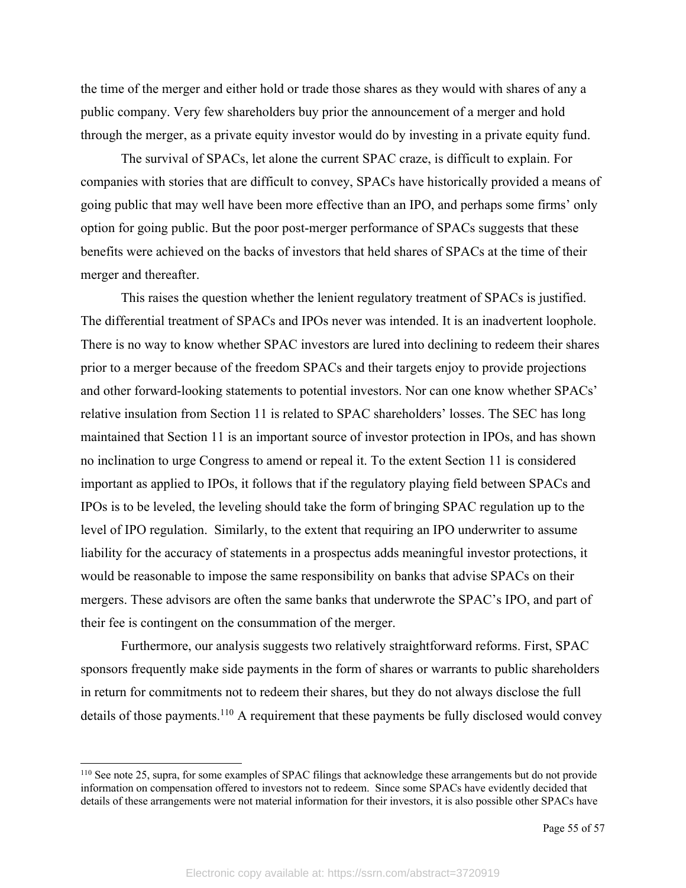the time of the merger and either hold or trade those shares as they would with shares of any a public company. Very few shareholders buy prior the announcement of a merger and hold through the merger, as a private equity investor would do by investing in a private equity fund.

The survival of SPACs, let alone the current SPAC craze, is difficult to explain. For companies with stories that are difficult to convey, SPACs have historically provided a means of going public that may well have been more effective than an IPO, and perhaps some firms' only option for going public. But the poor post-merger performance of SPACs suggests that these benefits were achieved on the backs of investors that held shares of SPACs at the time of their merger and thereafter.

This raises the question whether the lenient regulatory treatment of SPACs is justified. The differential treatment of SPACs and IPOs never was intended. It is an inadvertent loophole. There is no way to know whether SPAC investors are lured into declining to redeem their shares prior to a merger because of the freedom SPACs and their targets enjoy to provide projections and other forward-looking statements to potential investors. Nor can one know whether SPACs' relative insulation from Section 11 is related to SPAC shareholders' losses. The SEC has long maintained that Section 11 is an important source of investor protection in IPOs, and has shown no inclination to urge Congress to amend or repeal it. To the extent Section 11 is considered important as applied to IPOs, it follows that if the regulatory playing field between SPACs and IPOs is to be leveled, the leveling should take the form of bringing SPAC regulation up to the level of IPO regulation. Similarly, to the extent that requiring an IPO underwriter to assume liability for the accuracy of statements in a prospectus adds meaningful investor protections, it would be reasonable to impose the same responsibility on banks that advise SPACs on their mergers. These advisors are often the same banks that underwrote the SPAC's IPO, and part of their fee is contingent on the consummation of the merger.

Furthermore, our analysis suggests two relatively straightforward reforms. First, SPAC sponsors frequently make side payments in the form of shares or warrants to public shareholders in return for commitments not to redeem their shares, but they do not always disclose the full details of those payments.[110] A requirement that these payments be fully disclosed would convey

[110] See note 25, supra, for some examples of SPAC filings that acknowledge these arrangements but do not provide information on compensation offered to investors not to redeem. Since some SPACs have evidently decided that details of these arrangements were not material information for their investors, it is also possible other SPACs have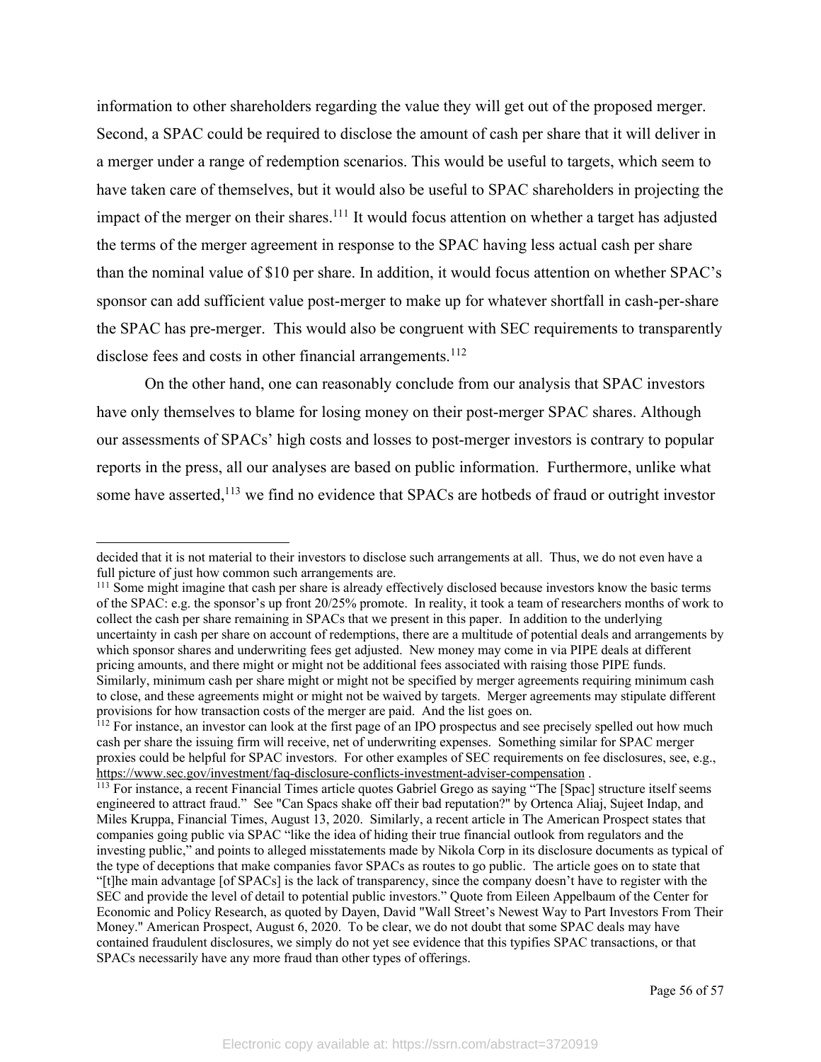information to other shareholders regarding the value they will get out of the proposed merger. Second, a SPAC could be required to disclose the amount of cash per share that it will deliver in a merger under a range of redemption scenarios. This would be useful to targets, which seem to have taken care of themselves, but it would also be useful to SPAC shareholders in projecting the impact of the merger on their shares.[111] It would focus attention on whether a target has adjusted the terms of the merger agreement in response to the SPAC having less actual cash per share than the nominal value of $10 per share. In addition, it would focus attention on whether SPAC's sponsor can add sufficient value post-merger to make up for whatever shortfall in cash-per-share the SPAC has pre-merger. This would also be congruent with SEC requirements to transparently disclose fees and costs in other financial arrangements.[112]

On the other hand, one can reasonably conclude from our analysis that SPAC investors have only themselves to blame for losing money on their post-merger SPAC shares. Although our assessments of SPACs' high costs and losses to post-merger investors is contrary to popular reports in the press, all our analyses are based on public information. Furthermore, unlike what some have asserted,[113] we find no evidence that SPACs are hotbeds of fraud or outright investor

---

decided that it is not material to their investors to disclose such arrangements at all. Thus, we do not even have a full picture of just how common such arrangements are.

[111] Some might imagine that cash per share is already effectively disclosed because investors know the basic terms of the SPAC: e.g. the sponsor's up front 20/25% promote. In reality, it took a team of researchers months of work to collect the cash per share remaining in SPACs that we present in this paper. In addition to the underlying uncertainty in cash per share on account of redemptions, there are a multitude of potential deals and arrangements by which sponsor shares and underwriting fees get adjusted. New money may come in via PIPE deals at different pricing amounts, and there might or might not be additional fees associated with raising those PIPE funds. Similarly, minimum cash per share might or might not be specified by merger agreements requiring minimum cash to close, and these agreements might or might not be waived by targets. Merger agreements may stipulate different provisions for how transaction costs of the merger are paid. And the list goes on.

[112] For instance, an investor can look at the first page of an IPO prospectus and see precisely spelled out how much cash per share the issuing firm will receive, net of underwriting expenses. Something similar for SPAC merger proxies could be helpful for SPAC investors. For other examples of SEC requirements on fee disclosures, see, e.g., https://www.sec.gov/investment/faq-disclosure-conflicts-investment-adviser-compensation .

[113] For instance, a recent Financial Times article quotes Gabriel Grego as saying "The [Spac] structure itself seems engineered to attract fraud." See "Can Spacs shake off their bad reputation?" by Ortenca Aliaj, Sujeet Indap, and Miles Kruppa, Financial Times, August 13, 2020. Similarly, a recent article in The American Prospect states that companies going public via SPAC "like the idea of hiding their true financial outlook from regulators and the investing public," and points to alleged misstatements made by Nikola Corp in its disclosure documents as typical of the type of deceptions that make companies favor SPACs as routes to go public. The article goes on to state that "[t]he main advantage [of SPACs] is the lack of transparency, since the company doesn't have to register with the SEC and provide the level of detail to potential public investors." Quote from Eileen Appelbaum of the Center for Economic and Policy Research, as quoted by Dayen, David "Wall Street's Newest Way to Part Investors From Their Money." American Prospect, August 6, 2020. To be clear, we do not doubt that some SPAC deals may have contained fraudulent disclosures, we simply do not yet see evidence that this typifies SPAC transactions, or that SPACs necessarily have any more fraud than other types of offerings.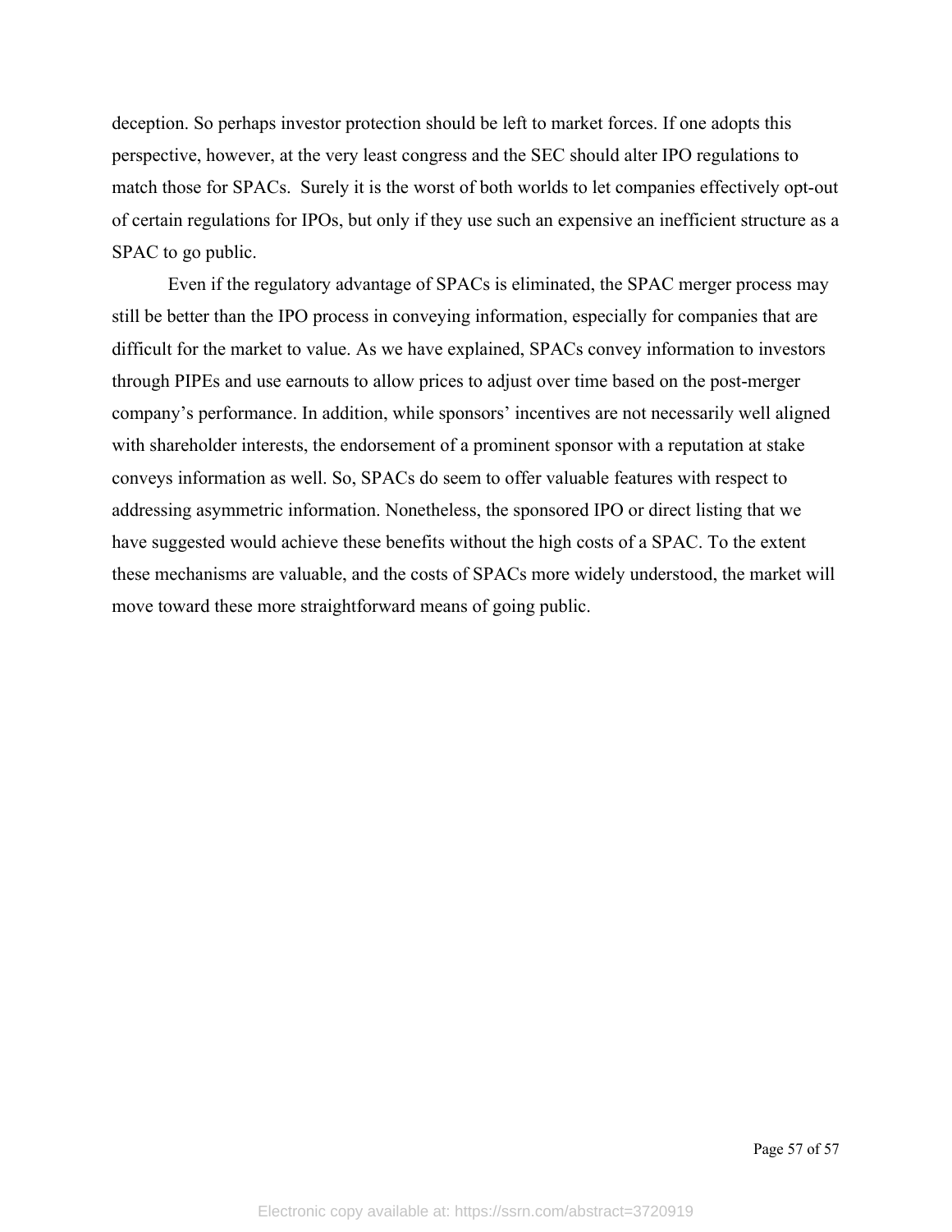deception. So perhaps investor protection should be left to market forces. If one adopts this perspective, however, at the very least congress and the SEC should alter IPO regulations to match those for SPACs. Surely it is the worst of both worlds to let companies effectively opt-out of certain regulations for IPOs, but only if they use such an expensive an inefficient structure as a SPAC to go public.

Even if the regulatory advantage of SPACs is eliminated, the SPAC merger process may still be better than the IPO process in conveying information, especially for companies that are difficult for the market to value. As we have explained, SPACs convey information to investors through PIPEs and use earnouts to allow prices to adjust over time based on the post-merger company's performance. In addition, while sponsors' incentives are not necessarily well aligned with shareholder interests, the endorsement of a prominent sponsor with a reputation at stake conveys information as well. So, SPACs do seem to offer valuable features with respect to addressing asymmetric information. Nonetheless, the sponsored IPO or direct listing that we have suggested would achieve these benefits without the high costs of a SPAC. To the extent these mechanisms are valuable, and the costs of SPACs more widely understood, the market will move toward these more straightforward means of going public.